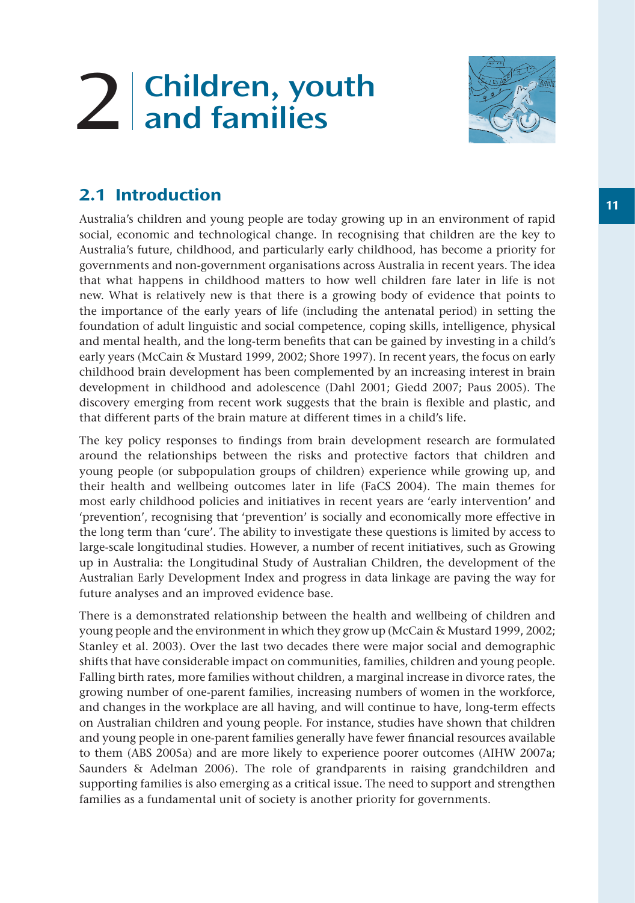# 2 Children, youth and families

## 2.1 Introduction

Australia's children and young people are today growing up in an environment of rapid social, economic and technological change. In recognising that children are the key to Australia's future, childhood, and particularly early childhood, has become a priority for governments and non-government organisations across Australia in recent years. The idea that what happens in childhood matters to how well children fare later in life is not new. What is relatively new is that there is a growing body of evidence that points to the importance of the early years of life (including the antenatal period) in setting the foundation of adult linguistic and social competence, coping skills, intelligence, physical and mental health, and the long-term benefits that can be gained by investing in a child's early years (McCain & Mustard 1999, 2002; Shore 1997). In recent years, the focus on early childhood brain development has been complemented by an increasing interest in brain development in childhood and adolescence (Dahl 2001; Giedd 2007; Paus 2005). The discovery emerging from recent work suggests that the brain is flexible and plastic, and that different parts of the brain mature at different times in a child's life.

The key policy responses to findings from brain development research are formulated around the relationships between the risks and protective factors that children and young people (or subpopulation groups of children) experience while growing up, and their health and wellbeing outcomes later in life (FaCS 2004). The main themes for most early childhood policies and initiatives in recent years are 'early intervention' and 'prevention', recognising that 'prevention' is socially and economically more effective in the long term than 'cure'. The ability to investigate these questions is limited by access to large-scale longitudinal studies. However, a number of recent initiatives, such as Growing up in Australia: the Longitudinal Study of Australian Children, the development of the Australian Early Development Index and progress in data linkage are paving the way for future analyses and an improved evidence base.

There is a demonstrated relationship between the health and wellbeing of children and young people and the environment in which they grow up (McCain & Mustard 1999, 2002; Stanley et al. 2003). Over the last two decades there were major social and demographic shifts that have considerable impact on communities, families, children and young people. Falling birth rates, more families without children, a marginal increase in divorce rates, the growing number of one-parent families, increasing numbers of women in the workforce, and changes in the workplace are all having, and will continue to have, long-term effects on Australian children and young people. For instance, studies have shown that children and young people in one-parent families generally have fewer financial resources available to them (ABS 2005a) and are more likely to experience poorer outcomes (AIHW 2007a; Saunders & Adelman 2006). The role of grandparents in raising grandchildren and supporting families is also emerging as a critical issue. The need to support and strengthen families as a fundamental unit of society is another priority for governments.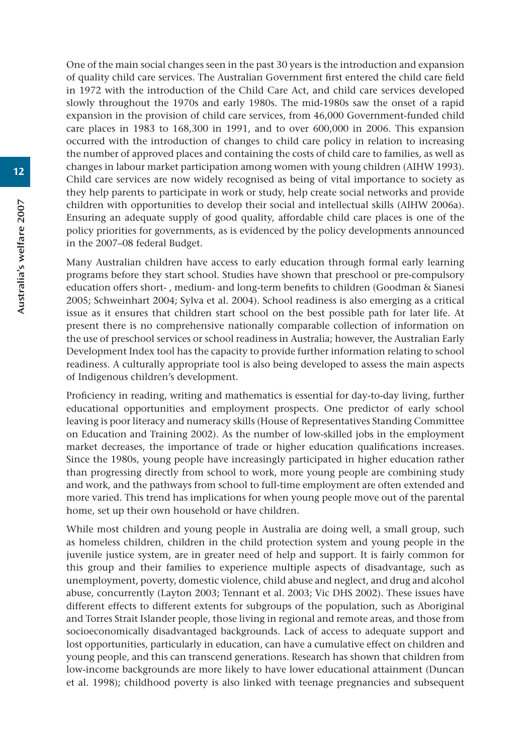One of the main social changes seen in the past 30 years is the introduction and expansion of quality child care services. The Australian Government first entered the child care field in 1972 with the introduction of the Child Care Act, and child care services developed slowly throughout the 1970s and early 1980s. The mid-1980s saw the onset of a rapid expansion in the provision of child care services, from 46,000 Government-funded child care places in 1983 to 168,300 in 1991, and to over 600,000 in 2006. This expansion occurred with the introduction of changes to child care policy in relation to increasing the number of approved places and containing the costs of child care to families, as well as changes in labour market participation among women with young children (AIHW 1993). Child care services are now widely recognised as being of vital importance to society as they help parents to participate in work or study, help create social networks and provide children with opportunities to develop their social and intellectual skills (AIHW 2006a). Ensuring an adequate supply of good quality, affordable child care places is one of the policy priorities for governments, as is evidenced by the policy developments announced in the 2007–08 federal Budget.

Many Australian children have access to early education through formal early learning programs before they start school. Studies have shown that preschool or pre-compulsory education offers short- , medium- and long-term benefits to children (Goodman & Sianesi 2005; Schweinhart 2004; Sylva et al. 2004). School readiness is also emerging as a critical issue as it ensures that children start school on the best possible path for later life. At present there is no comprehensive nationally comparable collection of information on the use of preschool services or school readiness in Australia; however, the Australian Early Development Index tool has the capacity to provide further information relating to school readiness. A culturally appropriate tool is also being developed to assess the main aspects of Indigenous children's development.

Proficiency in reading, writing and mathematics is essential for day-to-day living, further educational opportunities and employment prospects. One predictor of early school leaving is poor literacy and numeracy skills (House of Representatives Standing Committee on Education and Training 2002). As the number of low-skilled jobs in the employment market decreases, the importance of trade or higher education qualifications increases. Since the 1980s, young people have increasingly participated in higher education rather than progressing directly from school to work, more young people are combining study and work, and the pathways from school to full-time employment are often extended and more varied. This trend has implications for when young people move out of the parental home, set up their own household or have children.

While most children and young people in Australia are doing well, a small group, such as homeless children, children in the child protection system and young people in the juvenile justice system, are in greater need of help and support. It is fairly common for this group and their families to experience multiple aspects of disadvantage, such as unemployment, poverty, domestic violence, child abuse and neglect, and drug and alcohol abuse, concurrently (Layton 2003; Tennant et al. 2003; Vic DHS 2002). These issues have different effects to different extents for subgroups of the population, such as Aboriginal and Torres Strait Islander people, those living in regional and remote areas, and those from socioeconomically disadvantaged backgrounds. Lack of access to adequate support and lost opportunities, particularly in education, can have a cumulative effect on children and young people, and this can transcend generations. Research has shown that children from low-income backgrounds are more likely to have lower educational attainment (Duncan et al. 1998); childhood poverty is also linked with teenage pregnancies and subsequent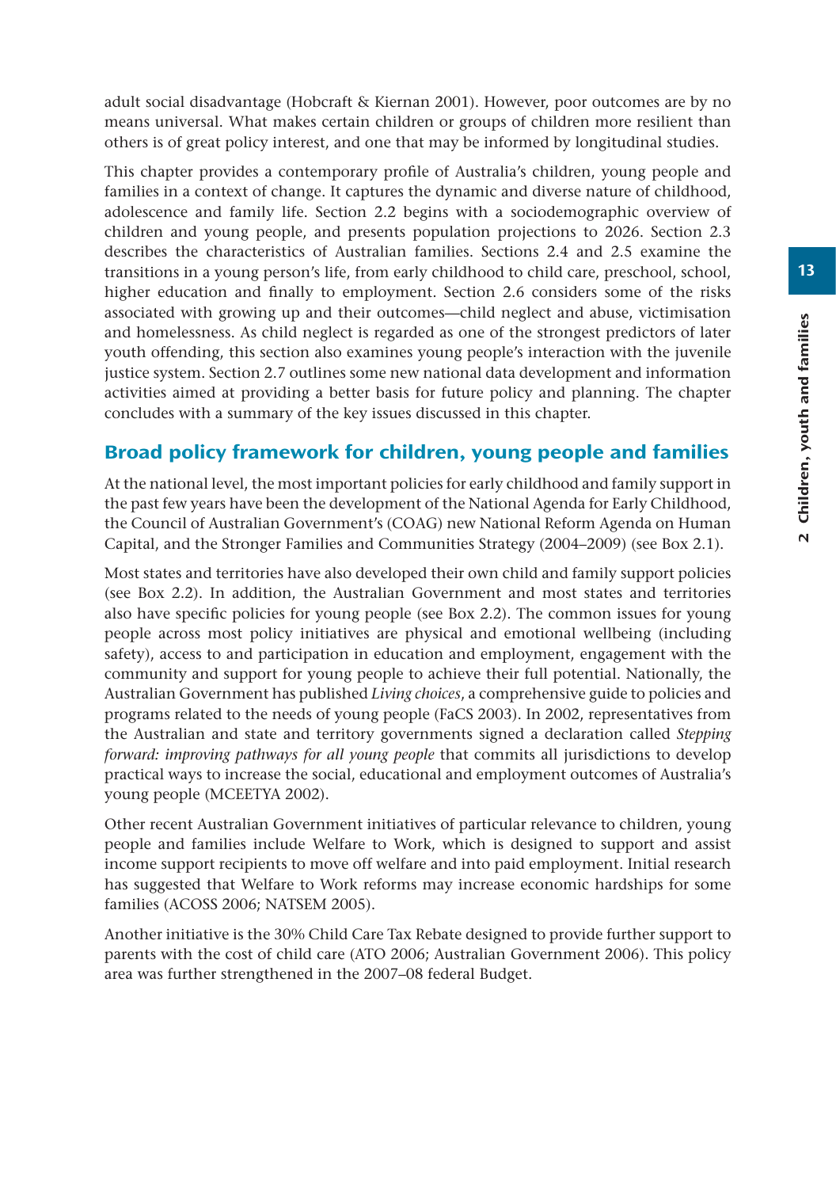adult social disadvantage (Hobcraft & Kiernan 2001). However, poor outcomes are by no means universal. What makes certain children or groups of children more resilient than others is of great policy interest, and one that may be informed by longitudinal studies.

This chapter provides a contemporary profile of Australia's children, young people and families in a context of change. It captures the dynamic and diverse nature of childhood, adolescence and family life. Section 2.2 begins with a sociodemographic overview of children and young people, and presents population projections to 2026. Section 2.3 describes the characteristics of Australian families. Sections 2.4 and 2.5 examine the transitions in a young person's life, from early childhood to child care, preschool, school, higher education and finally to employment. Section 2.6 considers some of the risks associated with growing up and their outcomes—child neglect and abuse, victimisation and homelessness. As child neglect is regarded as one of the strongest predictors of later youth offending, this section also examines young people's interaction with the juvenile justice system. Section 2.7 outlines some new national data development and information activities aimed at providing a better basis for future policy and planning. The chapter concludes with a summary of the key issues discussed in this chapter.

## Broad policy framework for children, young people and families

At the national level, the most important policies for early childhood and family support in the past few years have been the development of the National Agenda for Early Childhood, the Council of Australian Government's (COAG) new National Reform Agenda on Human Capital, and the Stronger Families and Communities Strategy (2004–2009) (see Box 2.1).

Most states and territories have also developed their own child and family support policies (see Box 2.2). In addition, the Australian Government and most states and territories also have specific policies for young people (see Box 2.2). The common issues for young people across most policy initiatives are physical and emotional wellbeing (including safety), access to and participation in education and employment, engagement with the community and support for young people to achieve their full potential. Nationally, the Australian Government has published *Living choices*, a comprehensive guide to policies and programs related to the needs of young people (FaCS 2003). In 2002, representatives from the Australian and state and territory governments signed a declaration called *Stepping forward: improving pathways for all young people* that commits all jurisdictions to develop practical ways to increase the social, educational and employment outcomes of Australia's young people (MCEETYA 2002).

Other recent Australian Government initiatives of particular relevance to children, young people and families include Welfare to Work, which is designed to support and assist income support recipients to move off welfare and into paid employment. Initial research has suggested that Welfare to Work reforms may increase economic hardships for some families (ACOSS 2006; NATSEM 2005).

Another initiative is the 30% Child Care Tax Rebate designed to provide further support to parents with the cost of child care (ATO 2006; Australian Government 2006). This policy area was further strengthened in the 2007–08 federal Budget.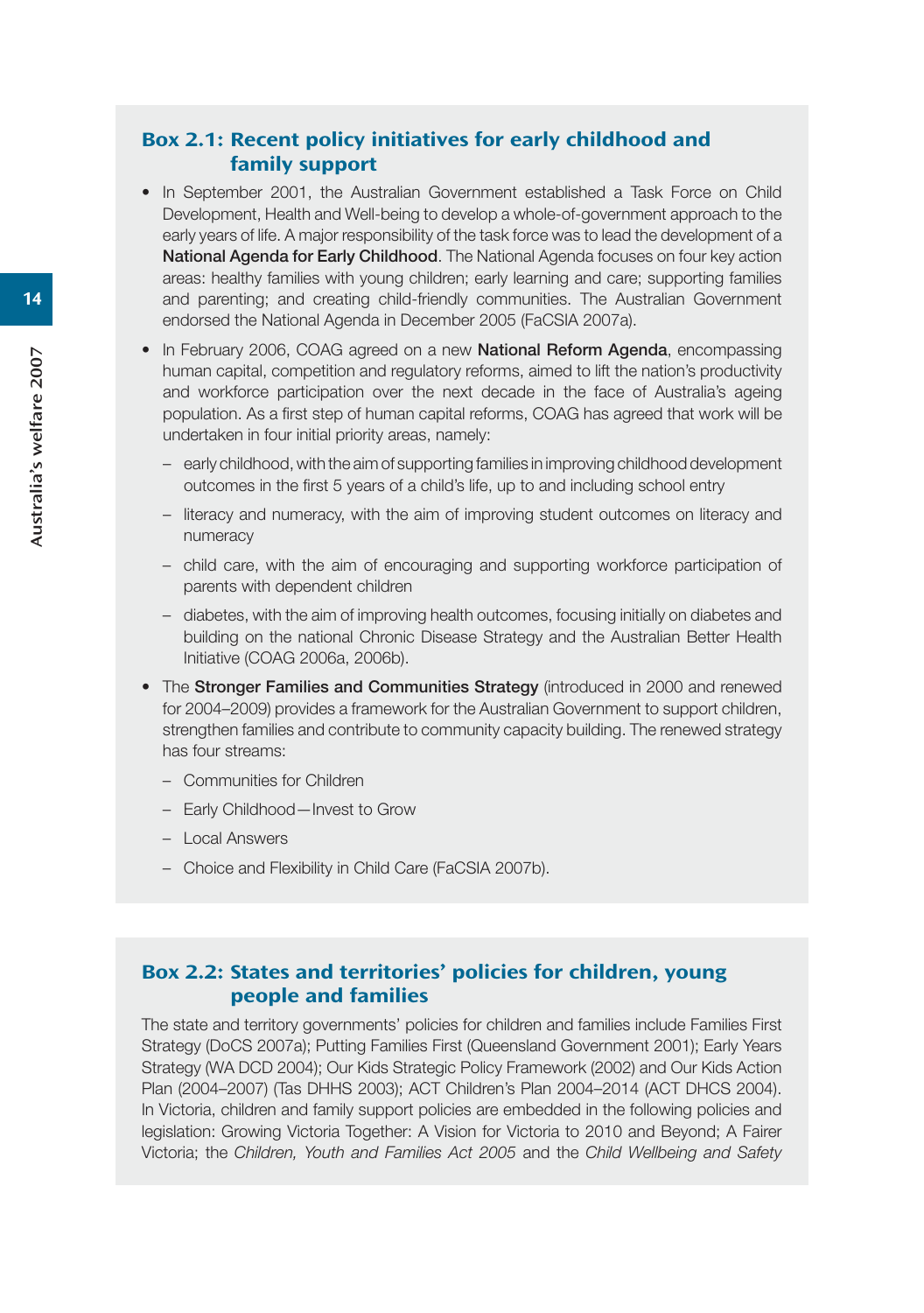### Box 2.1: Recent policy initiatives for early childhood and family support

- In September 2001, the Australian Government established a Task Force on Child Development, Health and Well-being to develop a whole-of-government approach to the early years of life. A major responsibility of the task force was to lead the development of a **National Agenda for Early Childhood**. The National Agenda focuses on four key action areas: healthy families with young children; early learning and care; supporting families and parenting; and creating child-friendly communities. The Australian Government endorsed the National Agenda in December 2005 (FaCSIA 2007a).
- In February 2006, COAG agreed on a new **National Reform Agenda**, encompassing human capital, competition and regulatory reforms, aimed to lift the nation's productivity and workforce participation over the next decade in the face of Australia's ageing population. As a first step of human capital reforms, COAG has agreed that work will be undertaken in four initial priority areas, namely:
  - early childhood, with the aim of supporting families in improving childhood development outcomes in the first 5 years of a child's life, up to and including school entry
  - literacy and numeracy, with the aim of improving student outcomes on literacy and numeracy
  - child care, with the aim of encouraging and supporting workforce participation of parents with dependent children
  - diabetes, with the aim of improving health outcomes, focusing initially on diabetes and building on the national Chronic Disease Strategy and the Australian Better Health Initiative (COAG 2006a, 2006b).
- The **Stronger Families and Communities Strategy** (introduced in 2000 and renewed for 2004–2009) provides a framework for the Australian Government to support children, strengthen families and contribute to community capacity building. The renewed strategy has four streams:
  - Communities for Children
  - Early Childhood—Invest to Grow
  - Local Answers
  - Choice and Flexibility in Child Care (FaCSIA 2007b).

### Box 2.2: States and territories' policies for children, young people and families

The state and territory governments' policies for children and families include Families First Strategy (DoCS 2007a); Putting Families First (Queensland Government 2001); Early Years Strategy (WA DCD 2004); Our Kids Strategic Policy Framework (2002) and Our Kids Action Plan (2004–2007) (Tas DHHS 2003); ACT Children's Plan 2004–2014 (ACT DHCS 2004). In Victoria, children and family support policies are embedded in the following policies and legislation: Growing Victoria Together: A Vision for Victoria to 2010 and Beyond; A Fairer Victoria; the *Children, Youth and Families Act 2005* and the *Child Wellbeing and Safety*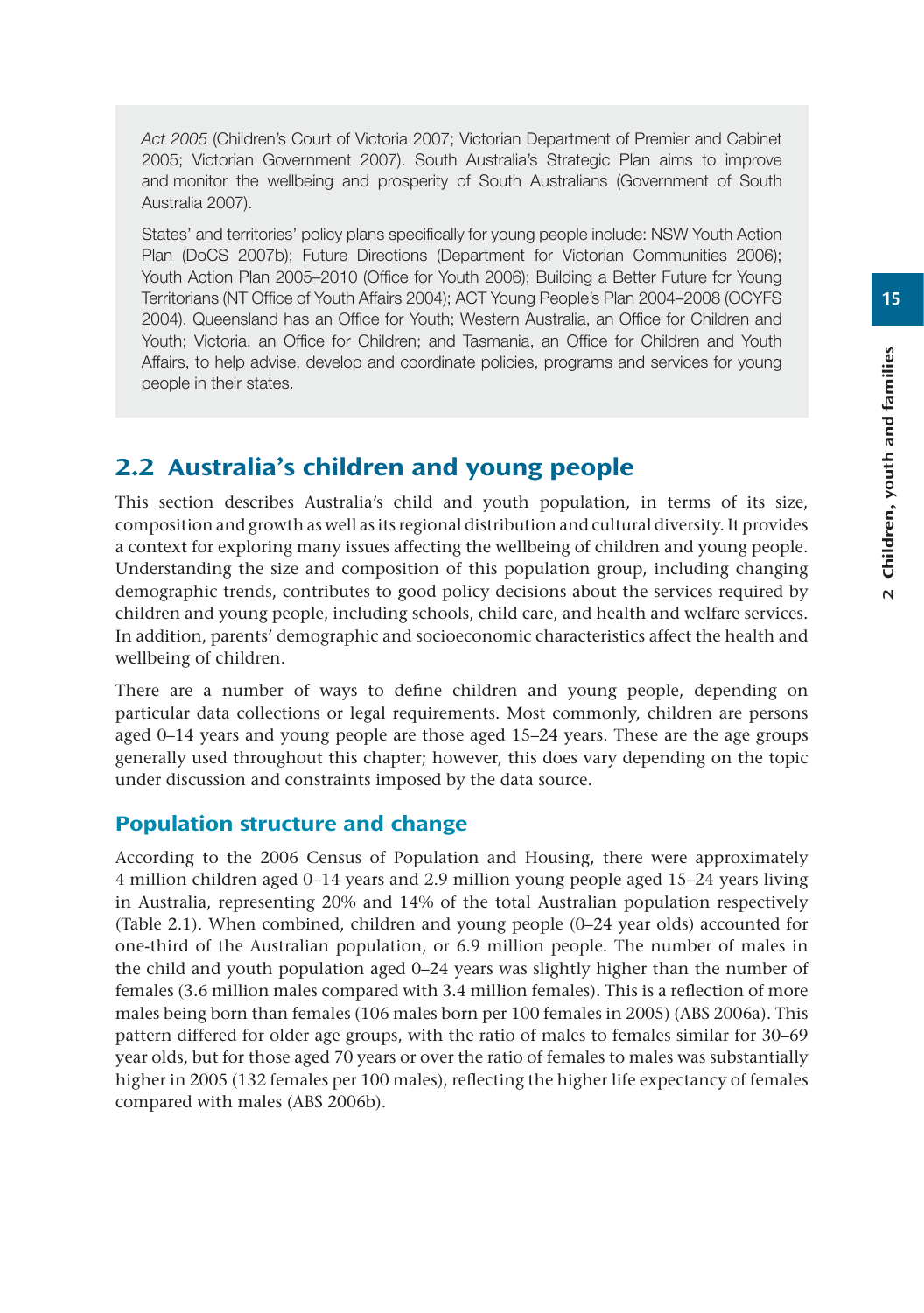*Act 2005* (Children's Court of Victoria 2007; Victorian Department of Premier and Cabinet 2005; Victorian Government 2007). South Australia's Strategic Plan aims to improve and monitor the wellbeing and prosperity of South Australians (Government of South Australia 2007).

States' and territories' policy plans specifically for young people include: NSW Youth Action Plan (DoCS 2007b); Future Directions (Department for Victorian Communities 2006); Youth Action Plan 2005–2010 (Office for Youth 2006); Building a Better Future for Young Territorians (NT Office of Youth Affairs 2004); ACT Young People's Plan 2004–2008 (OCYFS 2004). Queensland has an Office for Youth; Western Australia, an Office for Children and Youth; Victoria, an Office for Children; and Tasmania, an Office for Children and Youth Affairs, to help advise, develop and coordinate policies, programs and services for young people in their states.

## 2.2 Australia's children and young people

This section describes Australia's child and youth population, in terms of its size, composition and growth as well as its regional distribution and cultural diversity. It provides a context for exploring many issues affecting the wellbeing of children and young people. Understanding the size and composition of this population group, including changing demographic trends, contributes to good policy decisions about the services required by children and young people, including schools, child care, and health and welfare services. In addition, parents' demographic and socioeconomic characteristics affect the health and wellbeing of children.

There are a number of ways to define children and young people, depending on particular data collections or legal requirements. Most commonly, children are persons aged 0–14 years and young people are those aged 15–24 years. These are the age groups generally used throughout this chapter; however, this does vary depending on the topic under discussion and constraints imposed by the data source.

### Population structure and change

According to the 2006 Census of Population and Housing, there were approximately 4 million children aged 0–14 years and 2.9 million young people aged 15–24 years living in Australia, representing 20% and 14% of the total Australian population respectively (Table 2.1). When combined, children and young people (0–24 year olds) accounted for one-third of the Australian population, or 6.9 million people. The number of males in the child and youth population aged 0–24 years was slightly higher than the number of females (3.6 million males compared with 3.4 million females). This is a reflection of more males being born than females (106 males born per 100 females in 2005) (ABS 2006a). This pattern differed for older age groups, with the ratio of males to females similar for 30–69 year olds, but for those aged 70 years or over the ratio of females to males was substantially higher in 2005 (132 females per 100 males), reflecting the higher life expectancy of females compared with males (ABS 2006b).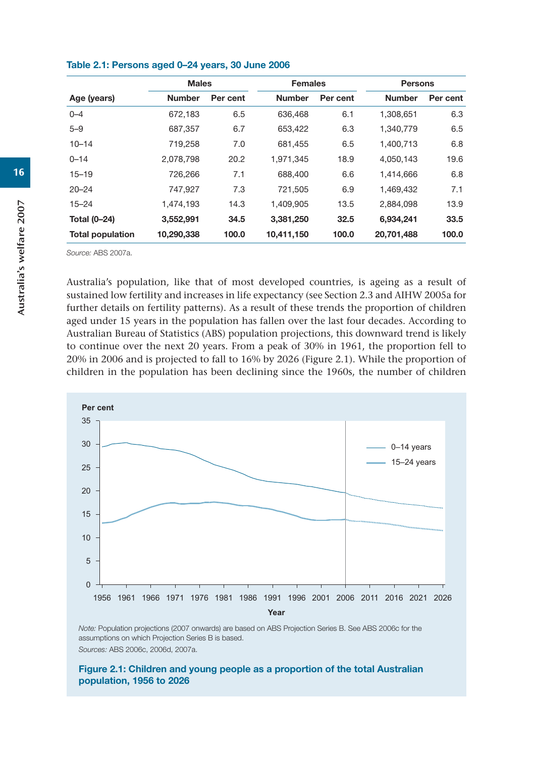**Table 2.1: Persons aged 0–24 years, 30 June 2006**

| | Males | | Females | | Persons | |
|---|---|---|---|---|---|---|
| Age (years) | Number | Per cent | Number | Per cent | Number | Per cent |
| 0–4 | 672,183 | 6.5 | 636,468 | 6.1 | 1,308,651 | 6.3 |
| 5–9 | 687,357 | 6.7 | 653,422 | 6.3 | 1,340,779 | 6.5 |
| 10–14 | 719,258 | 7.0 | 681,455 | 6.5 | 1,400,713 | 6.8 |
| 0–14 | 2,078,798 | 20.2 | 1,971,345 | 18.9 | 4,050,143 | 19.6 |
| 15–19 | 726,266 | 7.1 | 688,400 | 6.6 | 1,414,666 | 6.8 |
| 20–24 | 747,927 | 7.3 | 721,505 | 6.9 | 1,469,432 | 7.1 |
| 15–24 | 1,474,193 | 14.3 | 1,409,905 | 13.5 | 2,884,098 | 13.9 |
| **Total (0–24)** | **3,552,991** | **34.5** | **3,381,250** | **32.5** | **6,934,241** | **33.5** |
| **Total population** | **10,290,338** | **100.0** | **10,411,150** | **100.0** | **20,701,488** | **100.0** |

*Source:* ABS 2007a.

Australia's population, like that of most developed countries, is ageing as a result of sustained low fertility and increases in life expectancy (see Section 2.3 and AIHW 2005a for further details on fertility patterns). As a result of these trends the proportion of children aged under 15 years in the population has fallen over the last four decades. According to Australian Bureau of Statistics (ABS) population projections, this downward trend is likely to continue over the next 20 years. From a peak of 30% in 1961, the proportion fell to 20% in 2006 and is projected to fall to 16% by 2026 (Figure 2.1). While the proportion of children in the population has been declining since the 1960s, the number of children

Per cent

35
30
25
20
15
10
5
0

0–14 years
15–24 years

1956 1961 1966 1971 1976 1981 1986 1991 1996 2001 2006 2011 2016 2021 2026

Year

*Note:* Population projections (2007 onwards) are based on ABS Projection Series B. See ABS 2006c for the assumptions on which Projection Series B is based.

*Sources:* ABS 2006c, 2006d, 2007a.

**Figure 2.1: Children and young people as a proportion of the total Australian population, 1956 to 2026**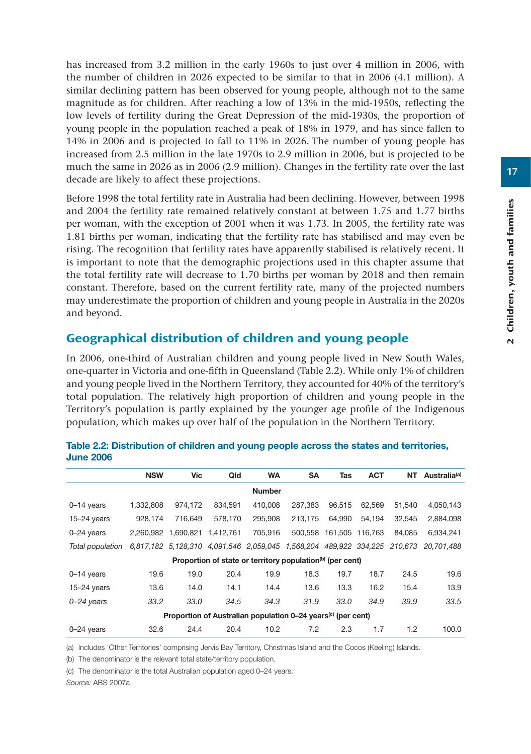has increased from 3.2 million in the early 1960s to just over 4 million in 2006, with the number of children in 2026 expected to be similar to that in 2006 (4.1 million). A similar declining pattern has been observed for young people, although not to the same magnitude as for children. After reaching a low of 13% in the mid-1950s, reflecting the low levels of fertility during the Great Depression of the mid-1930s, the proportion of young people in the population reached a peak of 18% in 1979, and has since fallen to 14% in 2006 and is projected to fall to 11% in 2026. The number of young people has increased from 2.5 million in the late 1970s to 2.9 million in 2006, but is projected to be much the same in 2026 as in 2006 (2.9 million). Changes in the fertility rate over the last decade are likely to affect these projections.

Before 1998 the total fertility rate in Australia had been declining. However, between 1998 and 2004 the fertility rate remained relatively constant at between 1.75 and 1.77 births per woman, with the exception of 2001 when it was 1.73. In 2005, the fertility rate was 1.81 births per woman, indicating that the fertility rate has stabilised and may even be rising. The recognition that fertility rates have apparently stabilised is relatively recent. It is important to note that the demographic projections used in this chapter assume that the total fertility rate will decrease to 1.70 births per woman by 2018 and then remain constant. Therefore, based on the current fertility rate, many of the projected numbers may underestimate the proportion of children and young people in Australia in the 2020s and beyond.

## Geographical distribution of children and young people

In 2006, one-third of Australian children and young people lived in New South Wales, one-quarter in Victoria and one-fifth in Queensland (Table 2.2). While only 1% of children and young people lived in the Northern Territory, they accounted for 40% of the territory's total population. The relatively high proportion of children and young people in the Territory's population is partly explained by the younger age profile of the Indigenous population, which makes up over half of the population in the Northern Territory.

**Table 2.2: Distribution of children and young people across the states and territories, June 2006**

| | NSW | Vic | Qld | WA | SA | Tas | ACT | NT | Australia[(a)] |
|---|---|---|---|---|---|---|---|---|---|
| | | | | **Number** | | | | | |
| 0–14 years | 1,332,808 | 974,172 | 834,591 | 410,008 | 287,383 | 96,515 | 62,569 | 51,540 | 4,050,143 |
| 15–24 years | 928,174 | 716,649 | 578,170 | 295,908 | 213,175 | 64,990 | 54,194 | 32,545 | 2,884,098 |
| 0–24 years | 2,260,982 | 1,690,821 | 1,412,761 | 705,916 | 500,558 | 161,505 | 116,763 | 84,085 | 6,934,241 |
| *Total population* | *6,817,182* | *5,128,310* | *4,091,546* | *2,059,045* | *1,568,204* | *489,922* | *334,225* | *210,673* | *20,701,488* |
| | | | | **Proportion of state or territory population[(b)] (per cent)** | | | | | |
| 0–14 years | 19.6 | 19.0 | 20.4 | 19.9 | 18.3 | 19.7 | 18.7 | 24.5 | 19.6 |
| 15–24 years | 13.6 | 14.0 | 14.1 | 14.4 | 13.6 | 13.3 | 16.2 | 15.4 | 13.9 |
| *0–24 years* | *33.2* | *33.0* | *34.5* | *34.3* | *31.9* | *33.0* | *34.9* | *39.9* | *33.5* |
| | | | | **Proportion of Australian population 0–24 years[(c)] (per cent)** | | | | | |
| 0–24 years | 32.6 | 24.4 | 20.4 | 10.2 | 7.2 | 2.3 | 1.7 | 1.2 | 100.0 |

(a) Includes 'Other Territories' comprising Jervis Bay Territory, Christmas Island and the Cocos (Keeling) Islands.

(b) The denominator is the relevant total state/territory population.

(c) The denominator is the total Australian population aged 0–24 years.

*Source:* ABS 2007a.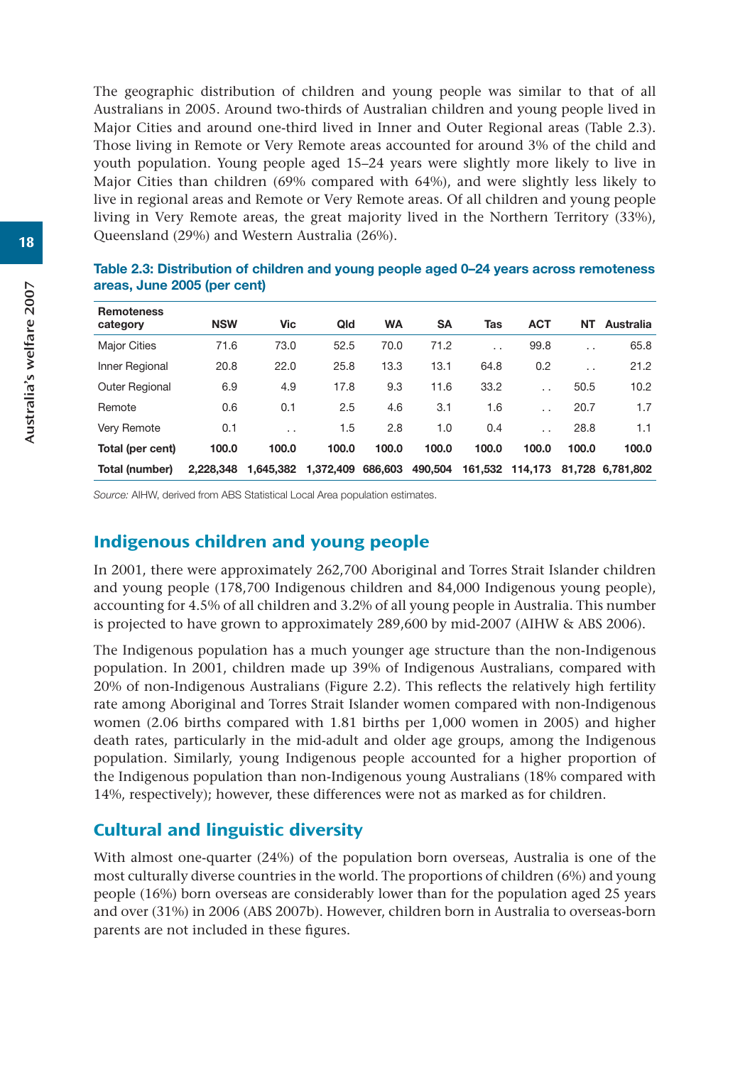The geographic distribution of children and young people was similar to that of all Australians in 2005. Around two-thirds of Australian children and young people lived in Major Cities and around one-third lived in Inner and Outer Regional areas (Table 2.3). Those living in Remote or Very Remote areas accounted for around 3% of the child and youth population. Young people aged 15–24 years were slightly more likely to live in Major Cities than children (69% compared with 64%), and were slightly less likely to live in regional areas and Remote or Very Remote areas. Of all children and young people living in Very Remote areas, the great majority lived in the Northern Territory (33%), Queensland (29%) and Western Australia (26%).

**Table 2.3: Distribution of children and young people aged 0–24 years across remoteness areas, June 2005 (per cent)**

| Remoteness category | NSW | Vic | Qld | WA | SA | Tas | ACT | NT | Australia |
|---|---|---|---|---|---|---|---|---|---|
| Major Cities | 71.6 | 73.0 | 52.5 | 70.0 | 71.2 | . . | 99.8 | . . | 65.8 |
| Inner Regional | 20.8 | 22.0 | 25.8 | 13.3 | 13.1 | 64.8 | 0.2 | . . | 21.2 |
| Outer Regional | 6.9 | 4.9 | 17.8 | 9.3 | 11.6 | 33.2 | . . | 50.5 | 10.2 |
| Remote | 0.6 | 0.1 | 2.5 | 4.6 | 3.1 | 1.6 | . . | 20.7 | 1.7 |
| Very Remote | 0.1 | . . | 1.5 | 2.8 | 1.0 | 0.4 | . . | 28.8 | 1.1 |
| **Total (per cent)** | **100.0** | **100.0** | **100.0** | **100.0** | **100.0** | **100.0** | **100.0** | **100.0** | **100.0** |
| **Total (number)** | **2,228,348** | **1,645,382** | **1,372,409** | **686,603** | **490,504** | **161,532** | **114,173** | **81,728** | **6,781,802** |

*Source:* AIHW, derived from ABS Statistical Local Area population estimates.

## Indigenous children and young people

In 2001, there were approximately 262,700 Aboriginal and Torres Strait Islander children and young people (178,700 Indigenous children and 84,000 Indigenous young people), accounting for 4.5% of all children and 3.2% of all young people in Australia. This number is projected to have grown to approximately 289,600 by mid-2007 (AIHW & ABS 2006).

The Indigenous population has a much younger age structure than the non-Indigenous population. In 2001, children made up 39% of Indigenous Australians, compared with 20% of non-Indigenous Australians (Figure 2.2). This reflects the relatively high fertility rate among Aboriginal and Torres Strait Islander women compared with non-Indigenous women (2.06 births compared with 1.81 births per 1,000 women in 2005) and higher death rates, particularly in the mid-adult and older age groups, among the Indigenous population. Similarly, young Indigenous people accounted for a higher proportion of the Indigenous population than non-Indigenous young Australians (18% compared with 14%, respectively); however, these differences were not as marked as for children.

## Cultural and linguistic diversity

With almost one-quarter (24%) of the population born overseas, Australia is one of the most culturally diverse countries in the world. The proportions of children (6%) and young people (16%) born overseas are considerably lower than for the population aged 25 years and over (31%) in 2006 (ABS 2007b). However, children born in Australia to overseas-born parents are not included in these figures.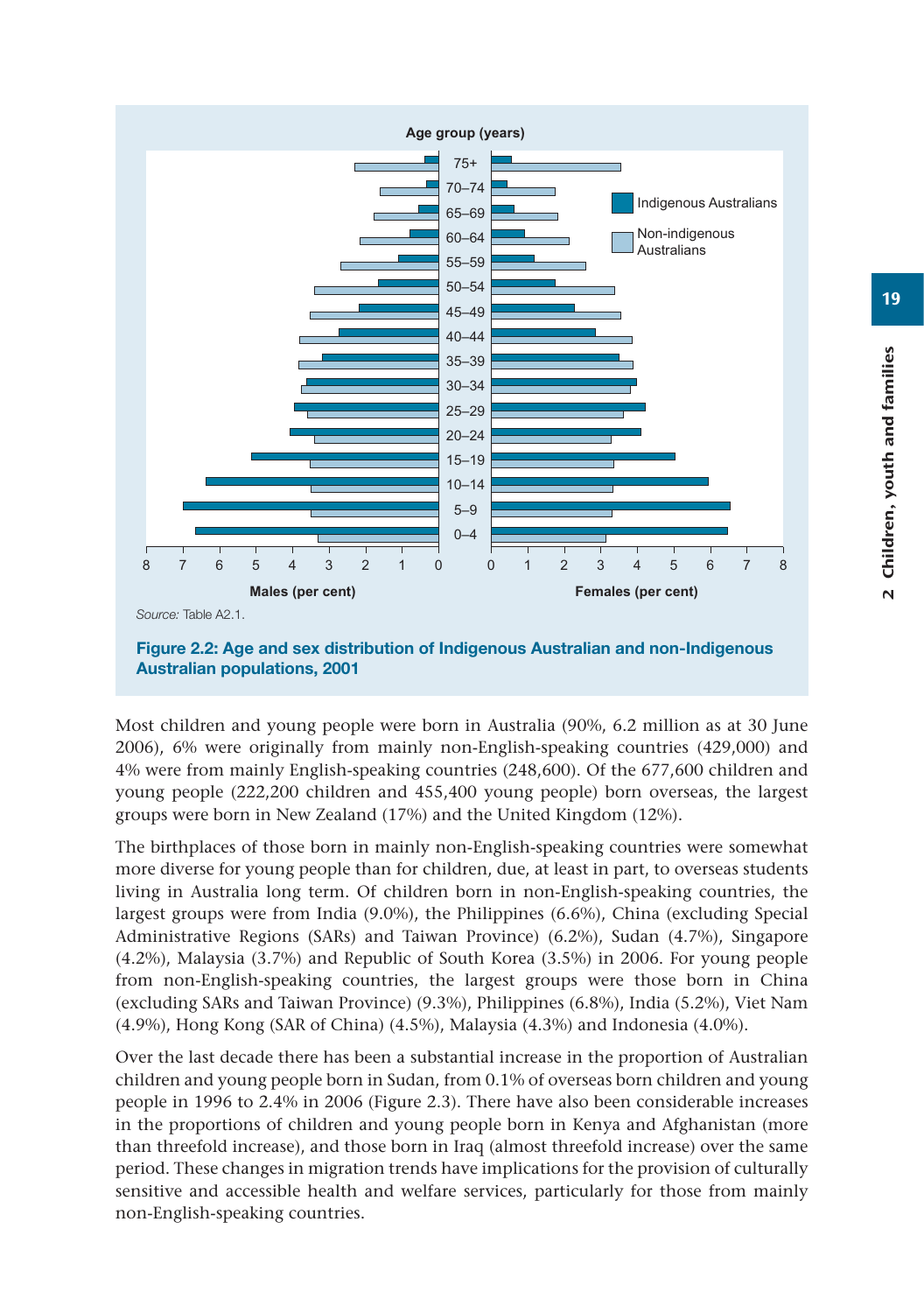Age group (years)

75+
70–74
65–69
60–64
55–59
50–54
45–49
40–44
35–39
30–34
25–29
20–24
15–19
10–14
5–9
0–4

Indigenous Australians

Non-indigenous Australians

8 7 6 5 4 3 2 1 0

0 1 2 3 4 5 6 7 8

Males (per cent)

Females (per cent)

*Source:* Table A2.1.

**Figure 2.2: Age and sex distribution of Indigenous Australian and non-Indigenous Australian populations, 2001**

Most children and young people were born in Australia (90%, 6.2 million as at 30 June 2006), 6% were originally from mainly non-English-speaking countries (429,000) and 4% were from mainly English-speaking countries (248,600). Of the 677,600 children and young people (222,200 children and 455,400 young people) born overseas, the largest groups were born in New Zealand (17%) and the United Kingdom (12%).

The birthplaces of those born in mainly non-English-speaking countries were somewhat more diverse for young people than for children, due, at least in part, to overseas students living in Australia long term. Of children born in non-English-speaking countries, the largest groups were from India (9.0%), the Philippines (6.6%), China (excluding Special Administrative Regions (SARs) and Taiwan Province) (6.2%), Sudan (4.7%), Singapore (4.2%), Malaysia (3.7%) and Republic of South Korea (3.5%) in 2006. For young people from non-English-speaking countries, the largest groups were those born in China (excluding SARs and Taiwan Province) (9.3%), Philippines (6.8%), India (5.2%), Viet Nam (4.9%), Hong Kong (SAR of China) (4.5%), Malaysia (4.3%) and Indonesia (4.0%).

Over the last decade there has been a substantial increase in the proportion of Australian children and young people born in Sudan, from 0.1% of overseas born children and young people in 1996 to 2.4% in 2006 (Figure 2.3). There have also been considerable increases in the proportions of children and young people born in Kenya and Afghanistan (more than threefold increase), and those born in Iraq (almost threefold increase) over the same period. These changes in migration trends have implications for the provision of culturally sensitive and accessible health and welfare services, particularly for those from mainly non-English-speaking countries.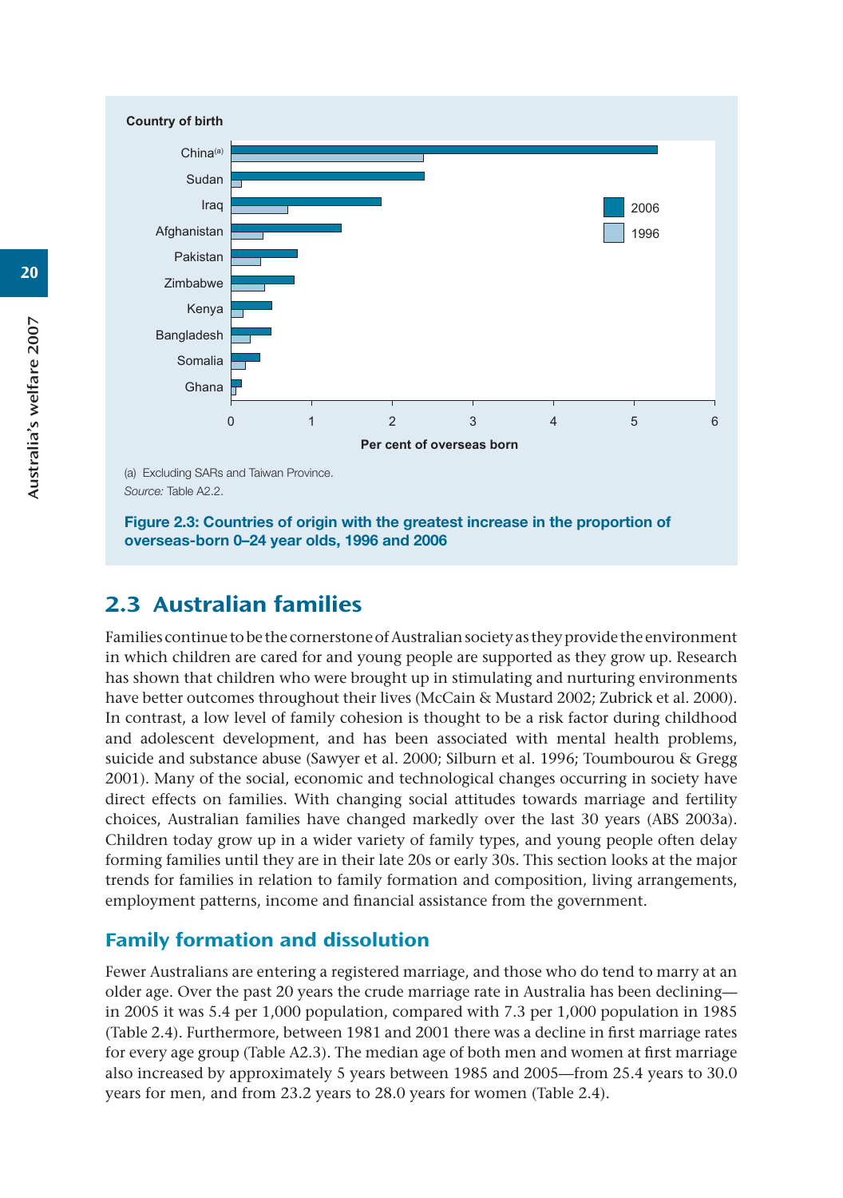Country of birth

| Country of birth | 2006 | 1996 |
| --- | --- | --- |
| China[(a)] | | |
| Sudan | | |
| Iraq | | |
| Afghanistan | | |
| Pakistan | | |
| Zimbabwe | | |
| Kenya | | |
| Bangladesh | | |
| Somalia | | |
| Ghana | | |

Per cent of overseas born

(a) Excluding SARs and Taiwan Province.

*Source:* Table A2.2.

**Figure 2.3: Countries of origin with the greatest increase in the proportion of overseas-born 0–24 year olds, 1996 and 2006**

## 2.3 Australian families

Families continue to be the cornerstone of Australian society as they provide the environment in which children are cared for and young people are supported as they grow up. Research has shown that children who were brought up in stimulating and nurturing environments have better outcomes throughout their lives (McCain & Mustard 2002; Zubrick et al. 2000). In contrast, a low level of family cohesion is thought to be a risk factor during childhood and adolescent development, and has been associated with mental health problems, suicide and substance abuse (Sawyer et al. 2000; Silburn et al. 1996; Toumbourou & Gregg 2001). Many of the social, economic and technological changes occurring in society have direct effects on families. With changing social attitudes towards marriage and fertility choices, Australian families have changed markedly over the last 30 years (ABS 2003a). Children today grow up in a wider variety of family types, and young people often delay forming families until they are in their late 20s or early 30s. This section looks at the major trends for families in relation to family formation and composition, living arrangements, employment patterns, income and financial assistance from the government.

### Family formation and dissolution

Fewer Australians are entering a registered marriage, and those who do tend to marry at an older age. Over the past 20 years the crude marriage rate in Australia has been declining—in 2005 it was 5.4 per 1,000 population, compared with 7.3 per 1,000 population in 1985 (Table 2.4). Furthermore, between 1981 and 2001 there was a decline in first marriage rates for every age group (Table A2.3). The median age of both men and women at first marriage also increased by approximately 5 years between 1985 and 2005—from 25.4 years to 30.0 years for men, and from 23.2 years to 28.0 years for women (Table 2.4).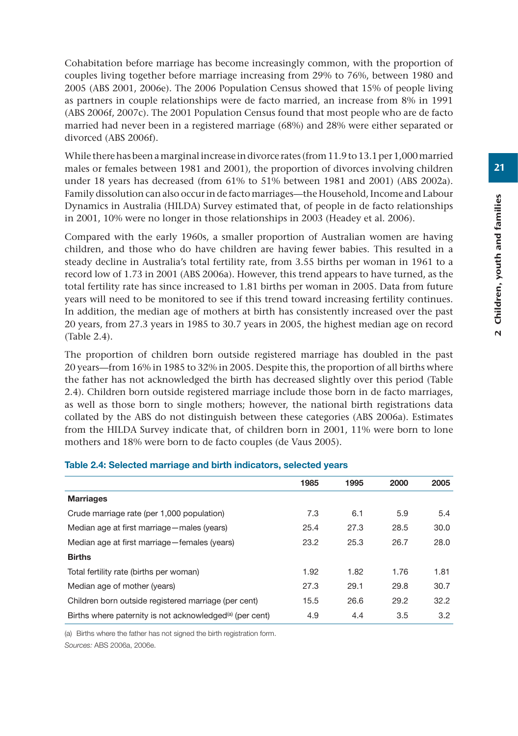Cohabitation before marriage has become increasingly common, with the proportion of couples living together before marriage increasing from 29% to 76%, between 1980 and 2005 (ABS 2001, 2006e). The 2006 Population Census showed that 15% of people living as partners in couple relationships were de facto married, an increase from 8% in 1991 (ABS 2006f, 2007c). The 2001 Population Census found that most people who are de facto married had never been in a registered marriage (68%) and 28% were either separated or divorced (ABS 2006f).

While there has been a marginal increase in divorce rates (from 11.9 to 13.1 per 1,000 married males or females between 1981 and 2001), the proportion of divorces involving children under 18 years has decreased (from 61% to 51% between 1981 and 2001) (ABS 2002a). Family dissolution can also occur in de facto marriages—the Household, Income and Labour Dynamics in Australia (HILDA) Survey estimated that, of people in de facto relationships in 2001, 10% were no longer in those relationships in 2003 (Headey et al. 2006).

Compared with the early 1960s, a smaller proportion of Australian women are having children, and those who do have children are having fewer babies. This resulted in a steady decline in Australia's total fertility rate, from 3.55 births per woman in 1961 to a record low of 1.73 in 2001 (ABS 2006a). However, this trend appears to have turned, as the total fertility rate has since increased to 1.81 births per woman in 2005. Data from future years will need to be monitored to see if this trend toward increasing fertility continues. In addition, the median age of mothers at birth has consistently increased over the past 20 years, from 27.3 years in 1985 to 30.7 years in 2005, the highest median age on record (Table 2.4).

The proportion of children born outside registered marriage has doubled in the past 20 years—from 16% in 1985 to 32% in 2005. Despite this, the proportion of all births where the father has not acknowledged the birth has decreased slightly over this period (Table 2.4). Children born outside registered marriage include those born in de facto marriages, as well as those born to single mothers; however, the national birth registrations data collated by the ABS do not distinguish between these categories (ABS 2006a). Estimates from the HILDA Survey indicate that, of children born in 2001, 11% were born to lone mothers and 18% were born to de facto couples (de Vaus 2005).

**Table 2.4: Selected marriage and birth indicators, selected years**

| | 1985 | 1995 | 2000 | 2005 |
|---|---|---|---|---|
| **Marriages** | | | | |
| Crude marriage rate (per 1,000 population) | 7.3 | 6.1 | 5.9 | 5.4 |
| Median age at first marriage—males (years) | 25.4 | 27.3 | 28.5 | 30.0 |
| Median age at first marriage—females (years) | 23.2 | 25.3 | 26.7 | 28.0 |
| **Births** | | | | |
| Total fertility rate (births per woman) | 1.92 | 1.82 | 1.76 | 1.81 |
| Median age of mother (years) | 27.3 | 29.1 | 29.8 | 30.7 |
| Children born outside registered marriage (per cent) | 15.5 | 26.6 | 29.2 | 32.2 |
| Births where paternity is not acknowledged[(a)] (per cent) | 4.9 | 4.4 | 3.5 | 3.2 |

(a) Births where the father has not signed the birth registration form.

*Sources:* ABS 2006a, 2006e.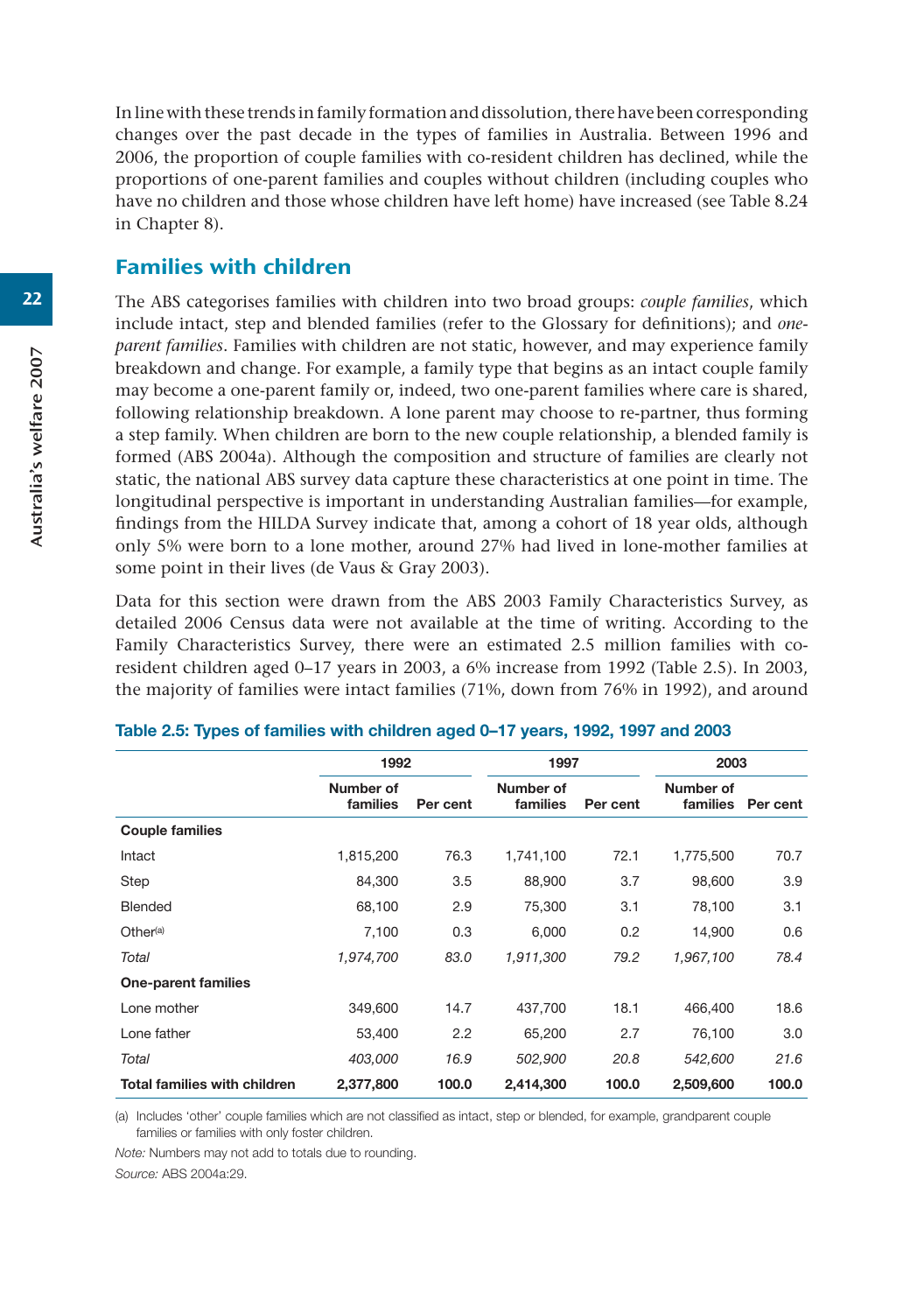In line with these trends in family formation and dissolution, there have been corresponding changes over the past decade in the types of families in Australia. Between 1996 and 2006, the proportion of couple families with co-resident children has declined, while the proportions of one-parent families and couples without children (including couples who have no children and those whose children have left home) have increased (see Table 8.24 in Chapter 8).

## Families with children

The ABS categorises families with children into two broad groups: *couple families*, which include intact, step and blended families (refer to the Glossary for definitions); and *one-parent families*. Families with children are not static, however, and may experience family breakdown and change. For example, a family type that begins as an intact couple family may become a one-parent family or, indeed, two one-parent families where care is shared, following relationship breakdown. A lone parent may choose to re-partner, thus forming a step family. When children are born to the new couple relationship, a blended family is formed (ABS 2004a). Although the composition and structure of families are clearly not static, the national ABS survey data capture these characteristics at one point in time. The longitudinal perspective is important in understanding Australian families—for example, findings from the HILDA Survey indicate that, among a cohort of 18 year olds, although only 5% were born to a lone mother, around 27% had lived in lone-mother families at some point in their lives (de Vaus & Gray 2003).

Data for this section were drawn from the ABS 2003 Family Characteristics Survey, as detailed 2006 Census data were not available at the time of writing. According to the Family Characteristics Survey, there were an estimated 2.5 million families with co-resident children aged 0–17 years in 2003, a 6% increase from 1992 (Table 2.5). In 2003, the majority of families were intact families (71%, down from 76% in 1992), and around

**Table 2.5: Types of families with children aged 0–17 years, 1992, 1997 and 2003**

| | 1992 | | 1997 | | 2003 | |
|---|---|---|---|---|---|---|
| | Number of families | Per cent | Number of families | Per cent | Number of families | Per cent |
| **Couple families** | | | | | | |
| Intact | 1,815,200 | 76.3 | 1,741,100 | 72.1 | 1,775,500 | 70.7 |
| Step | 84,300 | 3.5 | 88,900 | 3.7 | 98,600 | 3.9 |
| Blended | 68,100 | 2.9 | 75,300 | 3.1 | 78,100 | 3.1 |
| Other[(a)] | 7,100 | 0.3 | 6,000 | 0.2 | 14,900 | 0.6 |
| *Total* | *1,974,700* | *83.0* | *1,911,300* | *79.2* | *1,967,100* | *78.4* |
| **One-parent families** | | | | | | |
| Lone mother | 349,600 | 14.7 | 437,700 | 18.1 | 466,400 | 18.6 |
| Lone father | 53,400 | 2.2 | 65,200 | 2.7 | 76,100 | 3.0 |
| *Total* | *403,000* | *16.9* | *502,900* | *20.8* | *542,600* | *21.6* |
| **Total families with children** | **2,377,800** | **100.0** | **2,414,300** | **100.0** | **2,509,600** | **100.0** |

(a) Includes 'other' couple families which are not classified as intact, step or blended, for example, grandparent couple families or families with only foster children.

*Note:* Numbers may not add to totals due to rounding.

*Source:* ABS 2004a:29.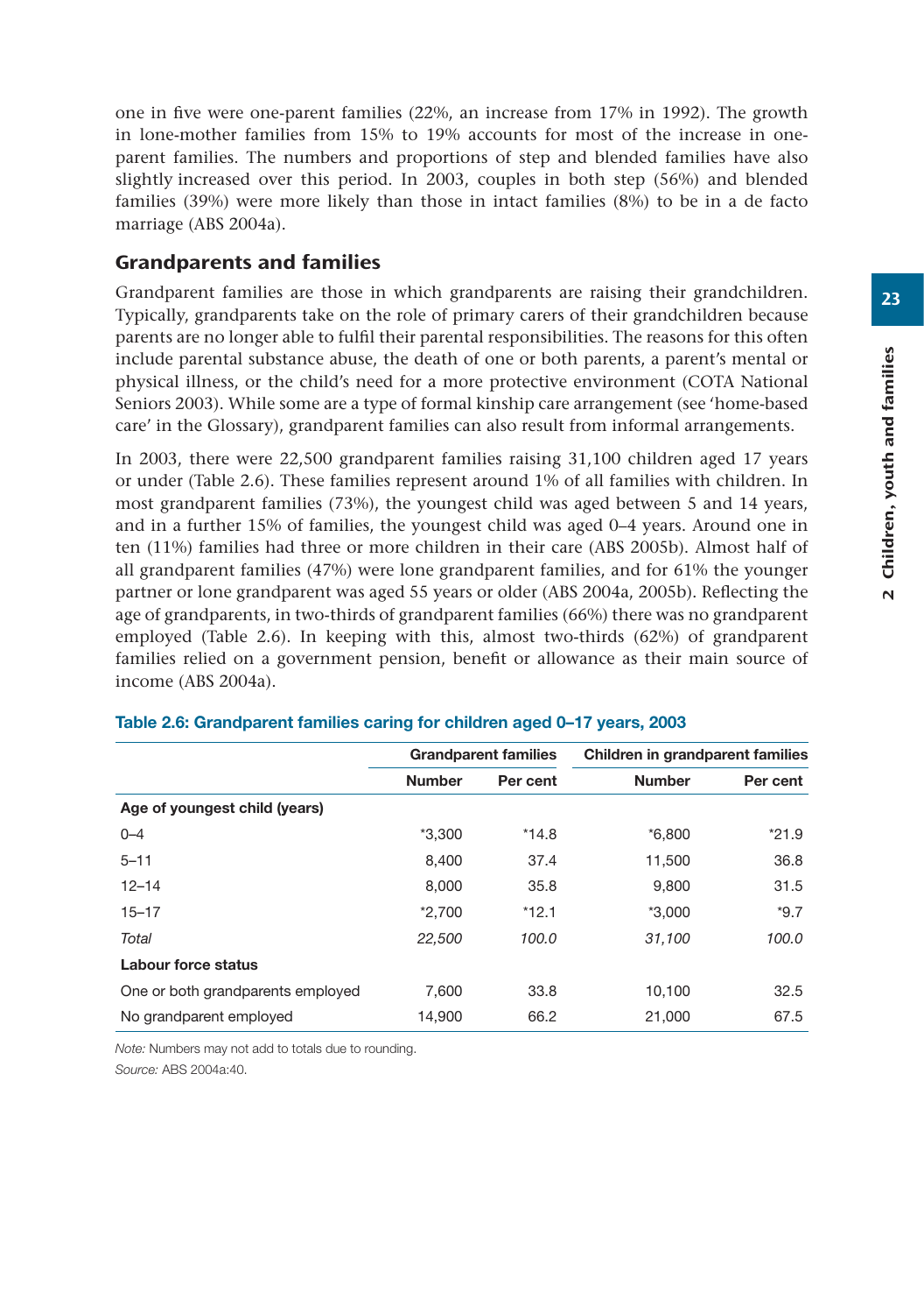one in five were one-parent families (22%, an increase from 17% in 1992). The growth in lone-mother families from 15% to 19% accounts for most of the increase in one-parent families. The numbers and proportions of step and blended families have also slightly increased over this period. In 2003, couples in both step (56%) and blended families (39%) were more likely than those in intact families (8%) to be in a de facto marriage (ABS 2004a).

## Grandparents and families

Grandparent families are those in which grandparents are raising their grandchildren. Typically, grandparents take on the role of primary carers of their grandchildren because parents are no longer able to fulfil their parental responsibilities. The reasons for this often include parental substance abuse, the death of one or both parents, a parent's mental or physical illness, or the child's need for a more protective environment (COTA National Seniors 2003). While some are a type of formal kinship care arrangement (see 'home-based care' in the Glossary), grandparent families can also result from informal arrangements.

In 2003, there were 22,500 grandparent families raising 31,100 children aged 17 years or under (Table 2.6). These families represent around 1% of all families with children. In most grandparent families (73%), the youngest child was aged between 5 and 14 years, and in a further 15% of families, the youngest child was aged 0–4 years. Around one in ten (11%) families had three or more children in their care (ABS 2005b). Almost half of all grandparent families (47%) were lone grandparent families, and for 61% the younger partner or lone grandparent was aged 55 years or older (ABS 2004a, 2005b). Reflecting the age of grandparents, in two-thirds of grandparent families (66%) there was no grandparent employed (Table 2.6). In keeping with this, almost two-thirds (62%) of grandparent families relied on a government pension, benefit or allowance as their main source of income (ABS 2004a).

**Table 2.6: Grandparent families caring for children aged 0–17 years, 2003**

| | Grandparent families | | Children in grandparent families | |
|---|---|---|---|---|
| | **Number** | **Per cent** | **Number** | **Per cent** |
| **Age of youngest child (years)** | | | | |
| 0–4 | *3,300 | *14.8 | *6,800 | *21.9 |
| 5–11 | 8,400 | 37.4 | 11,500 | 36.8 |
| 12–14 | 8,000 | 35.8 | 9,800 | 31.5 |
| 15–17 | *2,700 | *12.1 | *3,000 | *9.7 |
| *Total* | *22,500* | *100.0* | *31,100* | *100.0* |
| **Labour force status** | | | | |
| One or both grandparents employed | 7,600 | 33.8 | 10,100 | 32.5 |
| No grandparent employed | 14,900 | 66.2 | 21,000 | 67.5 |

*Note:* Numbers may not add to totals due to rounding.

*Source:* ABS 2004a:40.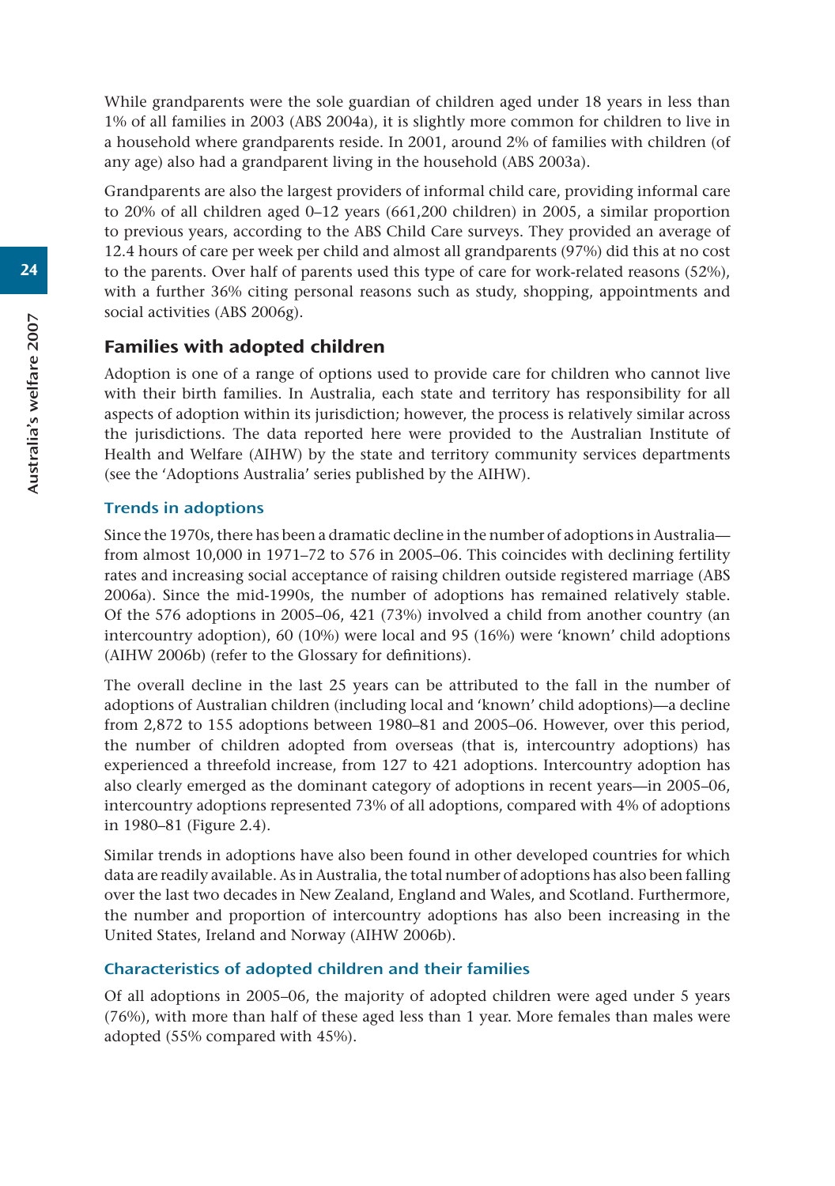While grandparents were the sole guardian of children aged under 18 years in less than 1% of all families in 2003 (ABS 2004a), it is slightly more common for children to live in a household where grandparents reside. In 2001, around 2% of families with children (of any age) also had a grandparent living in the household (ABS 2003a).

Grandparents are also the largest providers of informal child care, providing informal care to 20% of all children aged 0–12 years (661,200 children) in 2005, a similar proportion to previous years, according to the ABS Child Care surveys. They provided an average of 12.4 hours of care per week per child and almost all grandparents (97%) did this at no cost to the parents. Over half of parents used this type of care for work-related reasons (52%), with a further 36% citing personal reasons such as study, shopping, appointments and social activities (ABS 2006g).

## Families with adopted children

Adoption is one of a range of options used to provide care for children who cannot live with their birth families. In Australia, each state and territory has responsibility for all aspects of adoption within its jurisdiction; however, the process is relatively similar across the jurisdictions. The data reported here were provided to the Australian Institute of Health and Welfare (AIHW) by the state and territory community services departments (see the 'Adoptions Australia' series published by the AIHW).

### Trends in adoptions

Since the 1970s, there has been a dramatic decline in the number of adoptions in Australia—from almost 10,000 in 1971–72 to 576 in 2005–06. This coincides with declining fertility rates and increasing social acceptance of raising children outside registered marriage (ABS 2006a). Since the mid-1990s, the number of adoptions has remained relatively stable. Of the 576 adoptions in 2005–06, 421 (73%) involved a child from another country (an intercountry adoption), 60 (10%) were local and 95 (16%) were 'known' child adoptions (AIHW 2006b) (refer to the Glossary for definitions).

The overall decline in the last 25 years can be attributed to the fall in the number of adoptions of Australian children (including local and 'known' child adoptions)—a decline from 2,872 to 155 adoptions between 1980–81 and 2005–06. However, over this period, the number of children adopted from overseas (that is, intercountry adoptions) has experienced a threefold increase, from 127 to 421 adoptions. Intercountry adoption has also clearly emerged as the dominant category of adoptions in recent years—in 2005–06, intercountry adoptions represented 73% of all adoptions, compared with 4% of adoptions in 1980–81 (Figure 2.4).

Similar trends in adoptions have also been found in other developed countries for which data are readily available. As in Australia, the total number of adoptions has also been falling over the last two decades in New Zealand, England and Wales, and Scotland. Furthermore, the number and proportion of intercountry adoptions has also been increasing in the United States, Ireland and Norway (AIHW 2006b).

### Characteristics of adopted children and their families

Of all adoptions in 2005–06, the majority of adopted children were aged under 5 years (76%), with more than half of these aged less than 1 year. More females than males were adopted (55% compared with 45%).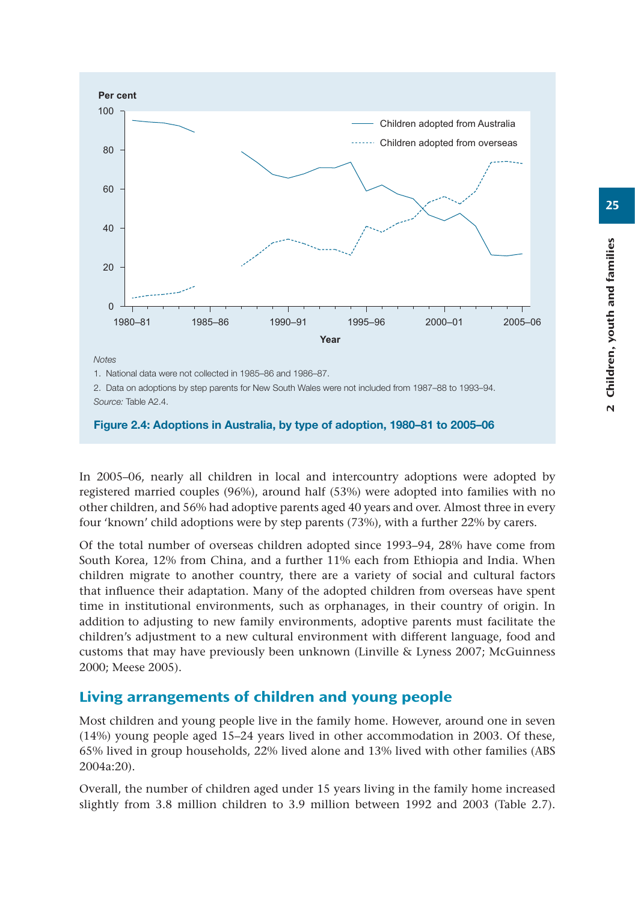Per cent

100

80

60

40

20

0

1980–81

1985–86

1990–91

1995–96

2000–01

2005–06

Year

Children adopted from Australia

Children adopted from overseas

*Notes*

1. National data were not collected in 1985–86 and 1986–87.
2. Data on adoptions by step parents for New South Wales were not included from 1987–88 to 1993–94.

*Source:* Table A2.4.

**Figure 2.4: Adoptions in Australia, by type of adoption, 1980–81 to 2005–06**

In 2005–06, nearly all children in local and intercountry adoptions were adopted by registered married couples (96%), around half (53%) were adopted into families with no other children, and 56% had adoptive parents aged 40 years and over. Almost three in every four 'known' child adoptions were by step parents (73%), with a further 22% by carers.

Of the total number of overseas children adopted since 1993–94, 28% have come from South Korea, 12% from China, and a further 11% each from Ethiopia and India. When children migrate to another country, there are a variety of social and cultural factors that influence their adaptation. Many of the adopted children from overseas have spent time in institutional environments, such as orphanages, in their country of origin. In addition to adjusting to new family environments, adoptive parents must facilitate the children's adjustment to a new cultural environment with different language, food and customs that may have previously been unknown (Linville & Lyness 2007; McGuinness 2000; Meese 2005).

## Living arrangements of children and young people

Most children and young people live in the family home. However, around one in seven (14%) young people aged 15–24 years lived in other accommodation in 2003. Of these, 65% lived in group households, 22% lived alone and 13% lived with other families (ABS 2004a:20).

Overall, the number of children aged under 15 years living in the family home increased slightly from 3.8 million children to 3.9 million between 1992 and 2003 (Table 2.7).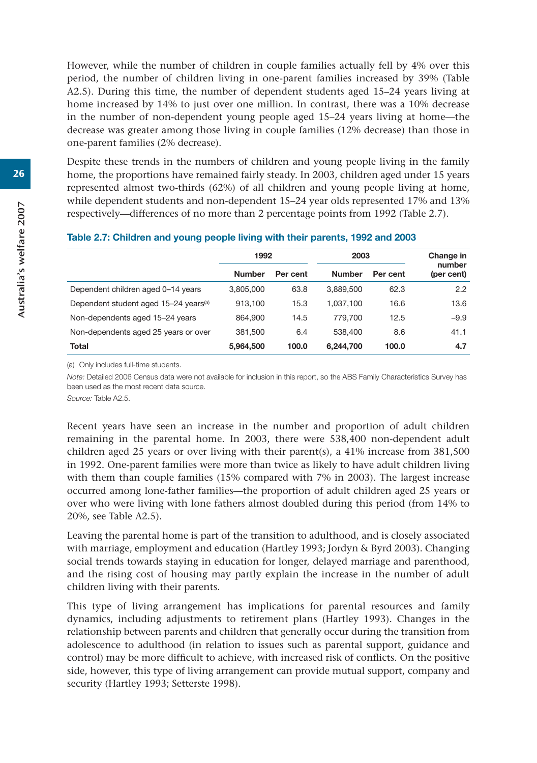However, while the number of children in couple families actually fell by 4% over this period, the number of children living in one-parent families increased by 39% (Table A2.5). During this time, the number of dependent students aged 15–24 years living at home increased by 14% to just over one million. In contrast, there was a 10% decrease in the number of non-dependent young people aged 15–24 years living at home—the decrease was greater among those living in couple families (12% decrease) than those in one-parent families (2% decrease).

Despite these trends in the numbers of children and young people living in the family home, the proportions have remained fairly steady. In 2003, children aged under 15 years represented almost two-thirds (62%) of all children and young people living at home, while dependent students and non-dependent 15–24 year olds represented 17% and 13% respectively—differences of no more than 2 percentage points from 1992 (Table 2.7).

**Table 2.7: Children and young people living with their parents, 1992 and 2003**

| | 1992 | | 2003 | | Change in number (per cent) |
|---|---|---|---|---|---|
| | Number | Per cent | Number | Per cent | |
| Dependent children aged 0–14 years | 3,805,000 | 63.8 | 3,889,500 | 62.3 | 2.2 |
| Dependent student aged 15–24 years[(a)] | 913,100 | 15.3 | 1,037,100 | 16.6 | 13.6 |
| Non-dependents aged 15–24 years | 864,900 | 14.5 | 779,700 | 12.5 | –9.9 |
| Non-dependents aged 25 years or over | 381,500 | 6.4 | 538,400 | 8.6 | 41.1 |
| **Total** | **5,964,500** | **100.0** | **6,244,700** | **100.0** | **4.7** |

(a) Only includes full-time students.

*Note:* Detailed 2006 Census data were not available for inclusion in this report, so the ABS Family Characteristics Survey has been used as the most recent data source.

*Source:* Table A2.5.

Recent years have seen an increase in the number and proportion of adult children remaining in the parental home. In 2003, there were 538,400 non-dependent adult children aged 25 years or over living with their parent(s), a 41% increase from 381,500 in 1992. One-parent families were more than twice as likely to have adult children living with them than couple families (15% compared with 7% in 2003). The largest increase occurred among lone-father families—the proportion of adult children aged 25 years or over who were living with lone fathers almost doubled during this period (from 14% to 20%, see Table A2.5).

Leaving the parental home is part of the transition to adulthood, and is closely associated with marriage, employment and education (Hartley 1993; Jordyn & Byrd 2003). Changing social trends towards staying in education for longer, delayed marriage and parenthood, and the rising cost of housing may partly explain the increase in the number of adult children living with their parents.

This type of living arrangement has implications for parental resources and family dynamics, including adjustments to retirement plans (Hartley 1993). Changes in the relationship between parents and children that generally occur during the transition from adolescence to adulthood (in relation to issues such as parental support, guidance and control) may be more difficult to achieve, with increased risk of conflicts. On the positive side, however, this type of living arrangement can provide mutual support, company and security (Hartley 1993; Setterste 1998).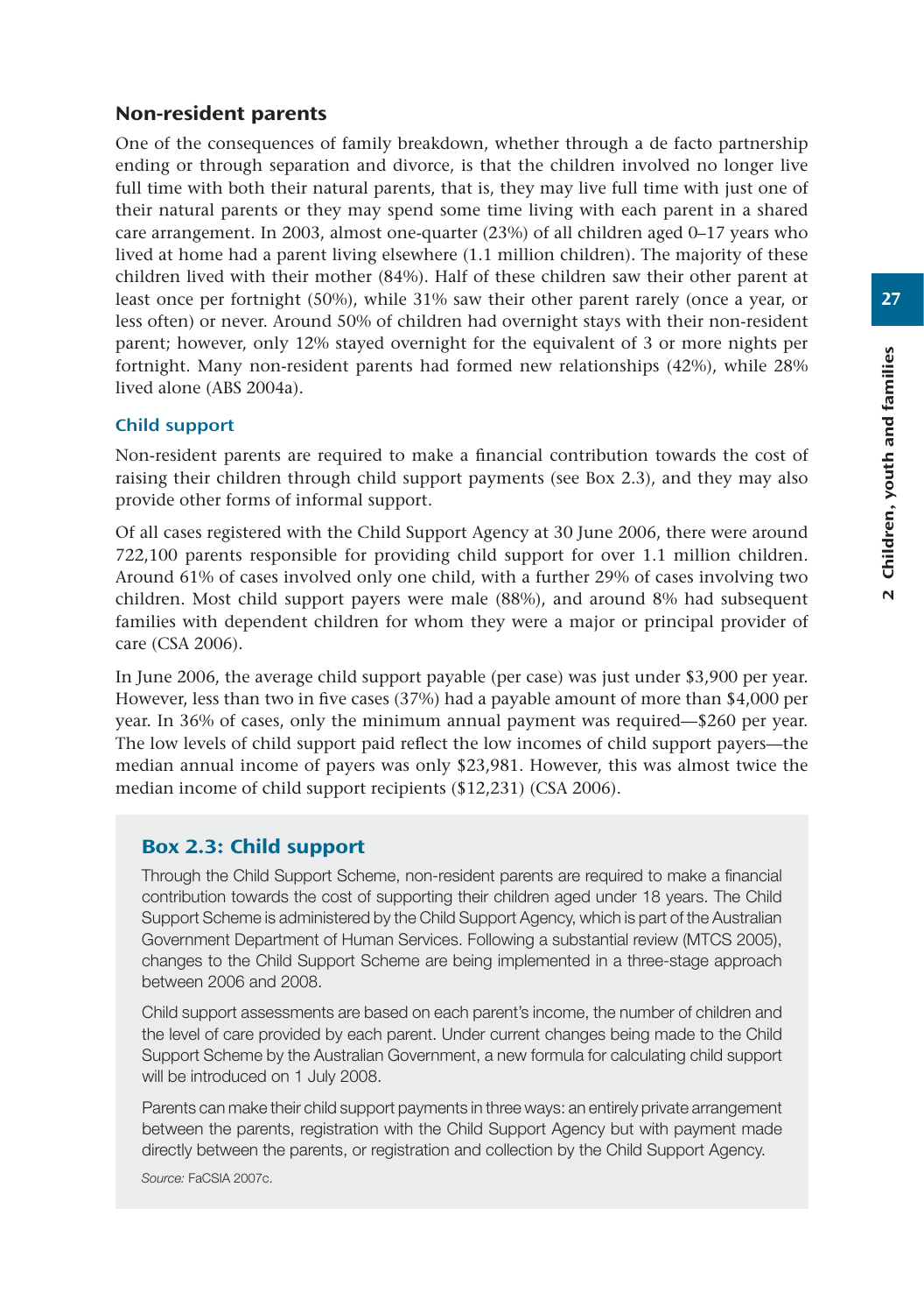## Non-resident parents

One of the consequences of family breakdown, whether through a de facto partnership ending or through separation and divorce, is that the children involved no longer live full time with both their natural parents, that is, they may live full time with just one of their natural parents or they may spend some time living with each parent in a shared care arrangement. In 2003, almost one-quarter (23%) of all children aged 0–17 years who lived at home had a parent living elsewhere (1.1 million children). The majority of these children lived with their mother (84%). Half of these children saw their other parent at least once per fortnight (50%), while 31% saw their other parent rarely (once a year, or less often) or never. Around 50% of children had overnight stays with their non-resident parent; however, only 12% stayed overnight for the equivalent of 3 or more nights per fortnight. Many non-resident parents had formed new relationships (42%), while 28% lived alone (ABS 2004a).

### Child support

Non-resident parents are required to make a financial contribution towards the cost of raising their children through child support payments (see Box 2.3), and they may also provide other forms of informal support.

Of all cases registered with the Child Support Agency at 30 June 2006, there were around 722,100 parents responsible for providing child support for over 1.1 million children. Around 61% of cases involved only one child, with a further 29% of cases involving two children. Most child support payers were male (88%), and around 8% had subsequent families with dependent children for whom they were a major or principal provider of care (CSA 2006).

In June 2006, the average child support payable (per case) was just under $3,900 per year. However, less than two in five cases (37%) had a payable amount of more than $4,000 per year. In 36% of cases, only the minimum annual payment was required—$260 per year. The low levels of child support paid reflect the low incomes of child support payers—the median annual income of payers was only $23,981. However, this was almost twice the median income of child support recipients ($12,231) (CSA 2006).

### Box 2.3: Child support

Through the Child Support Scheme, non-resident parents are required to make a financial contribution towards the cost of supporting their children aged under 18 years. The Child Support Scheme is administered by the Child Support Agency, which is part of the Australian Government Department of Human Services. Following a substantial review (MTCS 2005), changes to the Child Support Scheme are being implemented in a three-stage approach between 2006 and 2008.

Child support assessments are based on each parent's income, the number of children and the level of care provided by each parent. Under current changes being made to the Child Support Scheme by the Australian Government, a new formula for calculating child support will be introduced on 1 July 2008.

Parents can make their child support payments in three ways: an entirely private arrangement between the parents, registration with the Child Support Agency but with payment made directly between the parents, or registration and collection by the Child Support Agency.

*Source:* FaCSIA 2007c.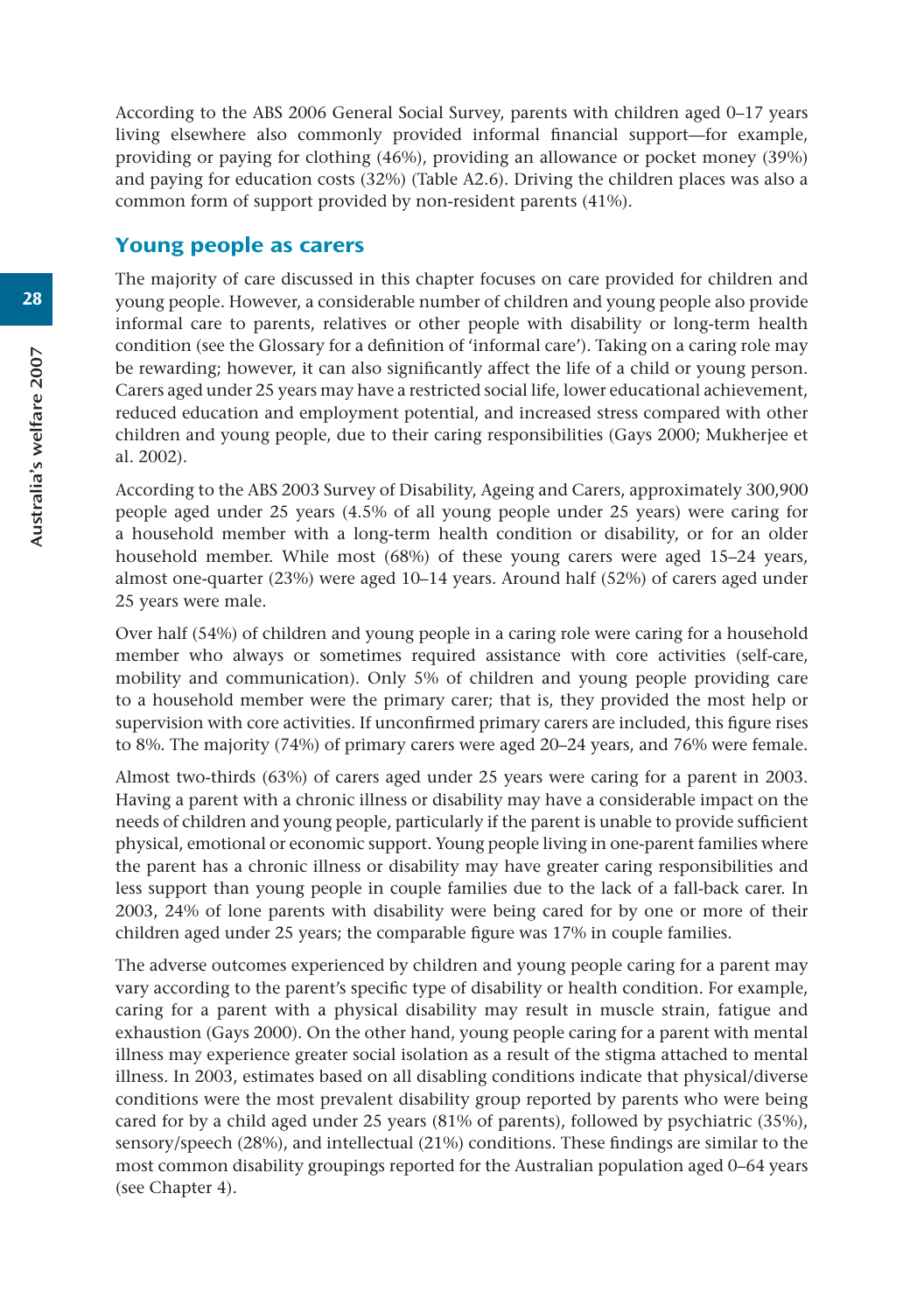According to the ABS 2006 General Social Survey, parents with children aged 0–17 years living elsewhere also commonly provided informal financial support—for example, providing or paying for clothing (46%), providing an allowance or pocket money (39%) and paying for education costs (32%) (Table A2.6). Driving the children places was also a common form of support provided by non-resident parents (41%).

## Young people as carers

The majority of care discussed in this chapter focuses on care provided for children and young people. However, a considerable number of children and young people also provide informal care to parents, relatives or other people with disability or long-term health condition (see the Glossary for a definition of 'informal care'). Taking on a caring role may be rewarding; however, it can also significantly affect the life of a child or young person. Carers aged under 25 years may have a restricted social life, lower educational achievement, reduced education and employment potential, and increased stress compared with other children and young people, due to their caring responsibilities (Gays 2000; Mukherjee et al. 2002).

According to the ABS 2003 Survey of Disability, Ageing and Carers, approximately 300,900 people aged under 25 years (4.5% of all young people under 25 years) were caring for a household member with a long-term health condition or disability, or for an older household member. While most (68%) of these young carers were aged 15–24 years, almost one-quarter (23%) were aged 10–14 years. Around half (52%) of carers aged under 25 years were male.

Over half (54%) of children and young people in a caring role were caring for a household member who always or sometimes required assistance with core activities (self-care, mobility and communication). Only 5% of children and young people providing care to a household member were the primary carer; that is, they provided the most help or supervision with core activities. If unconfirmed primary carers are included, this figure rises to 8%. The majority (74%) of primary carers were aged 20–24 years, and 76% were female.

Almost two-thirds (63%) of carers aged under 25 years were caring for a parent in 2003. Having a parent with a chronic illness or disability may have a considerable impact on the needs of children and young people, particularly if the parent is unable to provide sufficient physical, emotional or economic support. Young people living in one-parent families where the parent has a chronic illness or disability may have greater caring responsibilities and less support than young people in couple families due to the lack of a fall-back carer. In 2003, 24% of lone parents with disability were being cared for by one or more of their children aged under 25 years; the comparable figure was 17% in couple families.

The adverse outcomes experienced by children and young people caring for a parent may vary according to the parent's specific type of disability or health condition. For example, caring for a parent with a physical disability may result in muscle strain, fatigue and exhaustion (Gays 2000). On the other hand, young people caring for a parent with mental illness may experience greater social isolation as a result of the stigma attached to mental illness. In 2003, estimates based on all disabling conditions indicate that physical/diverse conditions were the most prevalent disability group reported by parents who were being cared for by a child aged under 25 years (81% of parents), followed by psychiatric (35%), sensory/speech (28%), and intellectual (21%) conditions. These findings are similar to the most common disability groupings reported for the Australian population aged 0–64 years (see Chapter 4).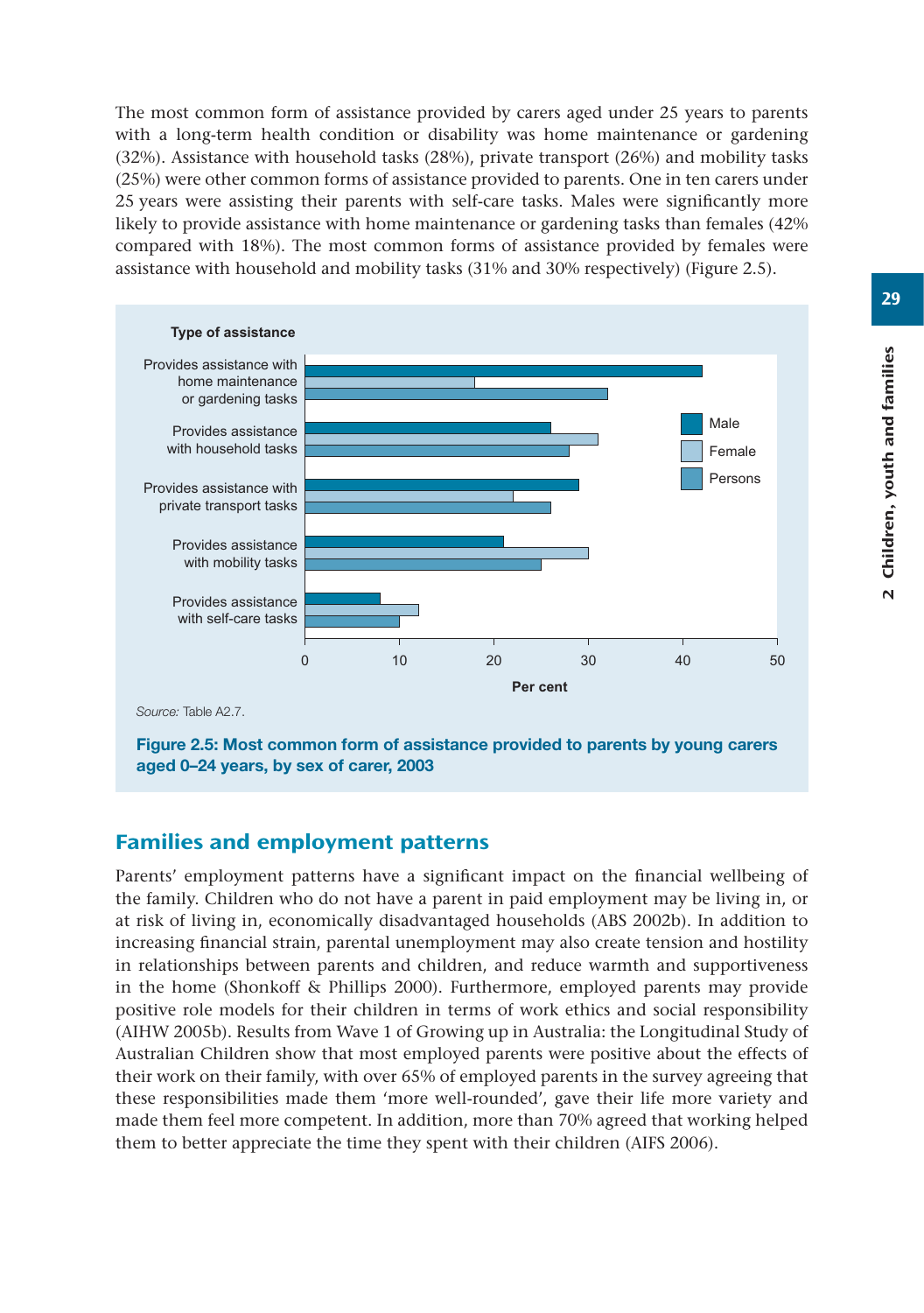The most common form of assistance provided by carers aged under 25 years to parents with a long-term health condition or disability was home maintenance or gardening (32%). Assistance with household tasks (28%), private transport (26%) and mobility tasks (25%) were other common forms of assistance provided to parents. One in ten carers under 25 years were assisting their parents with self-care tasks. Males were significantly more likely to provide assistance with home maintenance or gardening tasks than females (42% compared with 18%). The most common forms of assistance provided by females were assistance with household and mobility tasks (31% and 30% respectively) (Figure 2.5).

Type of assistance

Provides assistance with home maintenance or gardening tasks

Provides assistance with household tasks

Provides assistance with private transport tasks

Provides assistance with mobility tasks

Provides assistance with self-care tasks

Male

Female

Persons

0 10 20 30 40 50

Per cent

*Source:* Table A2.7.

**Figure 2.5: Most common form of assistance provided to parents by young carers aged 0–24 years, by sex of carer, 2003**

## Families and employment patterns

Parents' employment patterns have a significant impact on the financial wellbeing of the family. Children who do not have a parent in paid employment may be living in, or at risk of living in, economically disadvantaged households (ABS 2002b). In addition to increasing financial strain, parental unemployment may also create tension and hostility in relationships between parents and children, and reduce warmth and supportiveness in the home (Shonkoff & Phillips 2000). Furthermore, employed parents may provide positive role models for their children in terms of work ethics and social responsibility (AIHW 2005b). Results from Wave 1 of Growing up in Australia: the Longitudinal Study of Australian Children show that most employed parents were positive about the effects of their work on their family, with over 65% of employed parents in the survey agreeing that these responsibilities made them 'more well-rounded', gave their life more variety and made them feel more competent. In addition, more than 70% agreed that working helped them to better appreciate the time they spent with their children (AIFS 2006).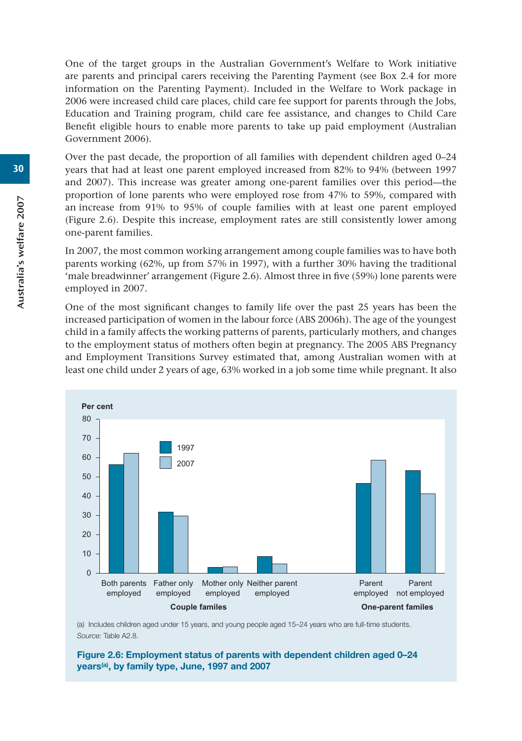One of the target groups in the Australian Government's Welfare to Work initiative are parents and principal carers receiving the Parenting Payment (see Box 2.4 for more information on the Parenting Payment). Included in the Welfare to Work package in 2006 were increased child care places, child care fee support for parents through the Jobs, Education and Training program, child care fee assistance, and changes to Child Care Benefit eligible hours to enable more parents to take up paid employment (Australian Government 2006).

Over the past decade, the proportion of all families with dependent children aged 0–24 years that had at least one parent employed increased from 82% to 94% (between 1997 and 2007). This increase was greater among one-parent families over this period—the proportion of lone parents who were employed rose from 47% to 59%, compared with an increase from 91% to 95% of couple families with at least one parent employed (Figure 2.6). Despite this increase, employment rates are still consistently lower among one-parent families.

In 2007, the most common working arrangement among couple families was to have both parents working (62%, up from 57% in 1997), with a further 30% having the traditional 'male breadwinner' arrangement (Figure 2.6). Almost three in five (59%) lone parents were employed in 2007.

One of the most significant changes to family life over the past 25 years has been the increased participation of women in the labour force (ABS 2006h). The age of the youngest child in a family affects the working patterns of parents, particularly mothers, and changes to the employment status of mothers often begin at pregnancy. The 2005 ABS Pregnancy and Employment Transitions Survey estimated that, among Australian women with at least one child under 2 years of age, 63% worked in a job some time while pregnant. It also

Per cent

80
70
60
50
40
30
20
10
0

1997
2007

Both parents employed
Father only employed
Mother only employed
Neither parent employed

Couple familes

Parent employed
Parent not employed

One-parent familes

(a) Includes children aged under 15 years, and young people aged 15–24 years who are full-time students.

*Source:* Table A2.8.

**Figure 2.6: Employment status of parents with dependent children aged 0–24 years[(a)], by family type, June, 1997 and 2007**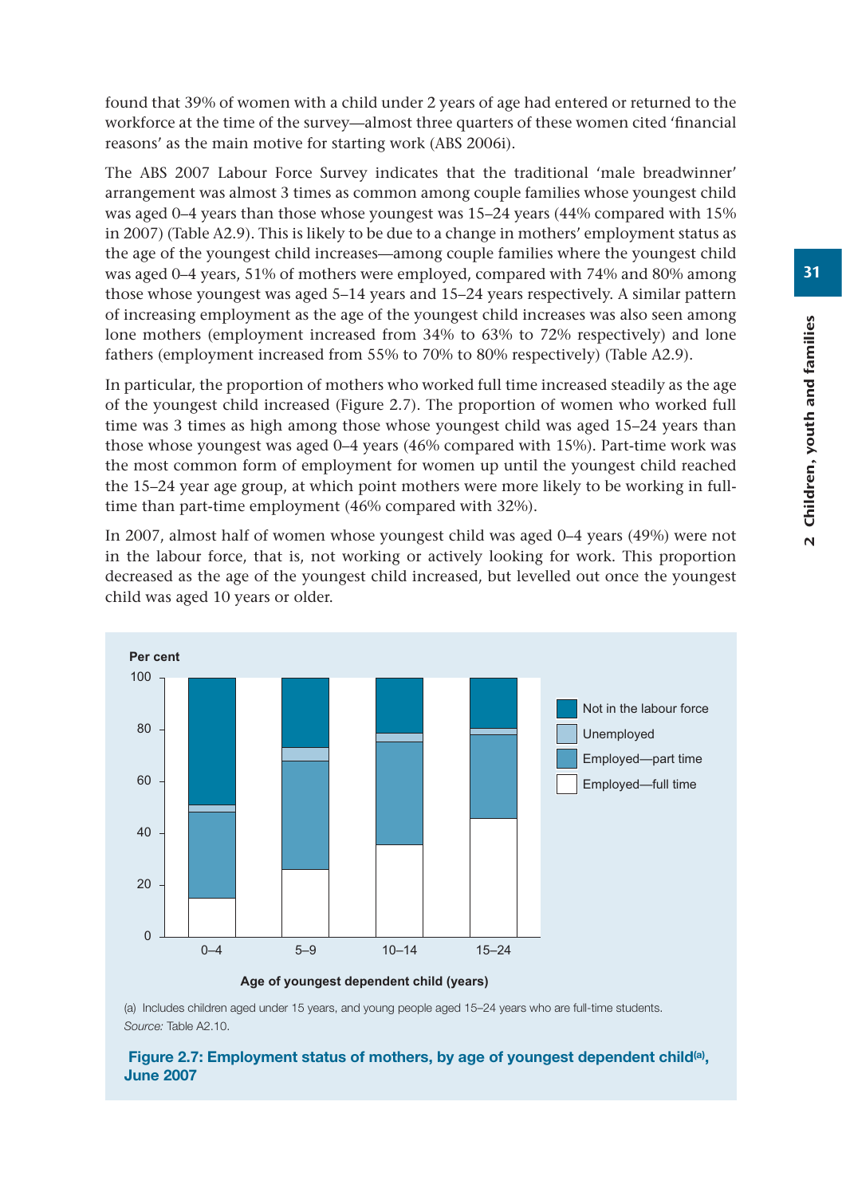found that 39% of women with a child under 2 years of age had entered or returned to the workforce at the time of the survey—almost three quarters of these women cited 'financial reasons' as the main motive for starting work (ABS 2006i).

The ABS 2007 Labour Force Survey indicates that the traditional 'male breadwinner' arrangement was almost 3 times as common among couple families whose youngest child was aged 0–4 years than those whose youngest was 15–24 years (44% compared with 15% in 2007) (Table A2.9). This is likely to be due to a change in mothers' employment status as the age of the youngest child increases—among couple families where the youngest child was aged 0–4 years, 51% of mothers were employed, compared with 74% and 80% among those whose youngest was aged 5–14 years and 15–24 years respectively. A similar pattern of increasing employment as the age of the youngest child increases was also seen among lone mothers (employment increased from 34% to 63% to 72% respectively) and lone fathers (employment increased from 55% to 70% to 80% respectively) (Table A2.9).

In particular, the proportion of mothers who worked full time increased steadily as the age of the youngest child increased (Figure 2.7). The proportion of women who worked full time was 3 times as high among those whose youngest child was aged 15–24 years than those whose youngest was aged 0–4 years (46% compared with 15%). Part-time work was the most common form of employment for women up until the youngest child reached the 15–24 year age group, at which point mothers were more likely to be working in full-time than part-time employment (46% compared with 32%).

In 2007, almost half of women whose youngest child was aged 0–4 years (49%) were not in the labour force, that is, not working or actively looking for work. This proportion decreased as the age of the youngest child increased, but levelled out once the youngest child was aged 10 years or older.

Per cent

100
80
60
40
20
0

0–4
5–9
10–14
15–24

Age of youngest dependent child (years)

Not in the labour force
Unemployed
Employed—part time
Employed—full time

(a) Includes children aged under 15 years, and young people aged 15–24 years who are full-time students.
*Source:* Table A2.10.

**Figure 2.7: Employment status of mothers, by age of youngest dependent child[(a)], June 2007**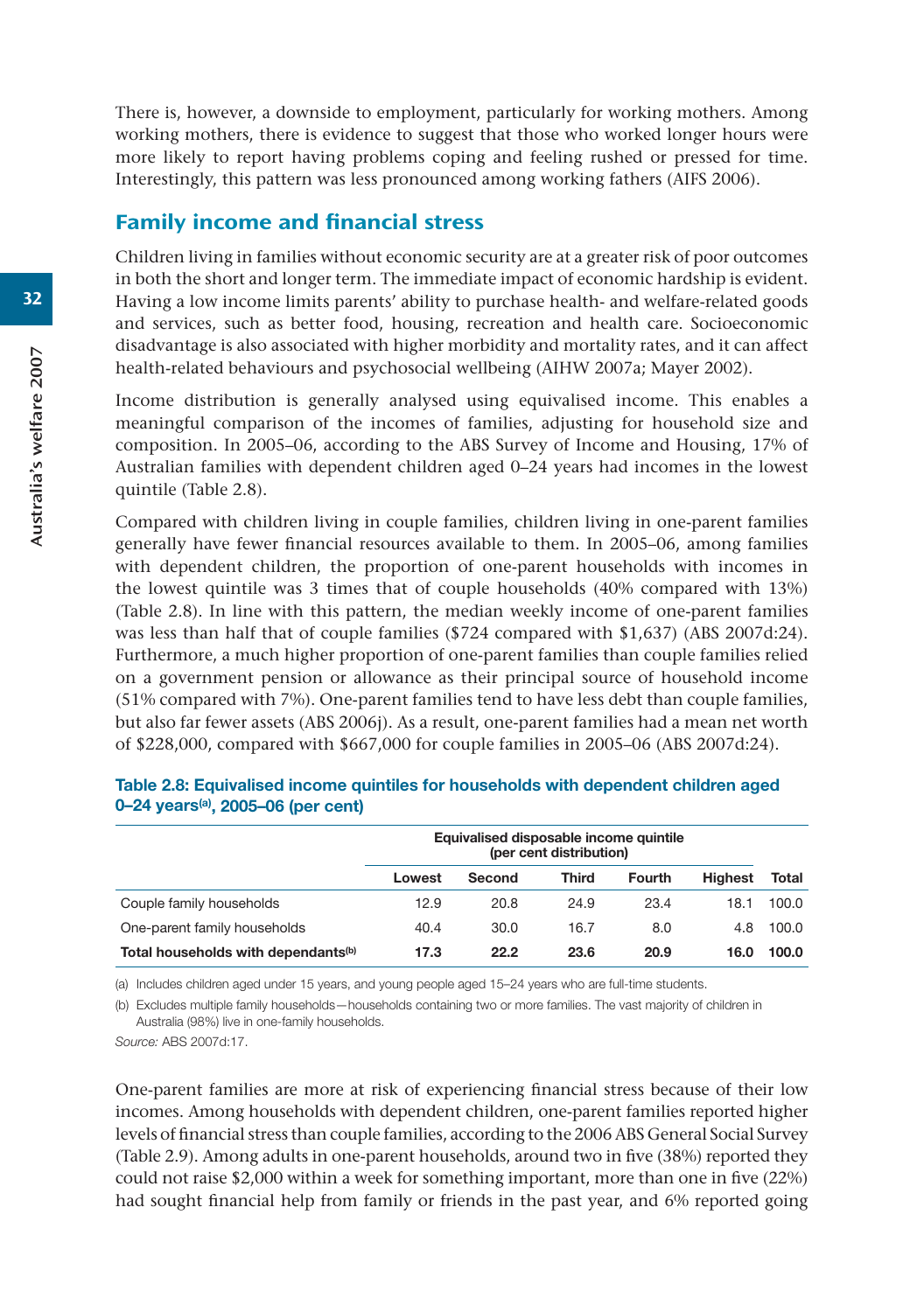There is, however, a downside to employment, particularly for working mothers. Among working mothers, there is evidence to suggest that those who worked longer hours were more likely to report having problems coping and feeling rushed or pressed for time. Interestingly, this pattern was less pronounced among working fathers (AIFS 2006).

## Family income and financial stress

Children living in families without economic security are at a greater risk of poor outcomes in both the short and longer term. The immediate impact of economic hardship is evident. Having a low income limits parents' ability to purchase health- and welfare-related goods and services, such as better food, housing, recreation and health care. Socioeconomic disadvantage is also associated with higher morbidity and mortality rates, and it can affect health-related behaviours and psychosocial wellbeing (AIHW 2007a; Mayer 2002).

Income distribution is generally analysed using equivalised income. This enables a meaningful comparison of the incomes of families, adjusting for household size and composition. In 2005–06, according to the ABS Survey of Income and Housing, 17% of Australian families with dependent children aged 0–24 years had incomes in the lowest quintile (Table 2.8).

Compared with children living in couple families, children living in one-parent families generally have fewer financial resources available to them. In 2005–06, among families with dependent children, the proportion of one-parent households with incomes in the lowest quintile was 3 times that of couple households (40% compared with 13%) (Table 2.8). In line with this pattern, the median weekly income of one-parent families was less than half that of couple families ($724 compared with $1,637) (ABS 2007d:24). Furthermore, a much higher proportion of one-parent families than couple families relied on a government pension or allowance as their principal source of household income (51% compared with 7%). One-parent families tend to have less debt than couple families, but also far fewer assets (ABS 2006j). As a result, one-parent families had a mean net worth of $228,000, compared with $667,000 for couple families in 2005–06 (ABS 2007d:24).

**Table 2.8: Equivalised income quintiles for households with dependent children aged 0–24 years[(a)], 2005–06 (per cent)**

| | Equivalised disposable income quintile (per cent distribution) | | | | | |
|---|---|---|---|---|---|---|
| | Lowest | Second | Third | Fourth | Highest | Total |
| Couple family households | 12.9 | 20.8 | 24.9 | 23.4 | 18.1 | 100.0 |
| One-parent family households | 40.4 | 30.0 | 16.7 | 8.0 | 4.8 | 100.0 |
| **Total households with dependants[(b)]** | **17.3** | **22.2** | **23.6** | **20.9** | **16.0** | **100.0** |

(a) Includes children aged under 15 years, and young people aged 15–24 years who are full-time students.

(b) Excludes multiple family households—households containing two or more families. The vast majority of children in Australia (98%) live in one-family households.

*Source:* ABS 2007d:17.

One-parent families are more at risk of experiencing financial stress because of their low incomes. Among households with dependent children, one-parent families reported higher levels of financial stress than couple families, according to the 2006 ABS General Social Survey (Table 2.9). Among adults in one-parent households, around two in five (38%) reported they could not raise $2,000 within a week for something important, more than one in five (22%) had sought financial help from family or friends in the past year, and 6% reported going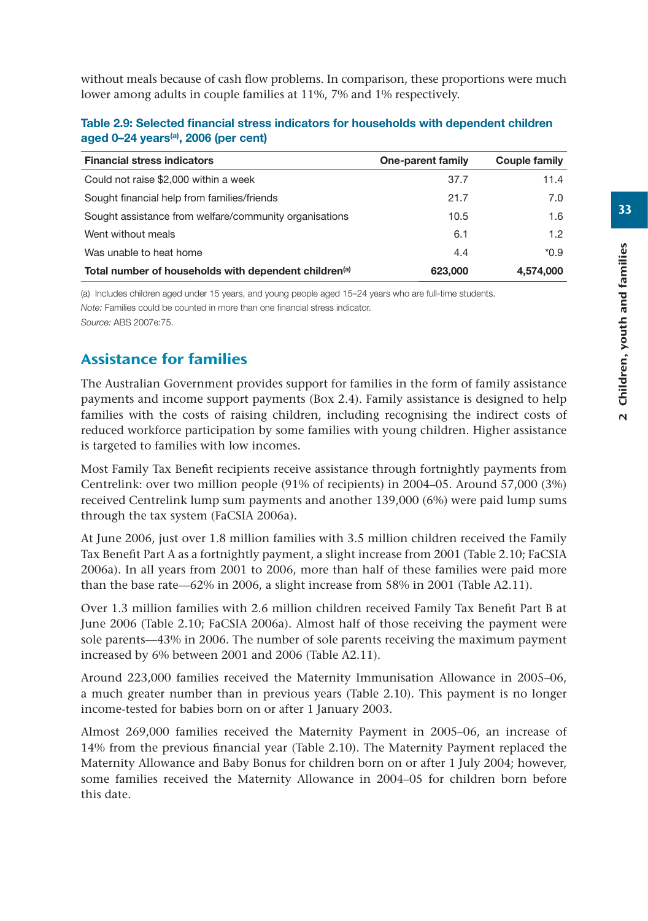without meals because of cash flow problems. In comparison, these proportions were much lower among adults in couple families at 11%, 7% and 1% respectively.

**Table 2.9: Selected financial stress indicators for households with dependent children aged 0–24 years[(a)], 2006 (per cent)**

| Financial stress indicators | One-parent family | Couple family |
|---|---|---|
| Could not raise $2,000 within a week | 37.7 | 11.4 |
| Sought financial help from families/friends | 21.7 | 7.0 |
| Sought assistance from welfare/community organisations | 10.5 | 1.6 |
| Went without meals | 6.1 | 1.2 |
| Was unable to heat home | 4.4 | *0.9 |
| **Total number of households with dependent children[(a)]** | **623,000** | **4,574,000** |

(a) Includes children aged under 15 years, and young people aged 15–24 years who are full-time students.

*Note:* Families could be counted in more than one financial stress indicator.

*Source:* ABS 2007e:75.

## Assistance for families

The Australian Government provides support for families in the form of family assistance payments and income support payments (Box 2.4). Family assistance is designed to help families with the costs of raising children, including recognising the indirect costs of reduced workforce participation by some families with young children. Higher assistance is targeted to families with low incomes.

Most Family Tax Benefit recipients receive assistance through fortnightly payments from Centrelink: over two million people (91% of recipients) in 2004–05. Around 57,000 (3%) received Centrelink lump sum payments and another 139,000 (6%) were paid lump sums through the tax system (FaCSIA 2006a).

At June 2006, just over 1.8 million families with 3.5 million children received the Family Tax Benefit Part A as a fortnightly payment, a slight increase from 2001 (Table 2.10; FaCSIA 2006a). In all years from 2001 to 2006, more than half of these families were paid more than the base rate—62% in 2006, a slight increase from 58% in 2001 (Table A2.11).

Over 1.3 million families with 2.6 million children received Family Tax Benefit Part B at June 2006 (Table 2.10; FaCSIA 2006a). Almost half of those receiving the payment were sole parents—43% in 2006. The number of sole parents receiving the maximum payment increased by 6% between 2001 and 2006 (Table A2.11).

Around 223,000 families received the Maternity Immunisation Allowance in 2005–06, a much greater number than in previous years (Table 2.10). This payment is no longer income-tested for babies born on or after 1 January 2003.

Almost 269,000 families received the Maternity Payment in 2005–06, an increase of 14% from the previous financial year (Table 2.10). The Maternity Payment replaced the Maternity Allowance and Baby Bonus for children born on or after 1 July 2004; however, some families received the Maternity Allowance in 2004–05 for children born before this date.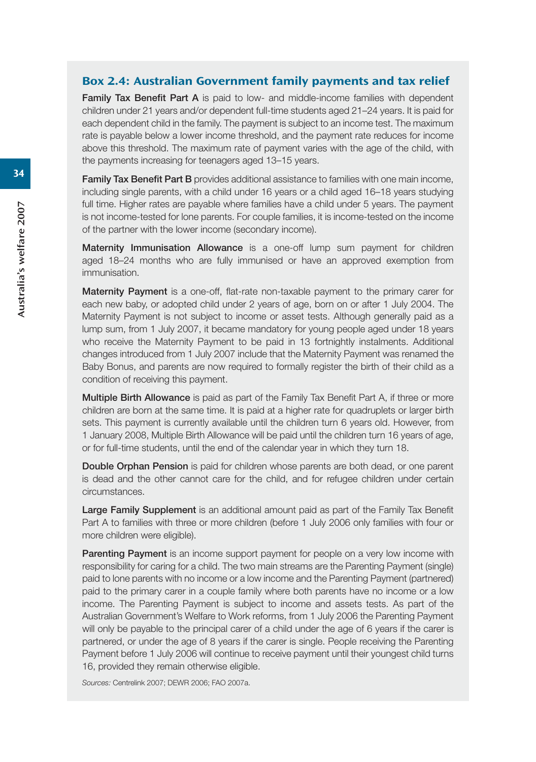### Box 2.4: Australian Government family payments and tax relief

**Family Tax Benefit Part A** is paid to low- and middle-income families with dependent children under 21 years and/or dependent full-time students aged 21–24 years. It is paid for each dependent child in the family. The payment is subject to an income test. The maximum rate is payable below a lower income threshold, and the payment rate reduces for income above this threshold. The maximum rate of payment varies with the age of the child, with the payments increasing for teenagers aged 13–15 years.

**Family Tax Benefit Part B** provides additional assistance to families with one main income, including single parents, with a child under 16 years or a child aged 16–18 years studying full time. Higher rates are payable where families have a child under 5 years. The payment is not income-tested for lone parents. For couple families, it is income-tested on the income of the partner with the lower income (secondary income).

**Maternity Immunisation Allowance** is a one-off lump sum payment for children aged 18–24 months who are fully immunised or have an approved exemption from immunisation.

**Maternity Payment** is a one-off, flat-rate non-taxable payment to the primary carer for each new baby, or adopted child under 2 years of age, born on or after 1 July 2004. The Maternity Payment is not subject to income or asset tests. Although generally paid as a lump sum, from 1 July 2007, it became mandatory for young people aged under 18 years who receive the Maternity Payment to be paid in 13 fortnightly instalments. Additional changes introduced from 1 July 2007 include that the Maternity Payment was renamed the Baby Bonus, and parents are now required to formally register the birth of their child as a condition of receiving this payment.

**Multiple Birth Allowance** is paid as part of the Family Tax Benefit Part A, if three or more children are born at the same time. It is paid at a higher rate for quadruplets or larger birth sets. This payment is currently available until the children turn 6 years old. However, from 1 January 2008, Multiple Birth Allowance will be paid until the children turn 16 years of age, or for full-time students, until the end of the calendar year in which they turn 18.

**Double Orphan Pension** is paid for children whose parents are both dead, or one parent is dead and the other cannot care for the child, and for refugee children under certain circumstances.

**Large Family Supplement** is an additional amount paid as part of the Family Tax Benefit Part A to families with three or more children (before 1 July 2006 only families with four or more children were eligible).

**Parenting Payment** is an income support payment for people on a very low income with responsibility for caring for a child. The two main streams are the Parenting Payment (single) paid to lone parents with no income or a low income and the Parenting Payment (partnered) paid to the primary carer in a couple family where both parents have no income or a low income. The Parenting Payment is subject to income and assets tests. As part of the Australian Government's Welfare to Work reforms, from 1 July 2006 the Parenting Payment will only be payable to the principal carer of a child under the age of 6 years if the carer is partnered, or under the age of 8 years if the carer is single. People receiving the Parenting Payment before 1 July 2006 will continue to receive payment until their youngest child turns 16, provided they remain otherwise eligible.

*Sources:* Centrelink 2007; DEWR 2006; FAO 2007a.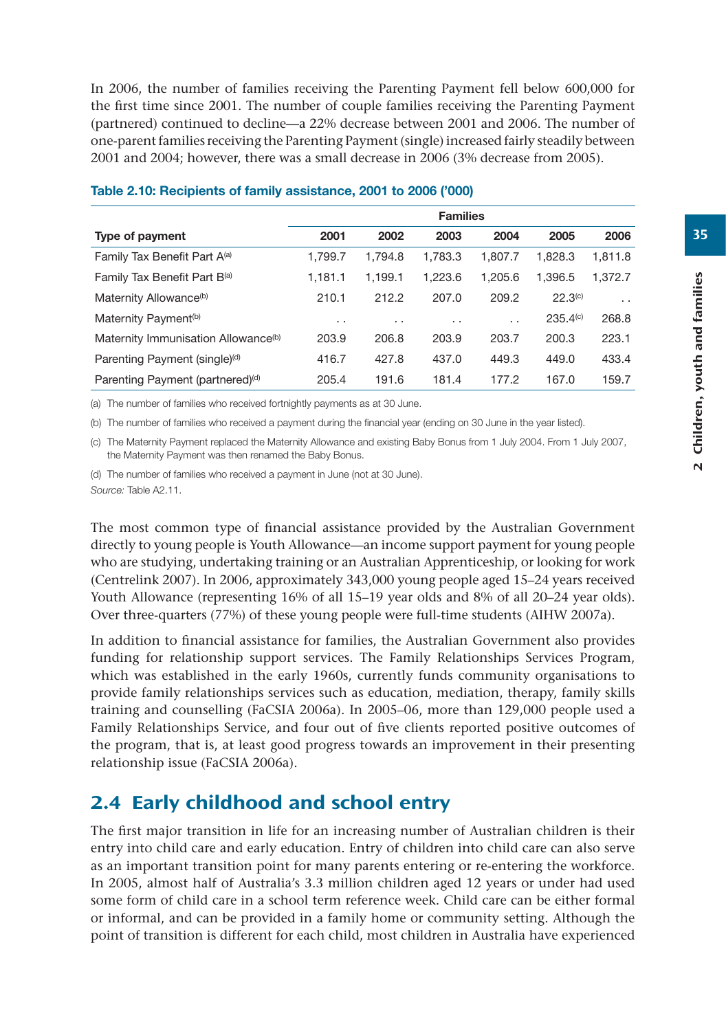In 2006, the number of families receiving the Parenting Payment fell below 600,000 for the first time since 2001. The number of couple families receiving the Parenting Payment (partnered) continued to decline—a 22% decrease between 2001 and 2006. The number of one-parent families receiving the Parenting Payment (single) increased fairly steadily between 2001 and 2004; however, there was a small decrease in 2006 (3% decrease from 2005).

**Table 2.10: Recipients of family assistance, 2001 to 2006 ('000)**

| | Families | | | | | |
|---|---|---|---|---|---|---|
| **Type of payment** | **2001** | **2002** | **2003** | **2004** | **2005** | **2006** |
| Family Tax Benefit Part A[(a)] | 1,799.7 | 1,794.8 | 1,783.3 | 1,807.7 | 1,828.3 | 1,811.8 |
| Family Tax Benefit Part B[(a)] | 1,181.1 | 1,199.1 | 1,223.6 | 1,205.6 | 1,396.5 | 1,372.7 |
| Maternity Allowance[(b)] | 210.1 | 212.2 | 207.0 | 209.2 | 22.3[(c)] | . . |
| Maternity Payment[(b)] | . . | . . | . . | . . | 235.4[(c)] | 268.8 |
| Maternity Immunisation Allowance[(b)] | 203.9 | 206.8 | 203.9 | 203.7 | 200.3 | 223.1 |
| Parenting Payment (single)[(d)] | 416.7 | 427.8 | 437.0 | 449.3 | 449.0 | 433.4 |
| Parenting Payment (partnered)[(d)] | 205.4 | 191.6 | 181.4 | 177.2 | 167.0 | 159.7 |

(a) The number of families who received fortnightly payments as at 30 June.

(b) The number of families who received a payment during the financial year (ending on 30 June in the year listed).

(c) The Maternity Payment replaced the Maternity Allowance and existing Baby Bonus from 1 July 2004. From 1 July 2007, the Maternity Payment was then renamed the Baby Bonus.

(d) The number of families who received a payment in June (not at 30 June).

*Source:* Table A2.11.

The most common type of financial assistance provided by the Australian Government directly to young people is Youth Allowance—an income support payment for young people who are studying, undertaking training or an Australian Apprenticeship, or looking for work (Centrelink 2007). In 2006, approximately 343,000 young people aged 15–24 years received Youth Allowance (representing 16% of all 15–19 year olds and 8% of all 20–24 year olds). Over three-quarters (77%) of these young people were full-time students (AIHW 2007a).

In addition to financial assistance for families, the Australian Government also provides funding for relationship support services. The Family Relationships Services Program, which was established in the early 1960s, currently funds community organisations to provide family relationships services such as education, mediation, therapy, family skills training and counselling (FaCSIA 2006a). In 2005–06, more than 129,000 people used a Family Relationships Service, and four out of five clients reported positive outcomes of the program, that is, at least good progress towards an improvement in their presenting relationship issue (FaCSIA 2006a).

## 2.4 Early childhood and school entry

The first major transition in life for an increasing number of Australian children is their entry into child care and early education. Entry of children into child care can also serve as an important transition point for many parents entering or re-entering the workforce. In 2005, almost half of Australia's 3.3 million children aged 12 years or under had used some form of child care in a school term reference week. Child care can be either formal or informal, and can be provided in a family home or community setting. Although the point of transition is different for each child, most children in Australia have experienced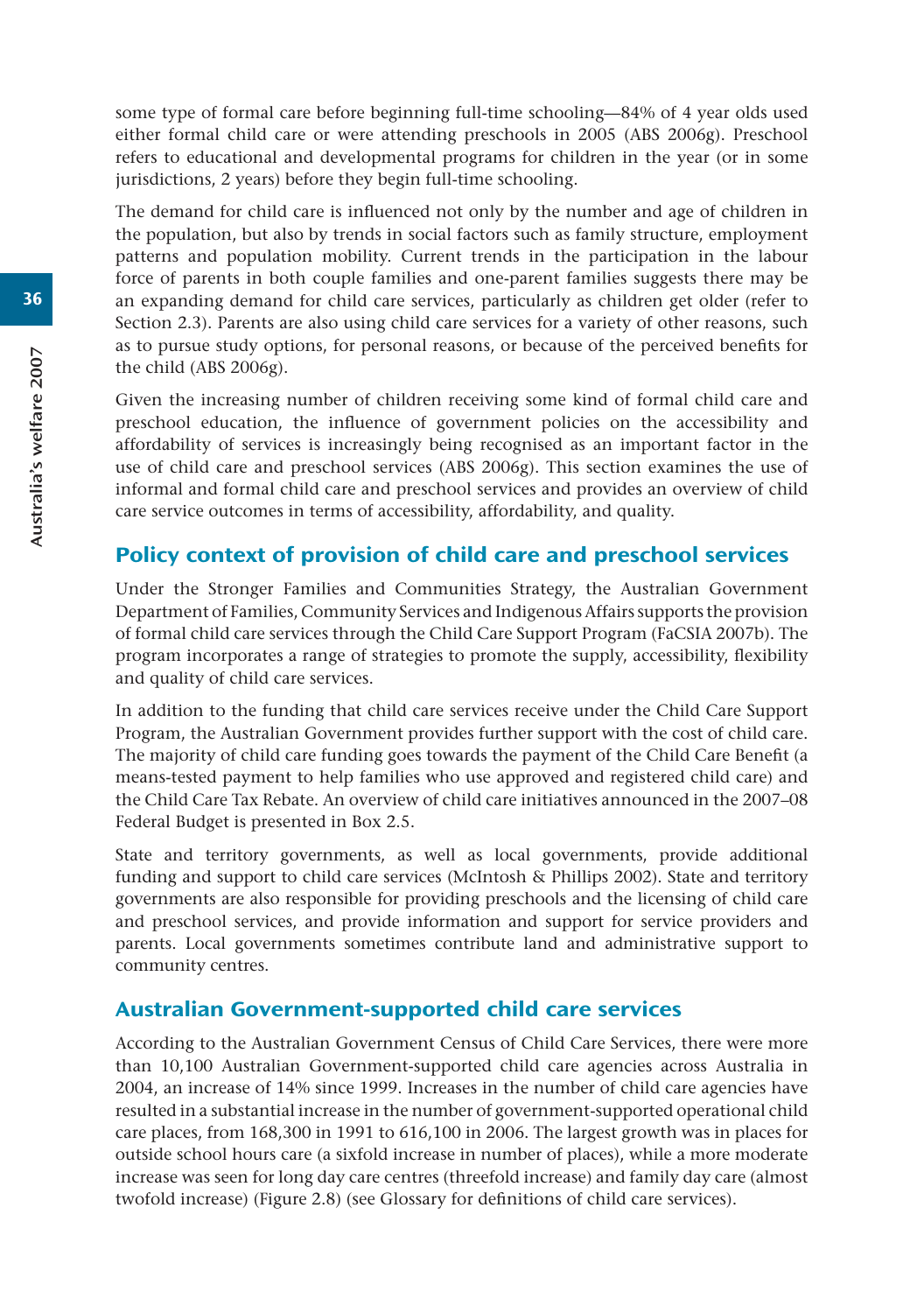some type of formal care before beginning full-time schooling—84% of 4 year olds used either formal child care or were attending preschools in 2005 (ABS 2006g). Preschool refers to educational and developmental programs for children in the year (or in some jurisdictions, 2 years) before they begin full-time schooling.

The demand for child care is influenced not only by the number and age of children in the population, but also by trends in social factors such as family structure, employment patterns and population mobility. Current trends in the participation in the labour force of parents in both couple families and one-parent families suggests there may be an expanding demand for child care services, particularly as children get older (refer to Section 2.3). Parents are also using child care services for a variety of other reasons, such as to pursue study options, for personal reasons, or because of the perceived benefits for the child (ABS 2006g).

Given the increasing number of children receiving some kind of formal child care and preschool education, the influence of government policies on the accessibility and affordability of services is increasingly being recognised as an important factor in the use of child care and preschool services (ABS 2006g). This section examines the use of informal and formal child care and preschool services and provides an overview of child care service outcomes in terms of accessibility, affordability, and quality.

## Policy context of provision of child care and preschool services

Under the Stronger Families and Communities Strategy, the Australian Government Department of Families, Community Services and Indigenous Affairs supports the provision of formal child care services through the Child Care Support Program (FaCSIA 2007b). The program incorporates a range of strategies to promote the supply, accessibility, flexibility and quality of child care services.

In addition to the funding that child care services receive under the Child Care Support Program, the Australian Government provides further support with the cost of child care. The majority of child care funding goes towards the payment of the Child Care Benefit (a means-tested payment to help families who use approved and registered child care) and the Child Care Tax Rebate. An overview of child care initiatives announced in the 2007–08 Federal Budget is presented in Box 2.5.

State and territory governments, as well as local governments, provide additional funding and support to child care services (McIntosh & Phillips 2002). State and territory governments are also responsible for providing preschools and the licensing of child care and preschool services, and provide information and support for service providers and parents. Local governments sometimes contribute land and administrative support to community centres.

## Australian Government-supported child care services

According to the Australian Government Census of Child Care Services, there were more than 10,100 Australian Government-supported child care agencies across Australia in 2004, an increase of 14% since 1999. Increases in the number of child care agencies have resulted in a substantial increase in the number of government-supported operational child care places, from 168,300 in 1991 to 616,100 in 2006. The largest growth was in places for outside school hours care (a sixfold increase in number of places), while a more moderate increase was seen for long day care centres (threefold increase) and family day care (almost twofold increase) (Figure 2.8) (see Glossary for definitions of child care services).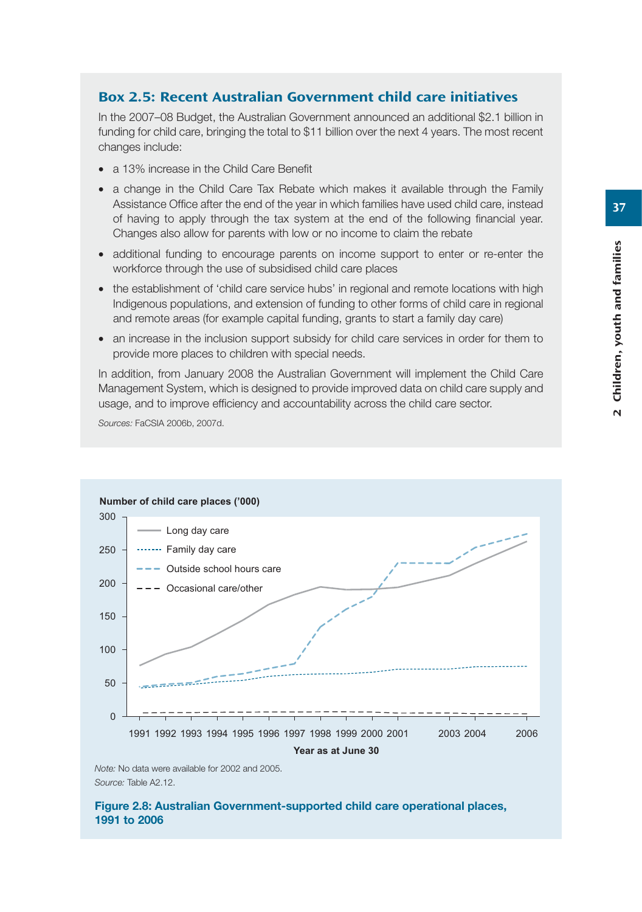### Box 2.5: Recent Australian Government child care initiatives

In the 2007–08 Budget, the Australian Government announced an additional $2.1 billion in funding for child care, bringing the total to $11 billion over the next 4 years. The most recent changes include:

- a 13% increase in the Child Care Benefit
- a change in the Child Care Tax Rebate which makes it available through the Family Assistance Office after the end of the year in which families have used child care, instead of having to apply through the tax system at the end of the following financial year. Changes also allow for parents with low or no income to claim the rebate
- additional funding to encourage parents on income support to enter or re-enter the workforce through the use of subsidised child care places
- the establishment of 'child care service hubs' in regional and remote locations with high Indigenous populations, and extension of funding to other forms of child care in regional and remote areas (for example capital funding, grants to start a family day care)
- an increase in the inclusion support subsidy for child care services in order for them to provide more places to children with special needs.

In addition, from January 2008 the Australian Government will implement the Child Care Management System, which is designed to provide improved data on child care supply and usage, and to improve efficiency and accountability across the child care sector.

*Sources:* FaCSIA 2006b, 2007d.

Number of child care places ('000)

Legend: Long day care; Family day care; Outside school hours care; Occasional care/other

Year as at June 30 (1991–2006)

*Note:* No data were available for 2002 and 2005.

*Source:* Table A2.12.

**Figure 2.8: Australian Government-supported child care operational places, 1991 to 2006**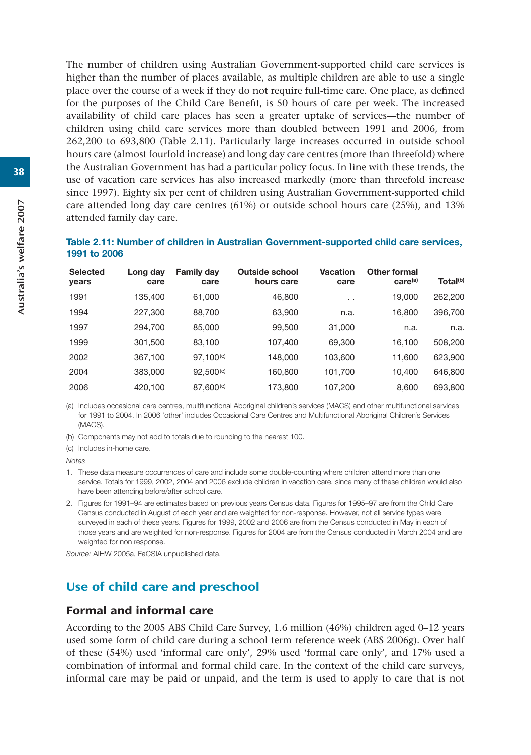The number of children using Australian Government-supported child care services is higher than the number of places available, as multiple children are able to use a single place over the course of a week if they do not require full-time care. One place, as defined for the purposes of the Child Care Benefit, is 50 hours of care per week. The increased availability of child care places has seen a greater uptake of services—the number of children using child care services more than doubled between 1991 and 2006, from 262,200 to 693,800 (Table 2.11). Particularly large increases occurred in outside school hours care (almost fourfold increase) and long day care centres (more than threefold) where the Australian Government has had a particular policy focus. In line with these trends, the use of vacation care services has also increased markedly (more than threefold increase since 1997). Eighty six per cent of children using Australian Government-supported child care attended long day care centres (61%) or outside school hours care (25%), and 13% attended family day care.

**Table 2.11: Number of children in Australian Government-supported child care services, 1991 to 2006**

| Selected years | Long day care | Family day care | Outside school hours care | Vacation care | Other formal care[(a)] | Total[(b)] |
|---|---|---|---|---|---|---|
| 1991 | 135,400 | 61,000 | 46,800 | . . | 19,000 | 262,200 |
| 1994 | 227,300 | 88,700 | 63,900 | n.a. | 16,800 | 396,700 |
| 1997 | 294,700 | 85,000 | 99,500 | 31,000 | n.a. | n.a. |
| 1999 | 301,500 | 83,100 | 107,400 | 69,300 | 16,100 | 508,200 |
| 2002 | 367,100 | 97,100[(c)] | 148,000 | 103,600 | 11,600 | 623,900 |
| 2004 | 383,000 | 92,500[(c)] | 160,800 | 101,700 | 10,400 | 646,800 |
| 2006 | 420,100 | 87,600[(c)] | 173,800 | 107,200 | 8,600 | 693,800 |

(a) Includes occasional care centres, multifunctional Aboriginal children's services (MACS) and other multifunctional services for 1991 to 2004. In 2006 'other' includes Occasional Care Centres and Multifunctional Aboriginal Children's Services (MACS).

(b) Components may not add to totals due to rounding to the nearest 100.

(c) Includes in-home care.

*Notes*

1. These data measure occurrences of care and include some double-counting where children attend more than one service. Totals for 1999, 2002, 2004 and 2006 exclude children in vacation care, since many of these children would also have been attending before/after school care.
2. Figures for 1991–94 are estimates based on previous years Census data. Figures for 1995–97 are from the Child Care Census conducted in August of each year and are weighted for non-response. However, not all service types were surveyed in each of these years. Figures for 1999, 2002 and 2006 are from the Census conducted in May in each of those years and are weighted for non-response. Figures for 2004 are from the Census conducted in March 2004 and are weighted for non response.

*Source:* AIHW 2005a, FaCSIA unpublished data.

## Use of child care and preschool

### Formal and informal care

According to the 2005 ABS Child Care Survey, 1.6 million (46%) children aged 0–12 years used some form of child care during a school term reference week (ABS 2006g). Over half of these (54%) used 'informal care only', 29% used 'formal care only', and 17% used a combination of informal and formal child care. In the context of the child care surveys, informal care may be paid or unpaid, and the term is used to apply to care that is not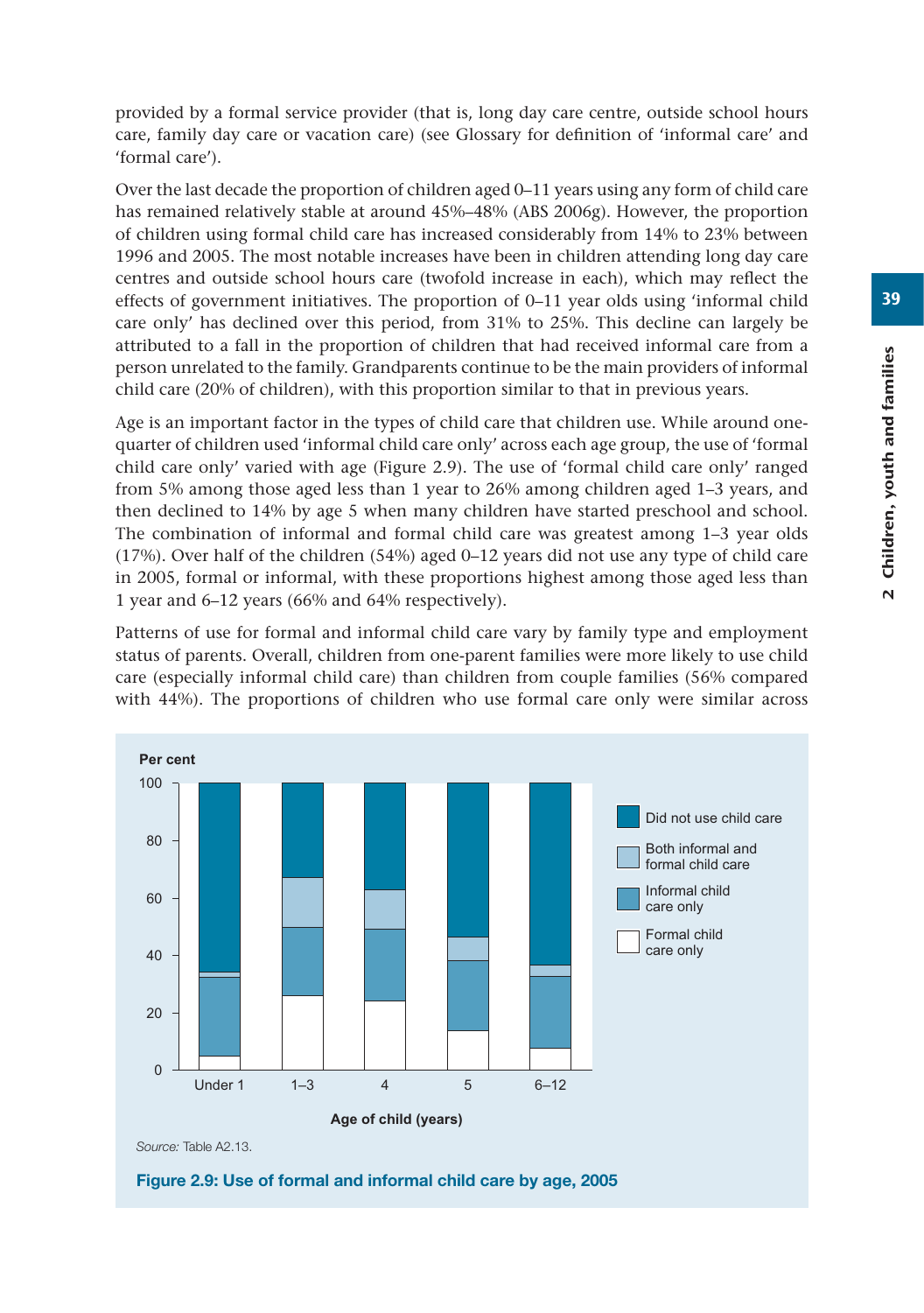provided by a formal service provider (that is, long day care centre, outside school hours care, family day care or vacation care) (see Glossary for definition of 'informal care' and 'formal care').

Over the last decade the proportion of children aged 0–11 years using any form of child care has remained relatively stable at around 45%–48% (ABS 2006g). However, the proportion of children using formal child care has increased considerably from 14% to 23% between 1996 and 2005. The most notable increases have been in children attending long day care centres and outside school hours care (twofold increase in each), which may reflect the effects of government initiatives. The proportion of 0–11 year olds using 'informal child care only' has declined over this period, from 31% to 25%. This decline can largely be attributed to a fall in the proportion of children that had received informal care from a person unrelated to the family. Grandparents continue to be the main providers of informal child care (20% of children), with this proportion similar to that in previous years.

Age is an important factor in the types of child care that children use. While around one-quarter of children used 'informal child care only' across each age group, the use of 'formal child care only' varied with age (Figure 2.9). The use of 'formal child care only' ranged from 5% among those aged less than 1 year to 26% among children aged 1–3 years, and then declined to 14% by age 5 when many children have started preschool and school. The combination of informal and formal child care was greatest among 1–3 year olds (17%). Over half of the children (54%) aged 0–12 years did not use any type of child care in 2005, formal or informal, with these proportions highest among those aged less than 1 year and 6–12 years (66% and 64% respectively).

Patterns of use for formal and informal child care vary by family type and employment status of parents. Overall, children from one-parent families were more likely to use child care (especially informal child care) than children from couple families (56% compared with 44%). The proportions of children who use formal care only were similar across

Per cent

100
80
60
40
20
0

Under 1
1–3
4
5
6–12

Age of child (years)

Did not use child care
Both informal and formal child care
Informal child care only
Formal child care only

*Source:* Table A2.13.

**Figure 2.9: Use of formal and informal child care by age, 2005**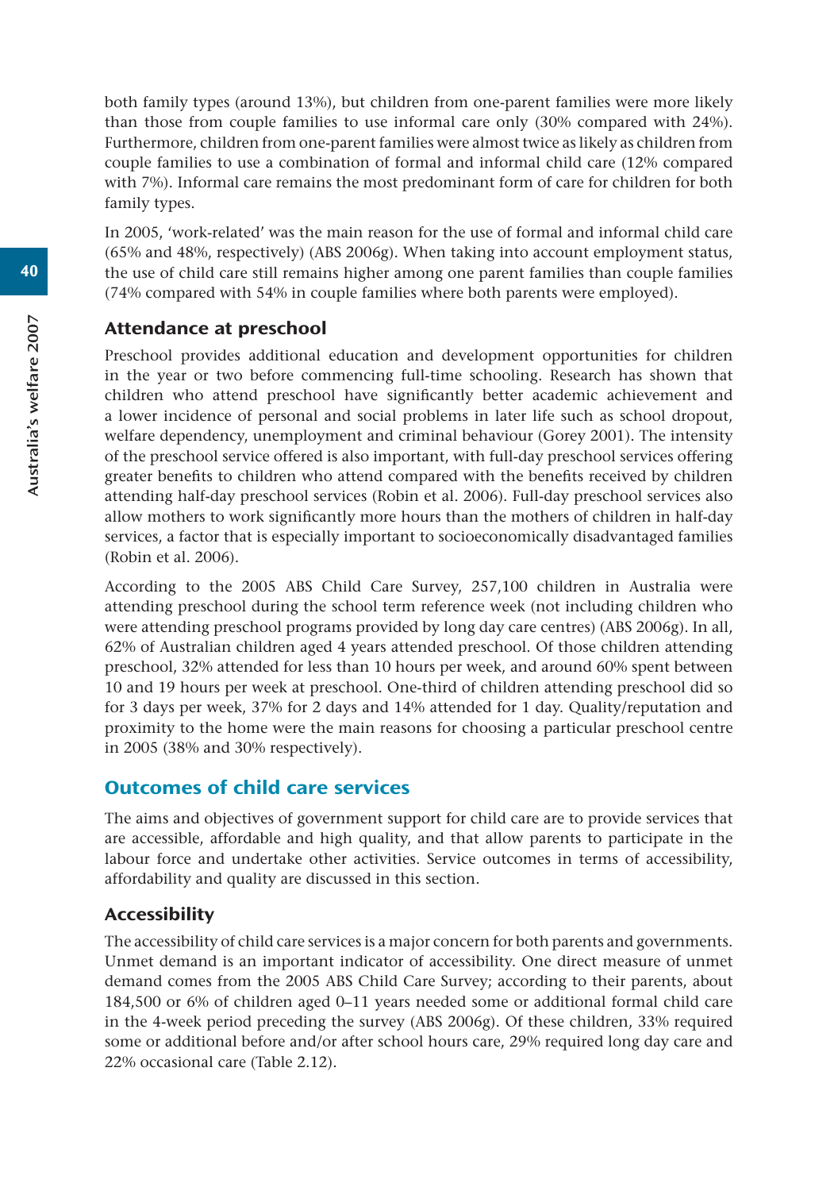both family types (around 13%), but children from one-parent families were more likely than those from couple families to use informal care only (30% compared with 24%). Furthermore, children from one-parent families were almost twice as likely as children from couple families to use a combination of formal and informal child care (12% compared with 7%). Informal care remains the most predominant form of care for children for both family types.

In 2005, 'work-related' was the main reason for the use of formal and informal child care (65% and 48%, respectively) (ABS 2006g). When taking into account employment status, the use of child care still remains higher among one parent families than couple families (74% compared with 54% in couple families where both parents were employed).

### Attendance at preschool

Preschool provides additional education and development opportunities for children in the year or two before commencing full-time schooling. Research has shown that children who attend preschool have significantly better academic achievement and a lower incidence of personal and social problems in later life such as school dropout, welfare dependency, unemployment and criminal behaviour (Gorey 2001). The intensity of the preschool service offered is also important, with full-day preschool services offering greater benefits to children who attend compared with the benefits received by children attending half-day preschool services (Robin et al. 2006). Full-day preschool services also allow mothers to work significantly more hours than the mothers of children in half-day services, a factor that is especially important to socioeconomically disadvantaged families (Robin et al. 2006).

According to the 2005 ABS Child Care Survey, 257,100 children in Australia were attending preschool during the school term reference week (not including children who were attending preschool programs provided by long day care centres) (ABS 2006g). In all, 62% of Australian children aged 4 years attended preschool. Of those children attending preschool, 32% attended for less than 10 hours per week, and around 60% spent between 10 and 19 hours per week at preschool. One-third of children attending preschool did so for 3 days per week, 37% for 2 days and 14% attended for 1 day. Quality/reputation and proximity to the home were the main reasons for choosing a particular preschool centre in 2005 (38% and 30% respectively).

## Outcomes of child care services

The aims and objectives of government support for child care are to provide services that are accessible, affordable and high quality, and that allow parents to participate in the labour force and undertake other activities. Service outcomes in terms of accessibility, affordability and quality are discussed in this section.

### Accessibility

The accessibility of child care services is a major concern for both parents and governments. Unmet demand is an important indicator of accessibility. One direct measure of unmet demand comes from the 2005 ABS Child Care Survey; according to their parents, about 184,500 or 6% of children aged 0–11 years needed some or additional formal child care in the 4-week period preceding the survey (ABS 2006g). Of these children, 33% required some or additional before and/or after school hours care, 29% required long day care and 22% occasional care (Table 2.12).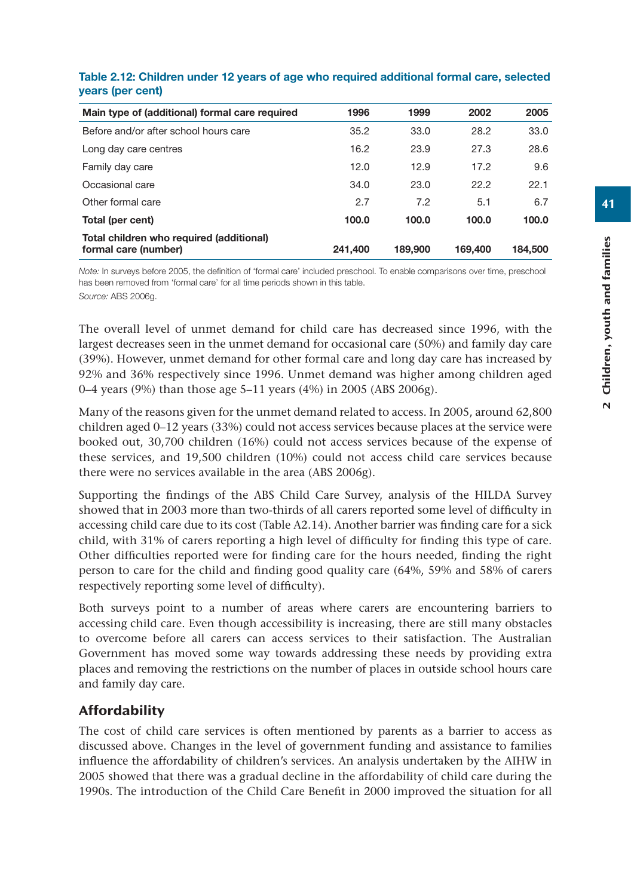**Table 2.12: Children under 12 years of age who required additional formal care, selected years (per cent)**

| Main type of (additional) formal care required | 1996 | 1999 | 2002 | 2005 |
|---|---|---|---|---|
| Before and/or after school hours care | 35.2 | 33.0 | 28.2 | 33.0 |
| Long day care centres | 16.2 | 23.9 | 27.3 | 28.6 |
| Family day care | 12.0 | 12.9 | 17.2 | 9.6 |
| Occasional care | 34.0 | 23.0 | 22.2 | 22.1 |
| Other formal care | 2.7 | 7.2 | 5.1 | 6.7 |
| **Total (per cent)** | **100.0** | **100.0** | **100.0** | **100.0** |
| **Total children who required (additional) formal care (number)** | **241,400** | **189,900** | **169,400** | **184,500** |

*Note:* In surveys before 2005, the definition of 'formal care' included preschool. To enable comparisons over time, preschool has been removed from 'formal care' for all time periods shown in this table.

*Source:* ABS 2006g.

The overall level of unmet demand for child care has decreased since 1996, with the largest decreases seen in the unmet demand for occasional care (50%) and family day care (39%). However, unmet demand for other formal care and long day care has increased by 92% and 36% respectively since 1996. Unmet demand was higher among children aged 0–4 years (9%) than those age 5–11 years (4%) in 2005 (ABS 2006g).

Many of the reasons given for the unmet demand related to access. In 2005, around 62,800 children aged 0–12 years (33%) could not access services because places at the service were booked out, 30,700 children (16%) could not access services because of the expense of these services, and 19,500 children (10%) could not access child care services because there were no services available in the area (ABS 2006g).

Supporting the findings of the ABS Child Care Survey, analysis of the HILDA Survey showed that in 2003 more than two-thirds of all carers reported some level of difficulty in accessing child care due to its cost (Table A2.14). Another barrier was finding care for a sick child, with 31% of carers reporting a high level of difficulty for finding this type of care. Other difficulties reported were for finding care for the hours needed, finding the right person to care for the child and finding good quality care (64%, 59% and 58% of carers respectively reporting some level of difficulty).

Both surveys point to a number of areas where carers are encountering barriers to accessing child care. Even though accessibility is increasing, there are still many obstacles to overcome before all carers can access services to their satisfaction. The Australian Government has moved some way towards addressing these needs by providing extra places and removing the restrictions on the number of places in outside school hours care and family day care.

## Affordability

The cost of child care services is often mentioned by parents as a barrier to access as discussed above. Changes in the level of government funding and assistance to families influence the affordability of children's services. An analysis undertaken by the AIHW in 2005 showed that there was a gradual decline in the affordability of child care during the 1990s. The introduction of the Child Care Benefit in 2000 improved the situation for all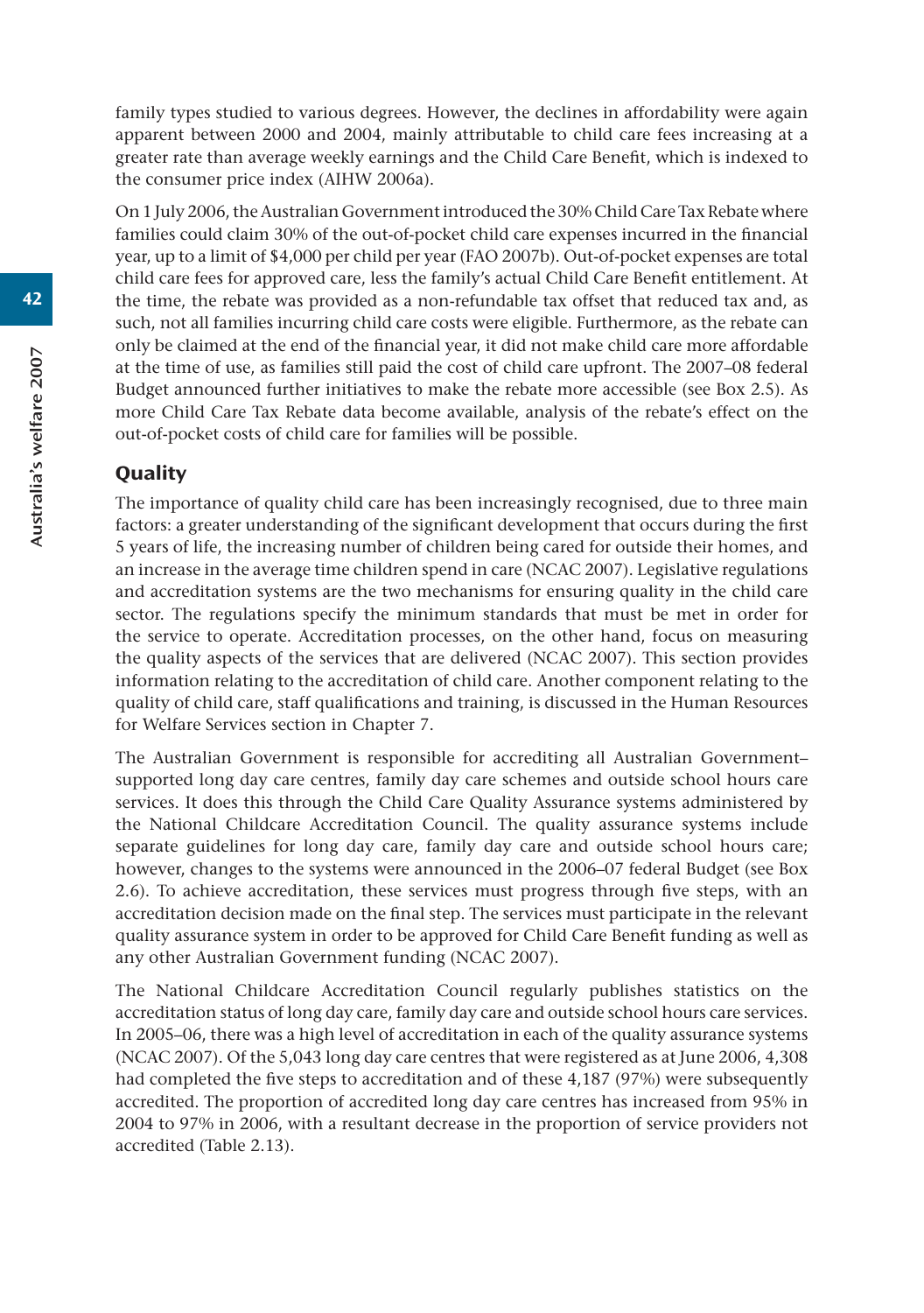family types studied to various degrees. However, the declines in affordability were again apparent between 2000 and 2004, mainly attributable to child care fees increasing at a greater rate than average weekly earnings and the Child Care Benefit, which is indexed to the consumer price index (AIHW 2006a).

On 1 July 2006, the Australian Government introduced the 30% Child Care Tax Rebate where families could claim 30% of the out-of-pocket child care expenses incurred in the financial year, up to a limit of $4,000 per child per year (FAO 2007b). Out-of-pocket expenses are total child care fees for approved care, less the family's actual Child Care Benefit entitlement. At the time, the rebate was provided as a non-refundable tax offset that reduced tax and, as such, not all families incurring child care costs were eligible. Furthermore, as the rebate can only be claimed at the end of the financial year, it did not make child care more affordable at the time of use, as families still paid the cost of child care upfront. The 2007–08 federal Budget announced further initiatives to make the rebate more accessible (see Box 2.5). As more Child Care Tax Rebate data become available, analysis of the rebate's effect on the out-of-pocket costs of child care for families will be possible.

### Quality

The importance of quality child care has been increasingly recognised, due to three main factors: a greater understanding of the significant development that occurs during the first 5 years of life, the increasing number of children being cared for outside their homes, and an increase in the average time children spend in care (NCAC 2007). Legislative regulations and accreditation systems are the two mechanisms for ensuring quality in the child care sector. The regulations specify the minimum standards that must be met in order for the service to operate. Accreditation processes, on the other hand, focus on measuring the quality aspects of the services that are delivered (NCAC 2007). This section provides information relating to the accreditation of child care. Another component relating to the quality of child care, staff qualifications and training, is discussed in the Human Resources for Welfare Services section in Chapter 7.

The Australian Government is responsible for accrediting all Australian Government–supported long day care centres, family day care schemes and outside school hours care services. It does this through the Child Care Quality Assurance systems administered by the National Childcare Accreditation Council. The quality assurance systems include separate guidelines for long day care, family day care and outside school hours care; however, changes to the systems were announced in the 2006–07 federal Budget (see Box 2.6). To achieve accreditation, these services must progress through five steps, with an accreditation decision made on the final step. The services must participate in the relevant quality assurance system in order to be approved for Child Care Benefit funding as well as any other Australian Government funding (NCAC 2007).

The National Childcare Accreditation Council regularly publishes statistics on the accreditation status of long day care, family day care and outside school hours care services. In 2005–06, there was a high level of accreditation in each of the quality assurance systems (NCAC 2007). Of the 5,043 long day care centres that were registered as at June 2006, 4,308 had completed the five steps to accreditation and of these 4,187 (97%) were subsequently accredited. The proportion of accredited long day care centres has increased from 95% in 2004 to 97% in 2006, with a resultant decrease in the proportion of service providers not accredited (Table 2.13).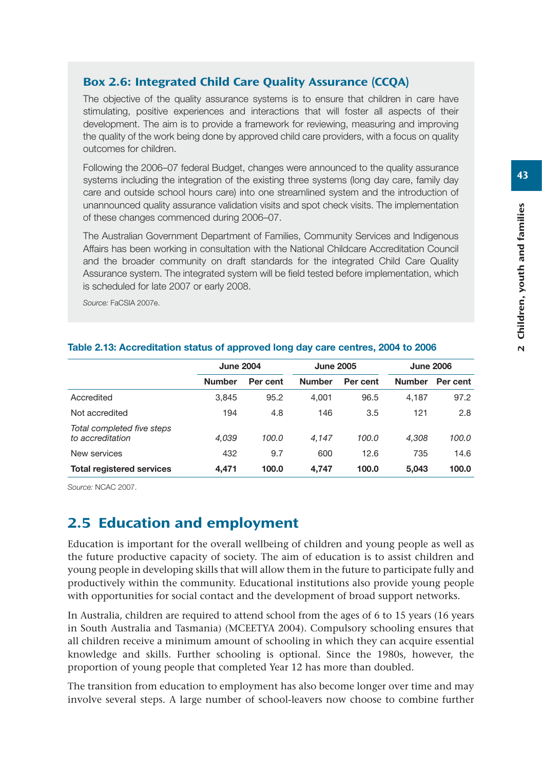### Box 2.6: Integrated Child Care Quality Assurance (CCQA)

The objective of the quality assurance systems is to ensure that children in care have stimulating, positive experiences and interactions that will foster all aspects of their development. The aim is to provide a framework for reviewing, measuring and improving the quality of the work being done by approved child care providers, with a focus on quality outcomes for children.

Following the 2006–07 federal Budget, changes were announced to the quality assurance systems including the integration of the existing three systems (long day care, family day care and outside school hours care) into one streamlined system and the introduction of unannounced quality assurance validation visits and spot check visits. The implementation of these changes commenced during 2006–07.

The Australian Government Department of Families, Community Services and Indigenous Affairs has been working in consultation with the National Childcare Accreditation Council and the broader community on draft standards for the integrated Child Care Quality Assurance system. The integrated system will be field tested before implementation, which is scheduled for late 2007 or early 2008.

*Source:* FaCSIA 2007e.

**Table 2.13: Accreditation status of approved long day care centres, 2004 to 2006**

| | June 2004 | | June 2005 | | June 2006 | |
|---|---|---|---|---|---|---|
| | Number | Per cent | Number | Per cent | Number | Per cent |
| Accredited | 3,845 | 95.2 | 4,001 | 96.5 | 4,187 | 97.2 |
| Not accredited | 194 | 4.8 | 146 | 3.5 | 121 | 2.8 |
| *Total completed five steps to accreditation* | *4,039* | *100.0* | *4,147* | *100.0* | *4,308* | *100.0* |
| New services | 432 | 9.7 | 600 | 12.6 | 735 | 14.6 |
| **Total registered services** | **4,471** | **100.0** | **4,747** | **100.0** | **5,043** | **100.0** |

*Source:* NCAC 2007.

## 2.5 Education and employment

Education is important for the overall wellbeing of children and young people as well as the future productive capacity of society. The aim of education is to assist children and young people in developing skills that will allow them in the future to participate fully and productively within the community. Educational institutions also provide young people with opportunities for social contact and the development of broad support networks.

In Australia, children are required to attend school from the ages of 6 to 15 years (16 years in South Australia and Tasmania) (MCEETYA 2004). Compulsory schooling ensures that all children receive a minimum amount of schooling in which they can acquire essential knowledge and skills. Further schooling is optional. Since the 1980s, however, the proportion of young people that completed Year 12 has more than doubled.

The transition from education to employment has also become longer over time and may involve several steps. A large number of school-leavers now choose to combine further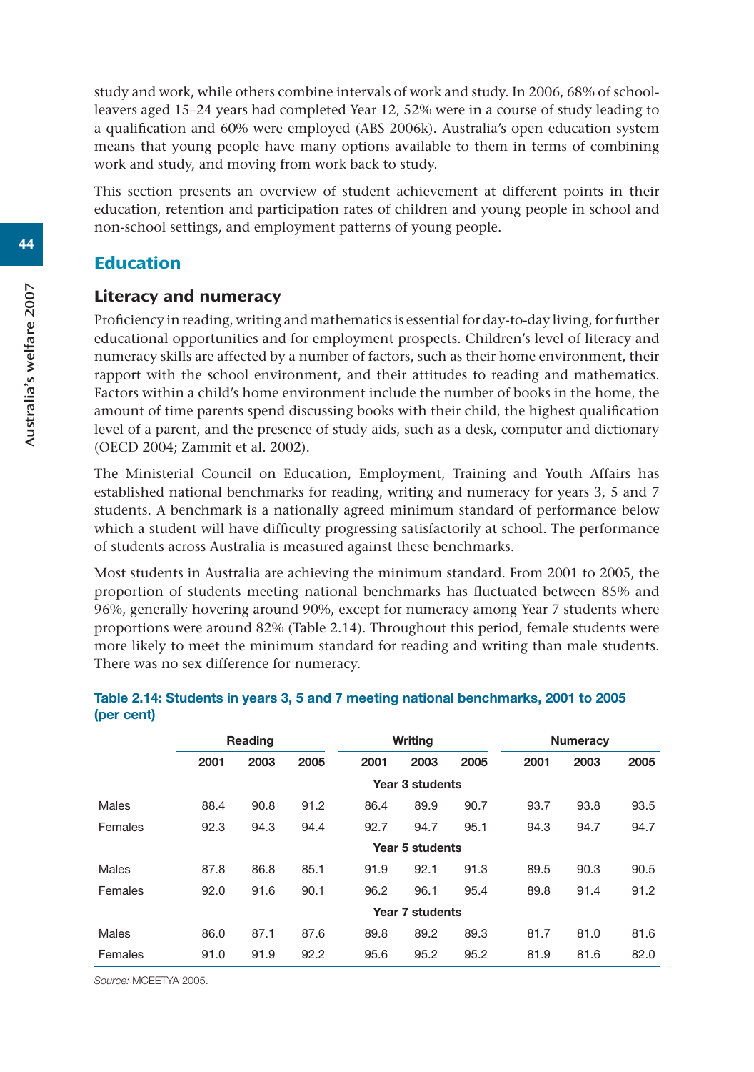study and work, while others combine intervals of work and study. In 2006, 68% of school-leavers aged 15–24 years had completed Year 12, 52% were in a course of study leading to a qualification and 60% were employed (ABS 2006k). Australia's open education system means that young people have many options available to them in terms of combining work and study, and moving from work back to study.

This section presents an overview of student achievement at different points in their education, retention and participation rates of children and young people in school and non-school settings, and employment patterns of young people.

## Education

### Literacy and numeracy

Proficiency in reading, writing and mathematics is essential for day-to-day living, for further educational opportunities and for employment prospects. Children's level of literacy and numeracy skills are affected by a number of factors, such as their home environment, their rapport with the school environment, and their attitudes to reading and mathematics. Factors within a child's home environment include the number of books in the home, the amount of time parents spend discussing books with their child, the highest qualification level of a parent, and the presence of study aids, such as a desk, computer and dictionary (OECD 2004; Zammit et al. 2002).

The Ministerial Council on Education, Employment, Training and Youth Affairs has established national benchmarks for reading, writing and numeracy for years 3, 5 and 7 students. A benchmark is a nationally agreed minimum standard of performance below which a student will have difficulty progressing satisfactorily at school. The performance of students across Australia is measured against these benchmarks.

Most students in Australia are achieving the minimum standard. From 2001 to 2005, the proportion of students meeting national benchmarks has fluctuated between 85% and 96%, generally hovering around 90%, except for numeracy among Year 7 students where proportions were around 82% (Table 2.14). Throughout this period, female students were more likely to meet the minimum standard for reading and writing than male students. There was no sex difference for numeracy.

**Table 2.14: Students in years 3, 5 and 7 meeting national benchmarks, 2001 to 2005 (per cent)**

| | Reading | | | Writing | | | Numeracy | | |
|---|---|---|---|---|---|---|---|---|---|
| | 2001 | 2003 | 2005 | 2001 | 2003 | 2005 | 2001 | 2003 | 2005 |
| **Year 3 students** | | | | | | | | | |
| Males | 88.4 | 90.8 | 91.2 | 86.4 | 89.9 | 90.7 | 93.7 | 93.8 | 93.5 |
| Females | 92.3 | 94.3 | 94.4 | 92.7 | 94.7 | 95.1 | 94.3 | 94.7 | 94.7 |
| **Year 5 students** | | | | | | | | | |
| Males | 87.8 | 86.8 | 85.1 | 91.9 | 92.1 | 91.3 | 89.5 | 90.3 | 90.5 |
| Females | 92.0 | 91.6 | 90.1 | 96.2 | 96.1 | 95.4 | 89.8 | 91.4 | 91.2 |
| **Year 7 students** | | | | | | | | | |
| Males | 86.0 | 87.1 | 87.6 | 89.8 | 89.2 | 89.3 | 81.7 | 81.0 | 81.6 |
| Females | 91.0 | 91.9 | 92.2 | 95.6 | 95.2 | 95.2 | 81.9 | 81.6 | 82.0 |

*Source:* MCEETYA 2005.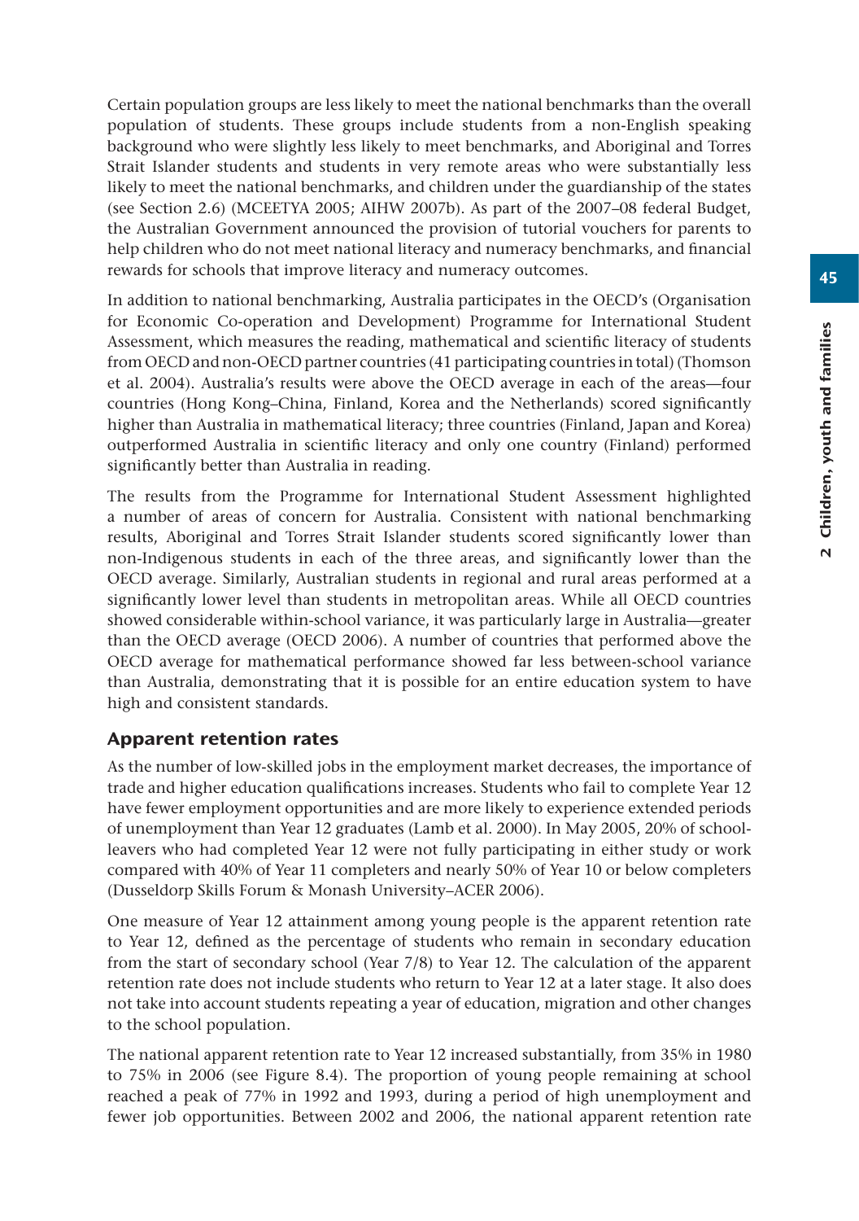Certain population groups are less likely to meet the national benchmarks than the overall population of students. These groups include students from a non-English speaking background who were slightly less likely to meet benchmarks, and Aboriginal and Torres Strait Islander students and students in very remote areas who were substantially less likely to meet the national benchmarks, and children under the guardianship of the states (see Section 2.6) (MCEETYA 2005; AIHW 2007b). As part of the 2007–08 federal Budget, the Australian Government announced the provision of tutorial vouchers for parents to help children who do not meet national literacy and numeracy benchmarks, and financial rewards for schools that improve literacy and numeracy outcomes.

In addition to national benchmarking, Australia participates in the OECD's (Organisation for Economic Co-operation and Development) Programme for International Student Assessment, which measures the reading, mathematical and scientific literacy of students from OECD and non-OECD partner countries (41 participating countries in total) (Thomson et al. 2004). Australia's results were above the OECD average in each of the areas—four countries (Hong Kong–China, Finland, Korea and the Netherlands) scored significantly higher than Australia in mathematical literacy; three countries (Finland, Japan and Korea) outperformed Australia in scientific literacy and only one country (Finland) performed significantly better than Australia in reading.

The results from the Programme for International Student Assessment highlighted a number of areas of concern for Australia. Consistent with national benchmarking results, Aboriginal and Torres Strait Islander students scored significantly lower than non-Indigenous students in each of the three areas, and significantly lower than the OECD average. Similarly, Australian students in regional and rural areas performed at a significantly lower level than students in metropolitan areas. While all OECD countries showed considerable within-school variance, it was particularly large in Australia—greater than the OECD average (OECD 2006). A number of countries that performed above the OECD average for mathematical performance showed far less between-school variance than Australia, demonstrating that it is possible for an entire education system to have high and consistent standards.

### Apparent retention rates

As the number of low-skilled jobs in the employment market decreases, the importance of trade and higher education qualifications increases. Students who fail to complete Year 12 have fewer employment opportunities and are more likely to experience extended periods of unemployment than Year 12 graduates (Lamb et al. 2000). In May 2005, 20% of school-leavers who had completed Year 12 were not fully participating in either study or work compared with 40% of Year 11 completers and nearly 50% of Year 10 or below completers (Dusseldorp Skills Forum & Monash University–ACER 2006).

One measure of Year 12 attainment among young people is the apparent retention rate to Year 12, defined as the percentage of students who remain in secondary education from the start of secondary school (Year 7/8) to Year 12. The calculation of the apparent retention rate does not include students who return to Year 12 at a later stage. It also does not take into account students repeating a year of education, migration and other changes to the school population.

The national apparent retention rate to Year 12 increased substantially, from 35% in 1980 to 75% in 2006 (see Figure 8.4). The proportion of young people remaining at school reached a peak of 77% in 1992 and 1993, during a period of high unemployment and fewer job opportunities. Between 2002 and 2006, the national apparent retention rate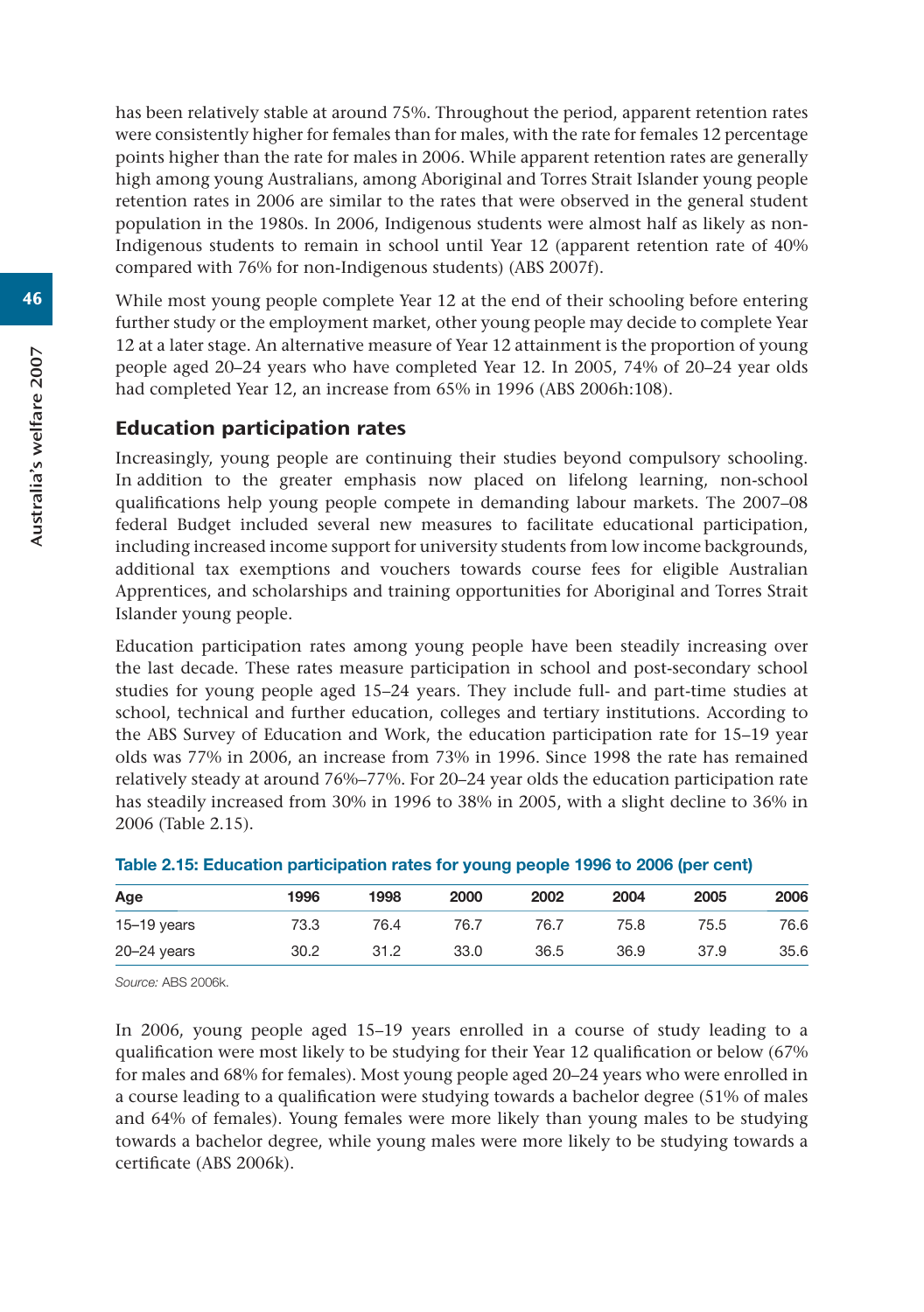has been relatively stable at around 75%. Throughout the period, apparent retention rates were consistently higher for females than for males, with the rate for females 12 percentage points higher than the rate for males in 2006. While apparent retention rates are generally high among young Australians, among Aboriginal and Torres Strait Islander young people retention rates in 2006 are similar to the rates that were observed in the general student population in the 1980s. In 2006, Indigenous students were almost half as likely as non-Indigenous students to remain in school until Year 12 (apparent retention rate of 40% compared with 76% for non-Indigenous students) (ABS 2007f).

While most young people complete Year 12 at the end of their schooling before entering further study or the employment market, other young people may decide to complete Year 12 at a later stage. An alternative measure of Year 12 attainment is the proportion of young people aged 20–24 years who have completed Year 12. In 2005, 74% of 20–24 year olds had completed Year 12, an increase from 65% in 1996 (ABS 2006h:108).

### Education participation rates

Increasingly, young people are continuing their studies beyond compulsory schooling. In addition to the greater emphasis now placed on lifelong learning, non-school qualifications help young people compete in demanding labour markets. The 2007–08 federal Budget included several new measures to facilitate educational participation, including increased income support for university students from low income backgrounds, additional tax exemptions and vouchers towards course fees for eligible Australian Apprentices, and scholarships and training opportunities for Aboriginal and Torres Strait Islander young people.

Education participation rates among young people have been steadily increasing over the last decade. These rates measure participation in school and post-secondary school studies for young people aged 15–24 years. They include full- and part-time studies at school, technical and further education, colleges and tertiary institutions. According to the ABS Survey of Education and Work, the education participation rate for 15–19 year olds was 77% in 2006, an increase from 73% in 1996. Since 1998 the rate has remained relatively steady at around 76%–77%. For 20–24 year olds the education participation rate has steadily increased from 30% in 1996 to 38% in 2005, with a slight decline to 36% in 2006 (Table 2.15).

**Table 2.15: Education participation rates for young people 1996 to 2006 (per cent)**

| Age | 1996 | 1998 | 2000 | 2002 | 2004 | 2005 | 2006 |
|---|---|---|---|---|---|---|---|
| 15–19 years | 73.3 | 76.4 | 76.7 | 76.7 | 75.8 | 75.5 | 76.6 |
| 20–24 years | 30.2 | 31.2 | 33.0 | 36.5 | 36.9 | 37.9 | 35.6 |

*Source:* ABS 2006k.

In 2006, young people aged 15–19 years enrolled in a course of study leading to a qualification were most likely to be studying for their Year 12 qualification or below (67% for males and 68% for females). Most young people aged 20–24 years who were enrolled in a course leading to a qualification were studying towards a bachelor degree (51% of males and 64% of females). Young females were more likely than young males to be studying towards a bachelor degree, while young males were more likely to be studying towards a certificate (ABS 2006k).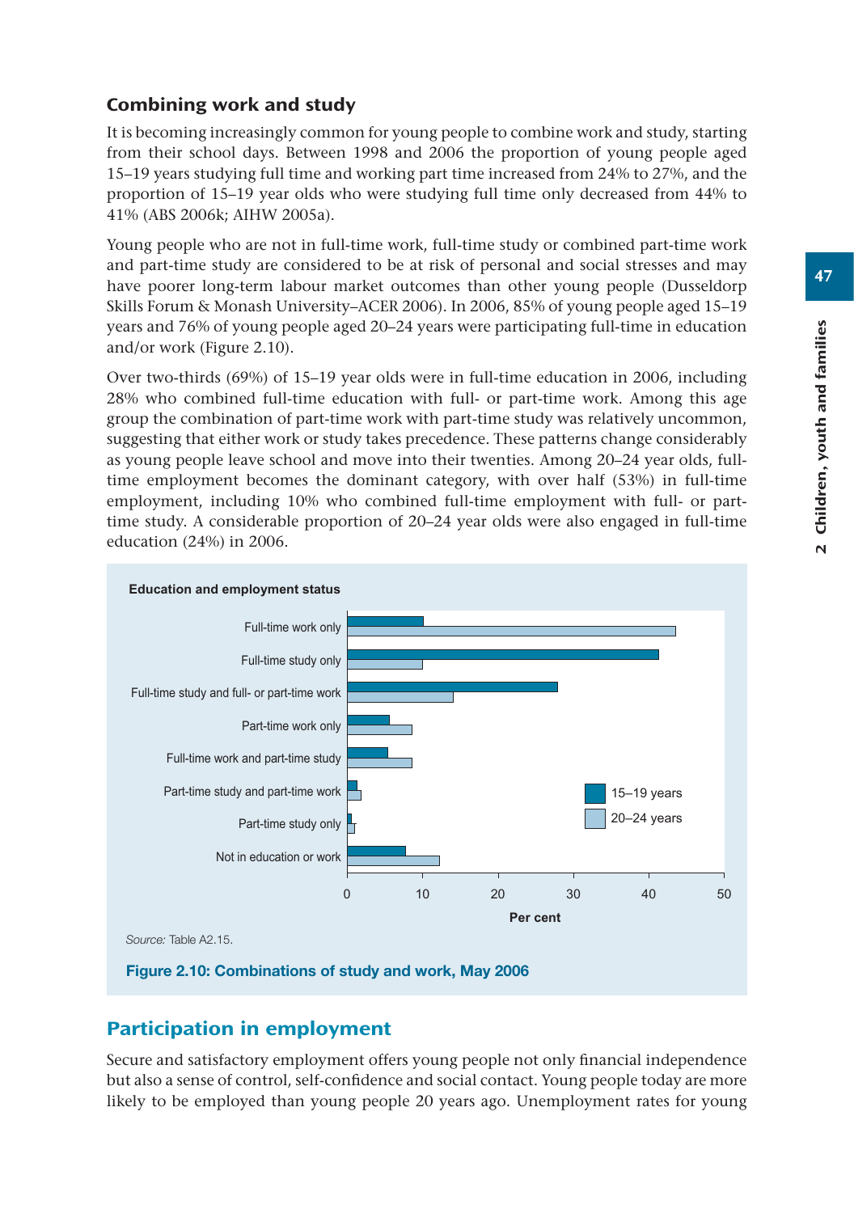### Combining work and study

It is becoming increasingly common for young people to combine work and study, starting from their school days. Between 1998 and 2006 the proportion of young people aged 15–19 years studying full time and working part time increased from 24% to 27%, and the proportion of 15–19 year olds who were studying full time only decreased from 44% to 41% (ABS 2006k; AIHW 2005a).

Young people who are not in full-time work, full-time study or combined part-time work and part-time study are considered to be at risk of personal and social stresses and may have poorer long-term labour market outcomes than other young people (Dusseldorp Skills Forum & Monash University–ACER 2006). In 2006, 85% of young people aged 15–19 years and 76% of young people aged 20–24 years were participating full-time in education and/or work (Figure 2.10).

Over two-thirds (69%) of 15–19 year olds were in full-time education in 2006, including 28% who combined full-time education with full- or part-time work. Among this age group the combination of part-time work with part-time study was relatively uncommon, suggesting that either work or study takes precedence. These patterns change considerably as young people leave school and move into their twenties. Among 20–24 year olds, full-time employment becomes the dominant category, with over half (53%) in full-time employment, including 10% who combined full-time employment with full- or part-time study. A considerable proportion of 20–24 year olds were also engaged in full-time education (24%) in 2006.

Education and employment status

Full-time work only
Full-time study only
Full-time study and full- or part-time work
Part-time work only
Full-time work and part-time study
Part-time study and part-time work
Part-time study only
Not in education or work

15–19 years
20–24 years

0 10 20 30 40 50
Per cent

*Source:* Table A2.15.

**Figure 2.10: Combinations of study and work, May 2006**

## Participation in employment

Secure and satisfactory employment offers young people not only financial independence but also a sense of control, self-confidence and social contact. Young people today are more likely to be employed than young people 20 years ago. Unemployment rates for young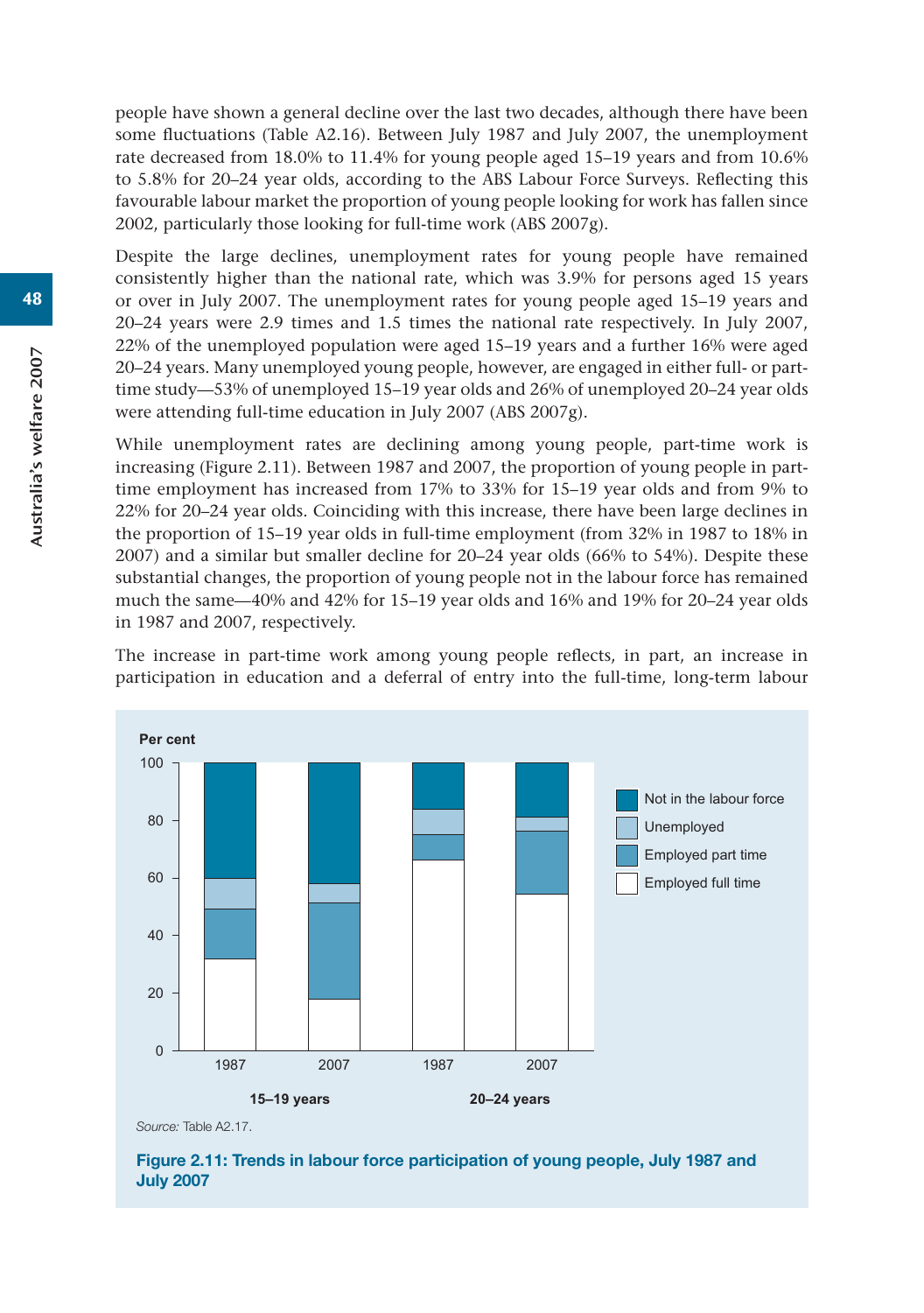people have shown a general decline over the last two decades, although there have been some fluctuations (Table A2.16). Between July 1987 and July 2007, the unemployment rate decreased from 18.0% to 11.4% for young people aged 15–19 years and from 10.6% to 5.8% for 20–24 year olds, according to the ABS Labour Force Surveys. Reflecting this favourable labour market the proportion of young people looking for work has fallen since 2002, particularly those looking for full-time work (ABS 2007g).

Despite the large declines, unemployment rates for young people have remained consistently higher than the national rate, which was 3.9% for persons aged 15 years or over in July 2007. The unemployment rates for young people aged 15–19 years and 20–24 years were 2.9 times and 1.5 times the national rate respectively. In July 2007, 22% of the unemployed population were aged 15–19 years and a further 16% were aged 20–24 years. Many unemployed young people, however, are engaged in either full- or part-time study—53% of unemployed 15–19 year olds and 26% of unemployed 20–24 year olds were attending full-time education in July 2007 (ABS 2007g).

While unemployment rates are declining among young people, part-time work is increasing (Figure 2.11). Between 1987 and 2007, the proportion of young people in part-time employment has increased from 17% to 33% for 15–19 year olds and from 9% to 22% for 20–24 year olds. Coinciding with this increase, there have been large declines in the proportion of 15–19 year olds in full-time employment (from 32% in 1987 to 18% in 2007) and a similar but smaller decline for 20–24 year olds (66% to 54%). Despite these substantial changes, the proportion of young people not in the labour force has remained much the same—40% and 42% for 15–19 year olds and 16% and 19% for 20–24 year olds in 1987 and 2007, respectively.

The increase in part-time work among young people reflects, in part, an increase in participation in education and a deferral of entry into the full-time, long-term labour

*Source:* Table A2.17.

**Figure 2.11: Trends in labour force participation of young people, July 1987 and July 2007**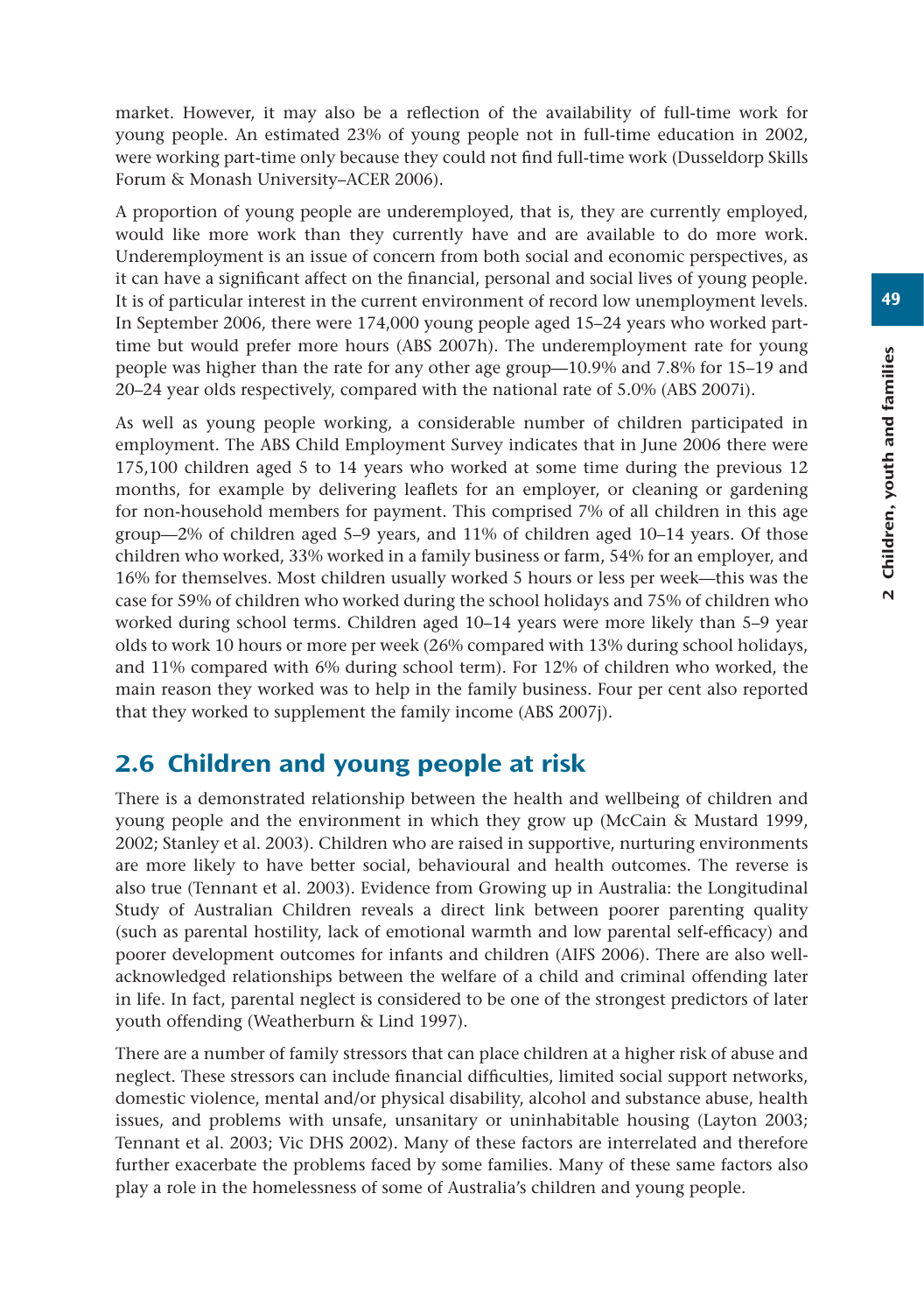market. However, it may also be a reflection of the availability of full-time work for young people. An estimated 23% of young people not in full-time education in 2002, were working part-time only because they could not find full-time work (Dusseldorp Skills Forum & Monash University–ACER 2006).

A proportion of young people are underemployed, that is, they are currently employed, would like more work than they currently have and are available to do more work. Underemployment is an issue of concern from both social and economic perspectives, as it can have a significant affect on the financial, personal and social lives of young people. It is of particular interest in the current environment of record low unemployment levels. In September 2006, there were 174,000 young people aged 15–24 years who worked part-time but would prefer more hours (ABS 2007h). The underemployment rate for young people was higher than the rate for any other age group—10.9% and 7.8% for 15–19 and 20–24 year olds respectively, compared with the national rate of 5.0% (ABS 2007i).

As well as young people working, a considerable number of children participated in employment. The ABS Child Employment Survey indicates that in June 2006 there were 175,100 children aged 5 to 14 years who worked at some time during the previous 12 months, for example by delivering leaflets for an employer, or cleaning or gardening for non-household members for payment. This comprised 7% of all children in this age group—2% of children aged 5–9 years, and 11% of children aged 10–14 years. Of those children who worked, 33% worked in a family business or farm, 54% for an employer, and 16% for themselves. Most children usually worked 5 hours or less per week—this was the case for 59% of children who worked during the school holidays and 75% of children who worked during school terms. Children aged 10–14 years were more likely than 5–9 year olds to work 10 hours or more per week (26% compared with 13% during school holidays, and 11% compared with 6% during school term). For 12% of children who worked, the main reason they worked was to help in the family business. Four per cent also reported that they worked to supplement the family income (ABS 2007j).

## 2.6 Children and young people at risk

There is a demonstrated relationship between the health and wellbeing of children and young people and the environment in which they grow up (McCain & Mustard 1999, 2002; Stanley et al. 2003). Children who are raised in supportive, nurturing environments are more likely to have better social, behavioural and health outcomes. The reverse is also true (Tennant et al. 2003). Evidence from Growing up in Australia: the Longitudinal Study of Australian Children reveals a direct link between poorer parenting quality (such as parental hostility, lack of emotional warmth and low parental self-efficacy) and poorer development outcomes for infants and children (AIFS 2006). There are also well-acknowledged relationships between the welfare of a child and criminal offending later in life. In fact, parental neglect is considered to be one of the strongest predictors of later youth offending (Weatherburn & Lind 1997).

There are a number of family stressors that can place children at a higher risk of abuse and neglect. These stressors can include financial difficulties, limited social support networks, domestic violence, mental and/or physical disability, alcohol and substance abuse, health issues, and problems with unsafe, unsanitary or uninhabitable housing (Layton 2003; Tennant et al. 2003; Vic DHS 2002). Many of these factors are interrelated and therefore further exacerbate the problems faced by some families. Many of these same factors also play a role in the homelessness of some of Australia's children and young people.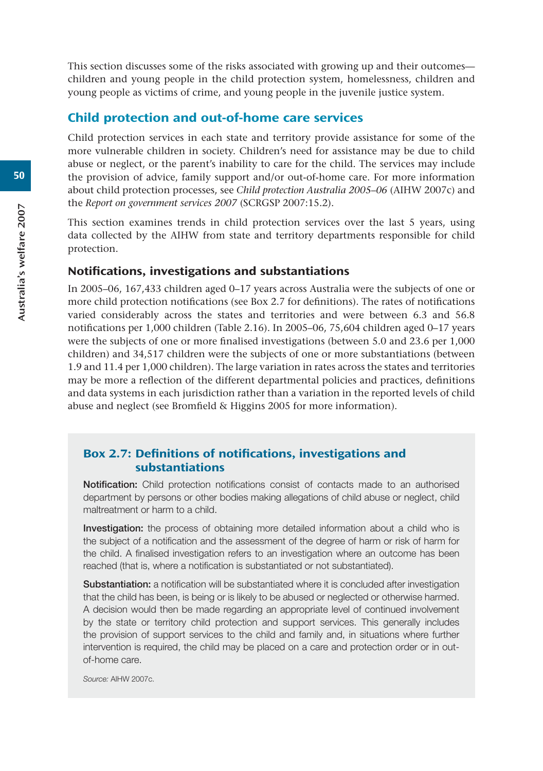This section discusses some of the risks associated with growing up and their outcomes—children and young people in the child protection system, homelessness, children and young people as victims of crime, and young people in the juvenile justice system.

## Child protection and out-of-home care services

Child protection services in each state and territory provide assistance for some of the more vulnerable children in society. Children's need for assistance may be due to child abuse or neglect, or the parent's inability to care for the child. The services may include the provision of advice, family support and/or out-of-home care. For more information about child protection processes, see *Child protection Australia 2005–06* (AIHW 2007c) and the *Report on government services 2007* (SCRGSP 2007:15.2).

This section examines trends in child protection services over the last 5 years, using data collected by the AIHW from state and territory departments responsible for child protection.

### Notifications, investigations and substantiations

In 2005–06, 167,433 children aged 0–17 years across Australia were the subjects of one or more child protection notifications (see Box 2.7 for definitions). The rates of notifications varied considerably across the states and territories and were between 6.3 and 56.8 notifications per 1,000 children (Table 2.16). In 2005–06, 75,604 children aged 0–17 years were the subjects of one or more finalised investigations (between 5.0 and 23.6 per 1,000 children) and 34,517 children were the subjects of one or more substantiations (between 1.9 and 11.4 per 1,000 children). The large variation in rates across the states and territories may be more a reflection of the different departmental policies and practices, definitions and data systems in each jurisdiction rather than a variation in the reported levels of child abuse and neglect (see Bromfield & Higgins 2005 for more information).

#### Box 2.7: Definitions of notifications, investigations and substantiations

**Notification:** Child protection notifications consist of contacts made to an authorised department by persons or other bodies making allegations of child abuse or neglect, child maltreatment or harm to a child.

**Investigation:** the process of obtaining more detailed information about a child who is the subject of a notification and the assessment of the degree of harm or risk of harm for the child. A finalised investigation refers to an investigation where an outcome has been reached (that is, where a notification is substantiated or not substantiated).

**Substantiation:** a notification will be substantiated where it is concluded after investigation that the child has been, is being or is likely to be abused or neglected or otherwise harmed. A decision would then be made regarding an appropriate level of continued involvement by the state or territory child protection and support services. This generally includes the provision of support services to the child and family and, in situations where further intervention is required, the child may be placed on a care and protection order or in out-of-home care.

*Source:* AIHW 2007c.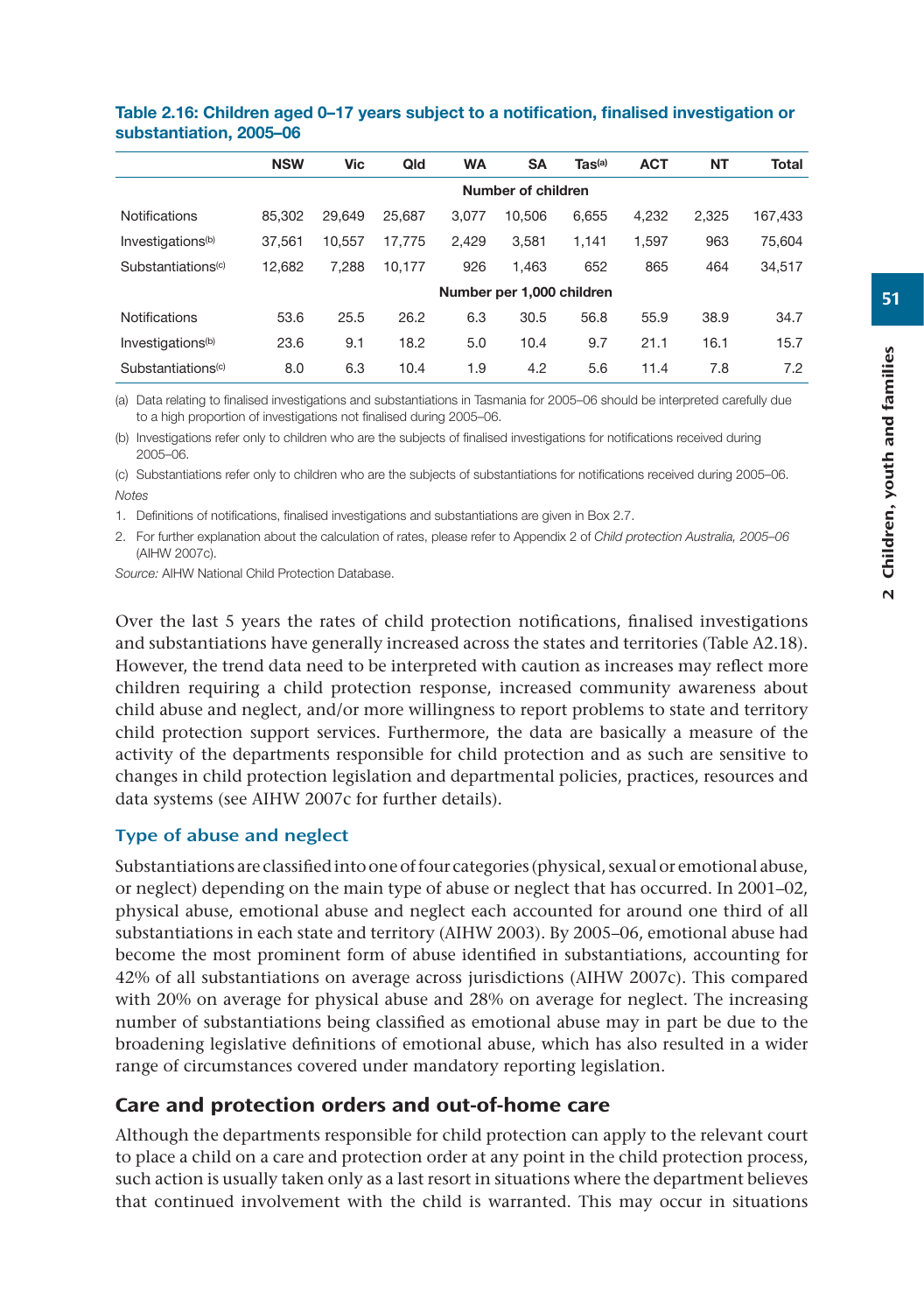**Table 2.16: Children aged 0–17 years subject to a notification, finalised investigation or substantiation, 2005–06**

| | NSW | Vic | Qld | WA | SA | Tas[(a)] | ACT | NT | Total |
|---|---|---|---|---|---|---|---|---|---|
| | Number of children | | | | | | | | |
| Notifications | 85,302 | 29,649 | 25,687 | 3,077 | 10,506 | 6,655 | 4,232 | 2,325 | 167,433 |
| Investigations[(b)] | 37,561 | 10,557 | 17,775 | 2,429 | 3,581 | 1,141 | 1,597 | 963 | 75,604 |
| Substantiations[(c)] | 12,682 | 7,288 | 10,177 | 926 | 1,463 | 652 | 865 | 464 | 34,517 |
| | Number per 1,000 children | | | | | | | | |
| Notifications | 53.6 | 25.5 | 26.2 | 6.3 | 30.5 | 56.8 | 55.9 | 38.9 | 34.7 |
| Investigations[(b)] | 23.6 | 9.1 | 18.2 | 5.0 | 10.4 | 9.7 | 21.1 | 16.1 | 15.7 |
| Substantiations[(c)] | 8.0 | 6.3 | 10.4 | 1.9 | 4.2 | 5.6 | 11.4 | 7.8 | 7.2 |

(a) Data relating to finalised investigations and substantiations in Tasmania for 2005–06 should be interpreted carefully due to a high proportion of investigations not finalised during 2005–06.

(b) Investigations refer only to children who are the subjects of finalised investigations for notifications received during 2005–06.

(c) Substantiations refer only to children who are the subjects of substantiations for notifications received during 2005–06.

*Notes*

1. Definitions of notifications, finalised investigations and substantiations are given in Box 2.7.
2. For further explanation about the calculation of rates, please refer to Appendix 2 of *Child protection Australia, 2005–06* (AIHW 2007c).

*Source:* AIHW National Child Protection Database.

Over the last 5 years the rates of child protection notifications, finalised investigations and substantiations have generally increased across the states and territories (Table A2.18). However, the trend data need to be interpreted with caution as increases may reflect more children requiring a child protection response, increased community awareness about child abuse and neglect, and/or more willingness to report problems to state and territory child protection support services. Furthermore, the data are basically a measure of the activity of the departments responsible for child protection and as such are sensitive to changes in child protection legislation and departmental policies, practices, resources and data systems (see AIHW 2007c for further details).

### Type of abuse and neglect

Substantiations are classified into one of four categories (physical, sexual or emotional abuse, or neglect) depending on the main type of abuse or neglect that has occurred. In 2001–02, physical abuse, emotional abuse and neglect each accounted for around one third of all substantiations in each state and territory (AIHW 2003). By 2005–06, emotional abuse had become the most prominent form of abuse identified in substantiations, accounting for 42% of all substantiations on average across jurisdictions (AIHW 2007c). This compared with 20% on average for physical abuse and 28% on average for neglect. The increasing number of substantiations being classified as emotional abuse may in part be due to the broadening legislative definitions of emotional abuse, which has also resulted in a wider range of circumstances covered under mandatory reporting legislation.

## Care and protection orders and out-of-home care

Although the departments responsible for child protection can apply to the relevant court to place a child on a care and protection order at any point in the child protection process, such action is usually taken only as a last resort in situations where the department believes that continued involvement with the child is warranted. This may occur in situations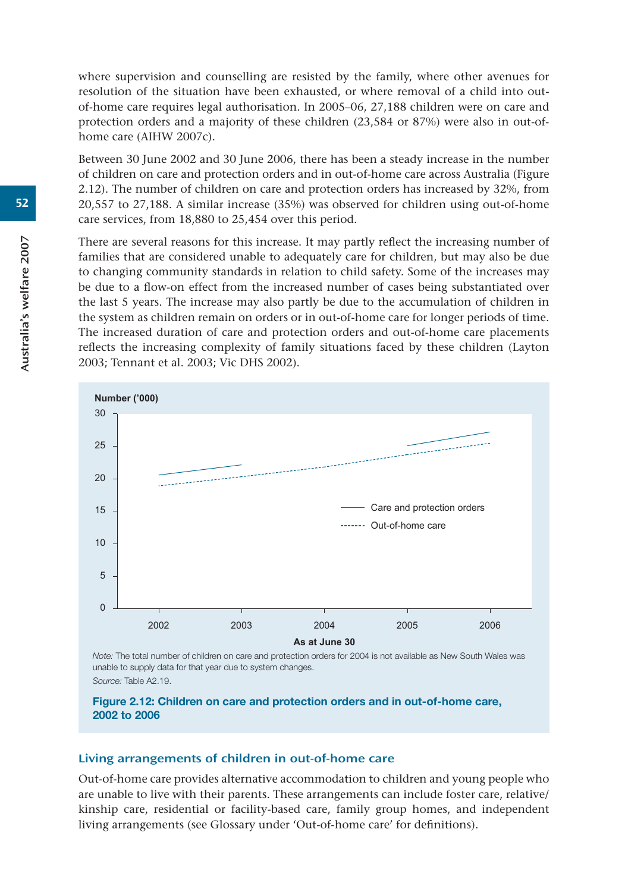where supervision and counselling are resisted by the family, where other avenues for resolution of the situation have been exhausted, or where removal of a child into out-of-home care requires legal authorisation. In 2005–06, 27,188 children were on care and protection orders and a majority of these children (23,584 or 87%) were also in out-of-home care (AIHW 2007c).

Between 30 June 2002 and 30 June 2006, there has been a steady increase in the number of children on care and protection orders and in out-of-home care across Australia (Figure 2.12). The number of children on care and protection orders has increased by 32%, from 20,557 to 27,188. A similar increase (35%) was observed for children using out-of-home care services, from 18,880 to 25,454 over this period.

There are several reasons for this increase. It may partly reflect the increasing number of families that are considered unable to adequately care for children, but may also be due to changing community standards in relation to child safety. Some of the increases may be due to a flow-on effect from the increased number of cases being substantiated over the last 5 years. The increase may also partly be due to the accumulation of children in the system as children remain on orders or in out-of-home care for longer periods of time. The increased duration of care and protection orders and out-of-home care placements reflects the increasing complexity of family situations faced by these children (Layton 2003; Tennant et al. 2003; Vic DHS 2002).

Number ('000)

30
25
20
15
10
5
0

2002
2003
2004
2005
2006

As at June 30

Care and protection orders
Out-of-home care

*Note:* The total number of children on care and protection orders for 2004 is not available as New South Wales was unable to supply data for that year due to system changes.

*Source:* Table A2.19.

**Figure 2.12: Children on care and protection orders and in out-of-home care, 2002 to 2006**

### Living arrangements of children in out-of-home care

Out-of-home care provides alternative accommodation to children and young people who are unable to live with their parents. These arrangements can include foster care, relative/kinship care, residential or facility-based care, family group homes, and independent living arrangements (see Glossary under 'Out-of-home care' for definitions).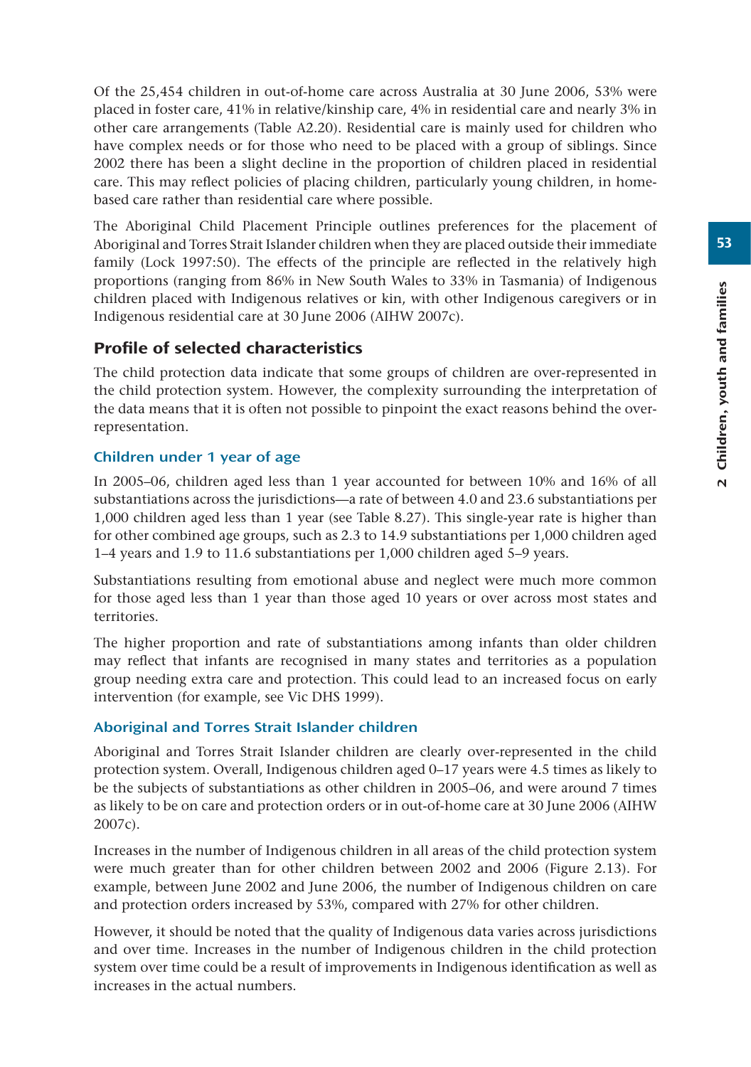Of the 25,454 children in out-of-home care across Australia at 30 June 2006, 53% were placed in foster care, 41% in relative/kinship care, 4% in residential care and nearly 3% in other care arrangements (Table A2.20). Residential care is mainly used for children who have complex needs or for those who need to be placed with a group of siblings. Since 2002 there has been a slight decline in the proportion of children placed in residential care. This may reflect policies of placing children, particularly young children, in home-based care rather than residential care where possible.

The Aboriginal Child Placement Principle outlines preferences for the placement of Aboriginal and Torres Strait Islander children when they are placed outside their immediate family (Lock 1997:50). The effects of the principle are reflected in the relatively high proportions (ranging from 86% in New South Wales to 33% in Tasmania) of Indigenous children placed with Indigenous relatives or kin, with other Indigenous caregivers or in Indigenous residential care at 30 June 2006 (AIHW 2007c).

## Profile of selected characteristics

The child protection data indicate that some groups of children are over-represented in the child protection system. However, the complexity surrounding the interpretation of the data means that it is often not possible to pinpoint the exact reasons behind the over-representation.

### Children under 1 year of age

In 2005–06, children aged less than 1 year accounted for between 10% and 16% of all substantiations across the jurisdictions—a rate of between 4.0 and 23.6 substantiations per 1,000 children aged less than 1 year (see Table 8.27). This single-year rate is higher than for other combined age groups, such as 2.3 to 14.9 substantiations per 1,000 children aged 1–4 years and 1.9 to 11.6 substantiations per 1,000 children aged 5–9 years.

Substantiations resulting from emotional abuse and neglect were much more common for those aged less than 1 year than those aged 10 years or over across most states and territories.

The higher proportion and rate of substantiations among infants than older children may reflect that infants are recognised in many states and territories as a population group needing extra care and protection. This could lead to an increased focus on early intervention (for example, see Vic DHS 1999).

### Aboriginal and Torres Strait Islander children

Aboriginal and Torres Strait Islander children are clearly over-represented in the child protection system. Overall, Indigenous children aged 0–17 years were 4.5 times as likely to be the subjects of substantiations as other children in 2005–06, and were around 7 times as likely to be on care and protection orders or in out-of-home care at 30 June 2006 (AIHW 2007c).

Increases in the number of Indigenous children in all areas of the child protection system were much greater than for other children between 2002 and 2006 (Figure 2.13). For example, between June 2002 and June 2006, the number of Indigenous children on care and protection orders increased by 53%, compared with 27% for other children.

However, it should be noted that the quality of Indigenous data varies across jurisdictions and over time. Increases in the number of Indigenous children in the child protection system over time could be a result of improvements in Indigenous identification as well as increases in the actual numbers.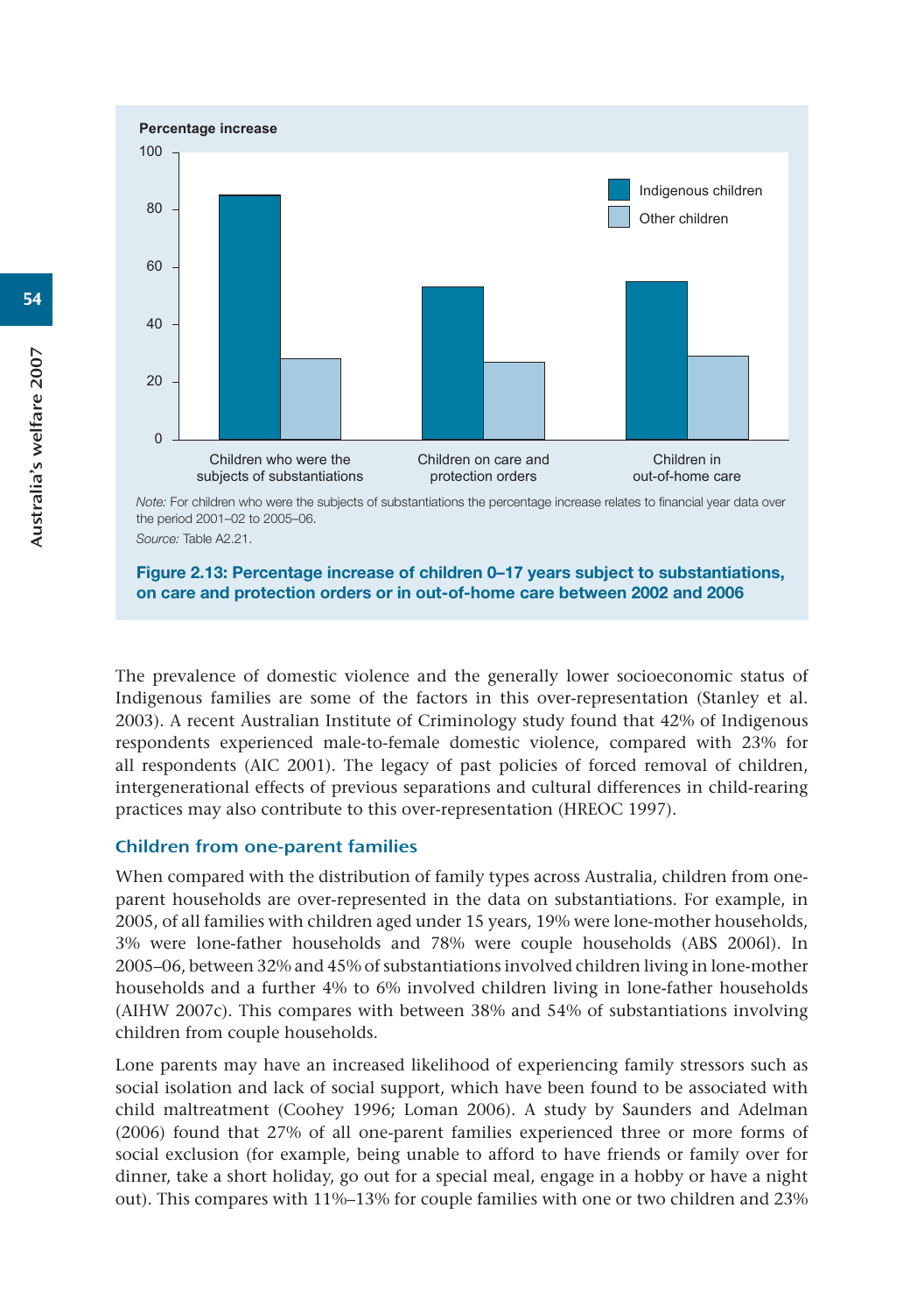Percentage increase

100

80

60

40

20

0

Indigenous children

Other children

Children who were the subjects of substantiations

Children on care and protection orders

Children in out-of-home care

*Note:* For children who were the subjects of substantiations the percentage increase relates to financial year data over the period 2001–02 to 2005–06.

*Source:* Table A2.21.

**Figure 2.13: Percentage increase of children 0–17 years subject to substantiations, on care and protection orders or in out-of-home care between 2002 and 2006**

The prevalence of domestic violence and the generally lower socioeconomic status of Indigenous families are some of the factors in this over-representation (Stanley et al. 2003). A recent Australian Institute of Criminology study found that 42% of Indigenous respondents experienced male-to-female domestic violence, compared with 23% for all respondents (AIC 2001). The legacy of past policies of forced removal of children, intergenerational effects of previous separations and cultural differences in child-rearing practices may also contribute to this over-representation (HREOC 1997).

### Children from one-parent families

When compared with the distribution of family types across Australia, children from one-parent households are over-represented in the data on substantiations. For example, in 2005, of all families with children aged under 15 years, 19% were lone-mother households, 3% were lone-father households and 78% were couple households (ABS 2006l). In 2005–06, between 32% and 45% of substantiations involved children living in lone-mother households and a further 4% to 6% involved children living in lone-father households (AIHW 2007c). This compares with between 38% and 54% of substantiations involving children from couple households.

Lone parents may have an increased likelihood of experiencing family stressors such as social isolation and lack of social support, which have been found to be associated with child maltreatment (Coohey 1996; Loman 2006). A study by Saunders and Adelman (2006) found that 27% of all one-parent families experienced three or more forms of social exclusion (for example, being unable to afford to have friends or family over for dinner, take a short holiday, go out for a special meal, engage in a hobby or have a night out). This compares with 11%–13% for couple families with one or two children and 23%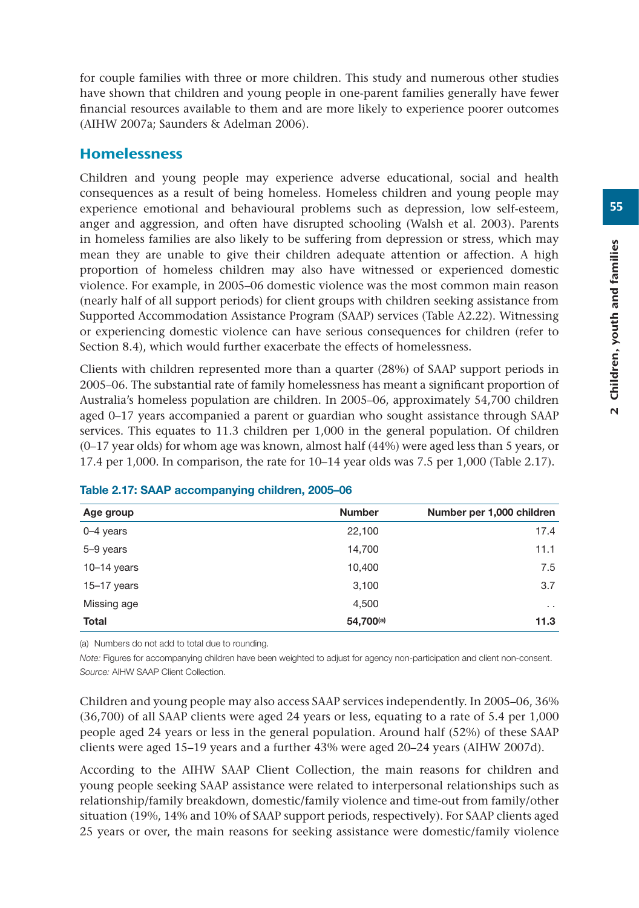for couple families with three or more children. This study and numerous other studies have shown that children and young people in one-parent families generally have fewer financial resources available to them and are more likely to experience poorer outcomes (AIHW 2007a; Saunders & Adelman 2006).

## Homelessness

Children and young people may experience adverse educational, social and health consequences as a result of being homeless. Homeless children and young people may experience emotional and behavioural problems such as depression, low self-esteem, anger and aggression, and often have disrupted schooling (Walsh et al. 2003). Parents in homeless families are also likely to be suffering from depression or stress, which may mean they are unable to give their children adequate attention or affection. A high proportion of homeless children may also have witnessed or experienced domestic violence. For example, in 2005–06 domestic violence was the most common main reason (nearly half of all support periods) for client groups with children seeking assistance from Supported Accommodation Assistance Program (SAAP) services (Table A2.22). Witnessing or experiencing domestic violence can have serious consequences for children (refer to Section 8.4), which would further exacerbate the effects of homelessness.

Clients with children represented more than a quarter (28%) of SAAP support periods in 2005–06. The substantial rate of family homelessness has meant a significant proportion of Australia's homeless population are children. In 2005–06, approximately 54,700 children aged 0–17 years accompanied a parent or guardian who sought assistance through SAAP services. This equates to 11.3 children per 1,000 in the general population. Of children (0–17 year olds) for whom age was known, almost half (44%) were aged less than 5 years, or 17.4 per 1,000. In comparison, the rate for 10–14 year olds was 7.5 per 1,000 (Table 2.17).

**Table 2.17: SAAP accompanying children, 2005–06**

| Age group | Number | Number per 1,000 children |
|---|---|---|
| 0–4 years | 22,100 | 17.4 |
| 5–9 years | 14,700 | 11.1 |
| 10–14 years | 10,400 | 7.5 |
| 15–17 years | 3,100 | 3.7 |
| Missing age | 4,500 | . . |
| **Total** | **54,700[(a)]** | **11.3** |

(a) Numbers do not add to total due to rounding.

*Note:* Figures for accompanying children have been weighted to adjust for agency non-participation and client non-consent.

*Source:* AIHW SAAP Client Collection.

Children and young people may also access SAAP services independently. In 2005–06, 36% (36,700) of all SAAP clients were aged 24 years or less, equating to a rate of 5.4 per 1,000 people aged 24 years or less in the general population. Around half (52%) of these SAAP clients were aged 15–19 years and a further 43% were aged 20–24 years (AIHW 2007d).

According to the AIHW SAAP Client Collection, the main reasons for children and young people seeking SAAP assistance were related to interpersonal relationships such as relationship/family breakdown, domestic/family violence and time-out from family/other situation (19%, 14% and 10% of SAAP support periods, respectively). For SAAP clients aged 25 years or over, the main reasons for seeking assistance were domestic/family violence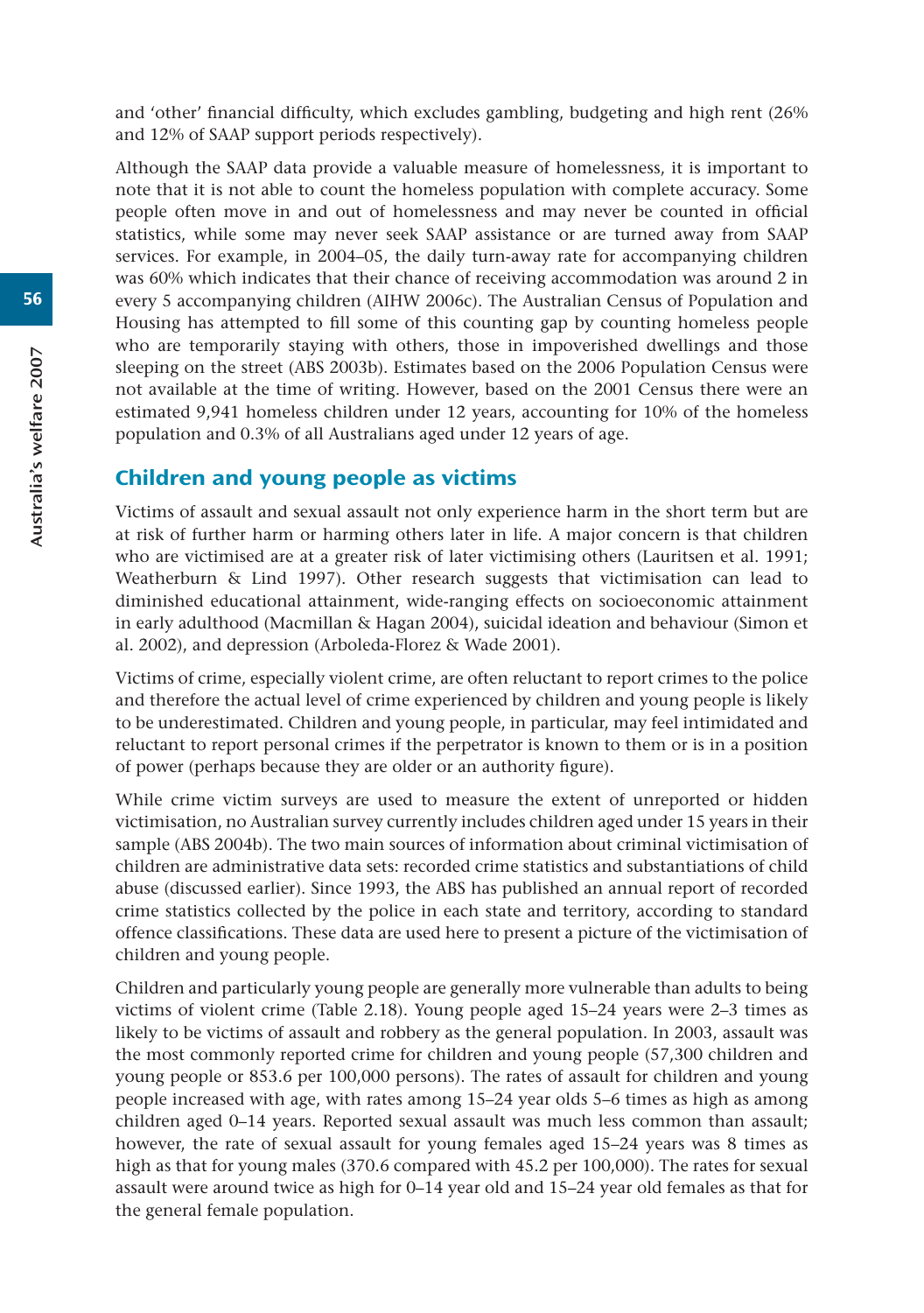and 'other' financial difficulty, which excludes gambling, budgeting and high rent (26% and 12% of SAAP support periods respectively).

Although the SAAP data provide a valuable measure of homelessness, it is important to note that it is not able to count the homeless population with complete accuracy. Some people often move in and out of homelessness and may never be counted in official statistics, while some may never seek SAAP assistance or are turned away from SAAP services. For example, in 2004–05, the daily turn-away rate for accompanying children was 60% which indicates that their chance of receiving accommodation was around 2 in every 5 accompanying children (AIHW 2006c). The Australian Census of Population and Housing has attempted to fill some of this counting gap by counting homeless people who are temporarily staying with others, those in impoverished dwellings and those sleeping on the street (ABS 2003b). Estimates based on the 2006 Population Census were not available at the time of writing. However, based on the 2001 Census there were an estimated 9,941 homeless children under 12 years, accounting for 10% of the homeless population and 0.3% of all Australians aged under 12 years of age.

## Children and young people as victims

Victims of assault and sexual assault not only experience harm in the short term but are at risk of further harm or harming others later in life. A major concern is that children who are victimised are at a greater risk of later victimising others (Lauritsen et al. 1991; Weatherburn & Lind 1997). Other research suggests that victimisation can lead to diminished educational attainment, wide-ranging effects on socioeconomic attainment in early adulthood (Macmillan & Hagan 2004), suicidal ideation and behaviour (Simon et al. 2002), and depression (Arboleda-Florez & Wade 2001).

Victims of crime, especially violent crime, are often reluctant to report crimes to the police and therefore the actual level of crime experienced by children and young people is likely to be underestimated. Children and young people, in particular, may feel intimidated and reluctant to report personal crimes if the perpetrator is known to them or is in a position of power (perhaps because they are older or an authority figure).

While crime victim surveys are used to measure the extent of unreported or hidden victimisation, no Australian survey currently includes children aged under 15 years in their sample (ABS 2004b). The two main sources of information about criminal victimisation of children are administrative data sets: recorded crime statistics and substantiations of child abuse (discussed earlier). Since 1993, the ABS has published an annual report of recorded crime statistics collected by the police in each state and territory, according to standard offence classifications. These data are used here to present a picture of the victimisation of children and young people.

Children and particularly young people are generally more vulnerable than adults to being victims of violent crime (Table 2.18). Young people aged 15–24 years were 2–3 times as likely to be victims of assault and robbery as the general population. In 2003, assault was the most commonly reported crime for children and young people (57,300 children and young people or 853.6 per 100,000 persons). The rates of assault for children and young people increased with age, with rates among 15–24 year olds 5–6 times as high as among children aged 0–14 years. Reported sexual assault was much less common than assault; however, the rate of sexual assault for young females aged 15–24 years was 8 times as high as that for young males (370.6 compared with 45.2 per 100,000). The rates for sexual assault were around twice as high for 0–14 year old and 15–24 year old females as that for the general female population.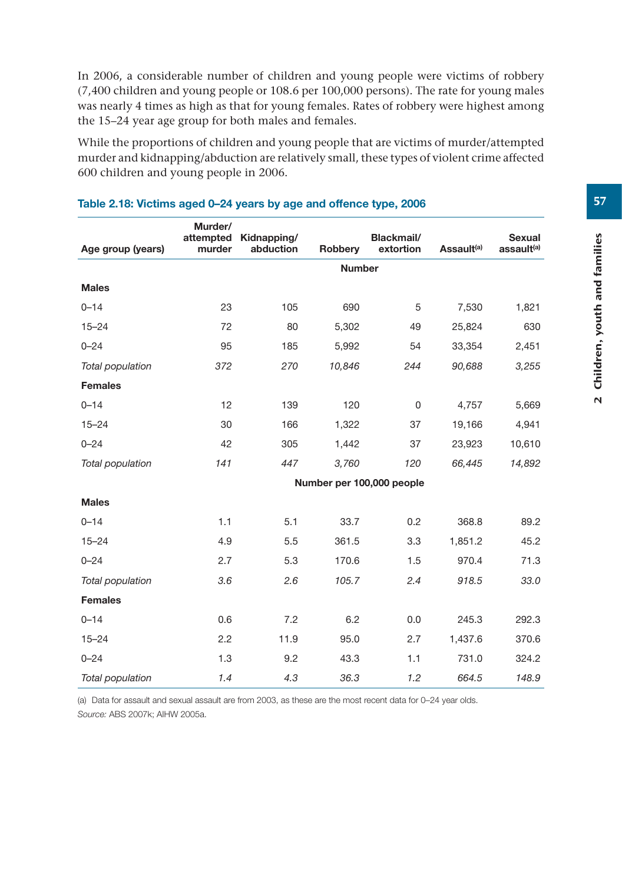In 2006, a considerable number of children and young people were victims of robbery (7,400 children and young people or 108.6 per 100,000 persons). The rate for young males was nearly 4 times as high as that for young females. Rates of robbery were highest among the 15–24 year age group for both males and females.

While the proportions of children and young people that are victims of murder/attempted murder and kidnapping/abduction are relatively small, these types of violent crime affected 600 children and young people in 2006.

**Table 2.18: Victims aged 0–24 years by age and offence type, 2006**

| Age group (years) | Murder/ attempted murder | Kidnapping/ abduction | Robbery | Blackmail/ extortion | Assault[(a)] | Sexual assault[(a)] |
|---|---|---|---|---|---|---|
| | | | **Number** | | | |
| **Males** | | | | | | |
| 0–14 | 23 | 105 | 690 | 5 | 7,530 | 1,821 |
| 15–24 | 72 | 80 | 5,302 | 49 | 25,824 | 630 |
| 0–24 | 95 | 185 | 5,992 | 54 | 33,354 | 2,451 |
| *Total population* | *372* | *270* | *10,846* | *244* | *90,688* | *3,255* |
| **Females** | | | | | | |
| 0–14 | 12 | 139 | 120 | 0 | 4,757 | 5,669 |
| 15–24 | 30 | 166 | 1,322 | 37 | 19,166 | 4,941 |
| 0–24 | 42 | 305 | 1,442 | 37 | 23,923 | 10,610 |
| *Total population* | *141* | *447* | *3,760* | *120* | *66,445* | *14,892* |
| | | | **Number per 100,000 people** | | | |
| **Males** | | | | | | |
| 0–14 | 1.1 | 5.1 | 33.7 | 0.2 | 368.8 | 89.2 |
| 15–24 | 4.9 | 5.5 | 361.5 | 3.3 | 1,851.2 | 45.2 |
| 0–24 | 2.7 | 5.3 | 170.6 | 1.5 | 970.4 | 71.3 |
| *Total population* | *3.6* | *2.6* | *105.7* | *2.4* | *918.5* | *33.0* |
| **Females** | | | | | | |
| 0–14 | 0.6 | 7.2 | 6.2 | 0.0 | 245.3 | 292.3 |
| 15–24 | 2.2 | 11.9 | 95.0 | 2.7 | 1,437.6 | 370.6 |
| 0–24 | 1.3 | 9.2 | 43.3 | 1.1 | 731.0 | 324.2 |
| *Total population* | *1.4* | *4.3* | *36.3* | *1.2* | *664.5* | *148.9* |

(a) Data for assault and sexual assault are from 2003, as these are the most recent data for 0–24 year olds.

*Source:* ABS 2007k; AIHW 2005a.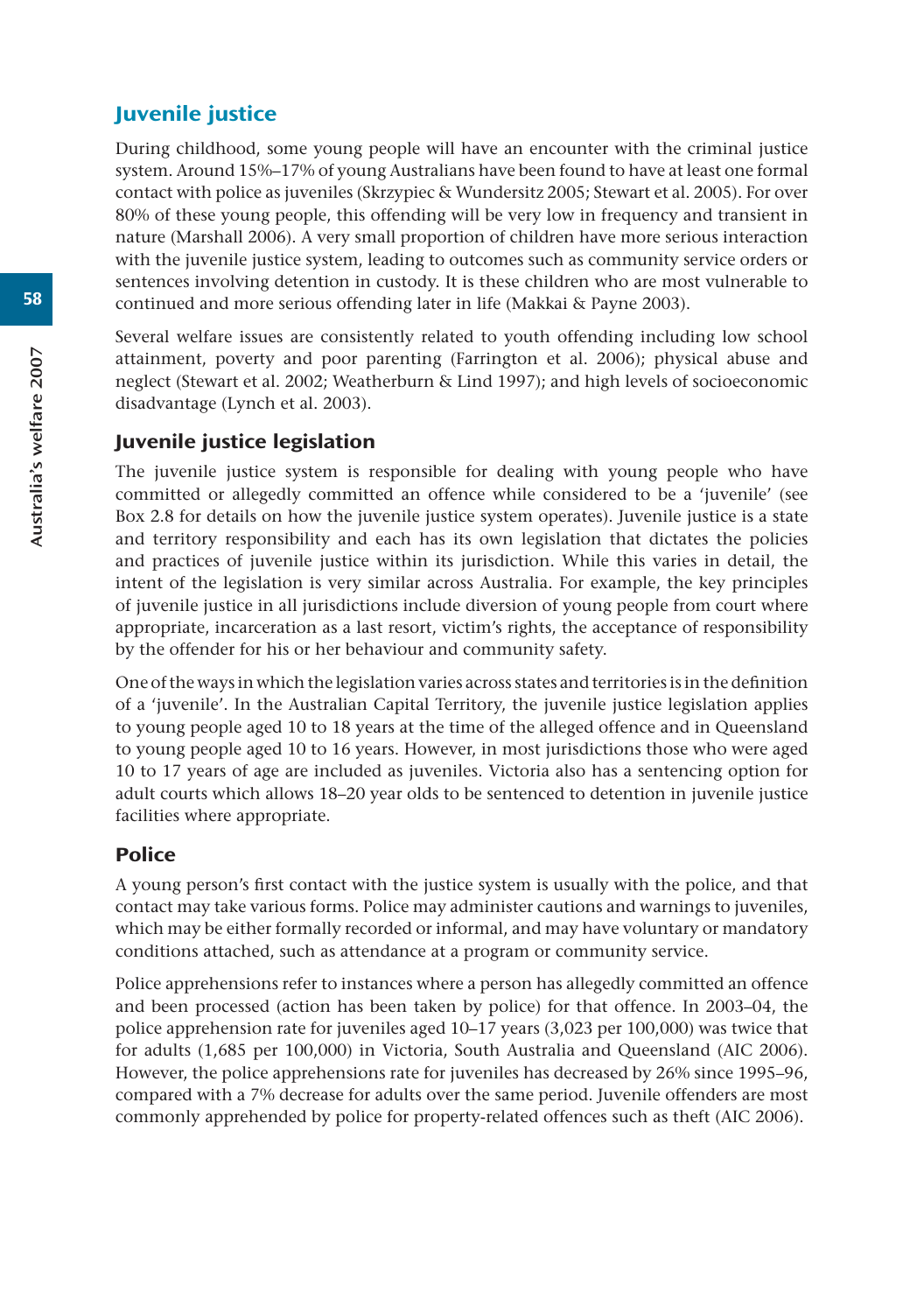## Juvenile justice

During childhood, some young people will have an encounter with the criminal justice system. Around 15%–17% of young Australians have been found to have at least one formal contact with police as juveniles (Skrzypiec & Wundersitz 2005; Stewart et al. 2005). For over 80% of these young people, this offending will be very low in frequency and transient in nature (Marshall 2006). A very small proportion of children have more serious interaction with the juvenile justice system, leading to outcomes such as community service orders or sentences involving detention in custody. It is these children who are most vulnerable to continued and more serious offending later in life (Makkai & Payne 2003).

Several welfare issues are consistently related to youth offending including low school attainment, poverty and poor parenting (Farrington et al. 2006); physical abuse and neglect (Stewart et al. 2002; Weatherburn & Lind 1997); and high levels of socioeconomic disadvantage (Lynch et al. 2003).

### Juvenile justice legislation

The juvenile justice system is responsible for dealing with young people who have committed or allegedly committed an offence while considered to be a 'juvenile' (see Box 2.8 for details on how the juvenile justice system operates). Juvenile justice is a state and territory responsibility and each has its own legislation that dictates the policies and practices of juvenile justice within its jurisdiction. While this varies in detail, the intent of the legislation is very similar across Australia. For example, the key principles of juvenile justice in all jurisdictions include diversion of young people from court where appropriate, incarceration as a last resort, victim's rights, the acceptance of responsibility by the offender for his or her behaviour and community safety.

One of the ways in which the legislation varies across states and territories is in the definition of a 'juvenile'. In the Australian Capital Territory, the juvenile justice legislation applies to young people aged 10 to 18 years at the time of the alleged offence and in Queensland to young people aged 10 to 16 years. However, in most jurisdictions those who were aged 10 to 17 years of age are included as juveniles. Victoria also has a sentencing option for adult courts which allows 18–20 year olds to be sentenced to detention in juvenile justice facilities where appropriate.

### Police

A young person's first contact with the justice system is usually with the police, and that contact may take various forms. Police may administer cautions and warnings to juveniles, which may be either formally recorded or informal, and may have voluntary or mandatory conditions attached, such as attendance at a program or community service.

Police apprehensions refer to instances where a person has allegedly committed an offence and been processed (action has been taken by police) for that offence. In 2003–04, the police apprehension rate for juveniles aged 10–17 years (3,023 per 100,000) was twice that for adults (1,685 per 100,000) in Victoria, South Australia and Queensland (AIC 2006). However, the police apprehensions rate for juveniles has decreased by 26% since 1995–96, compared with a 7% decrease for adults over the same period. Juvenile offenders are most commonly apprehended by police for property-related offences such as theft (AIC 2006).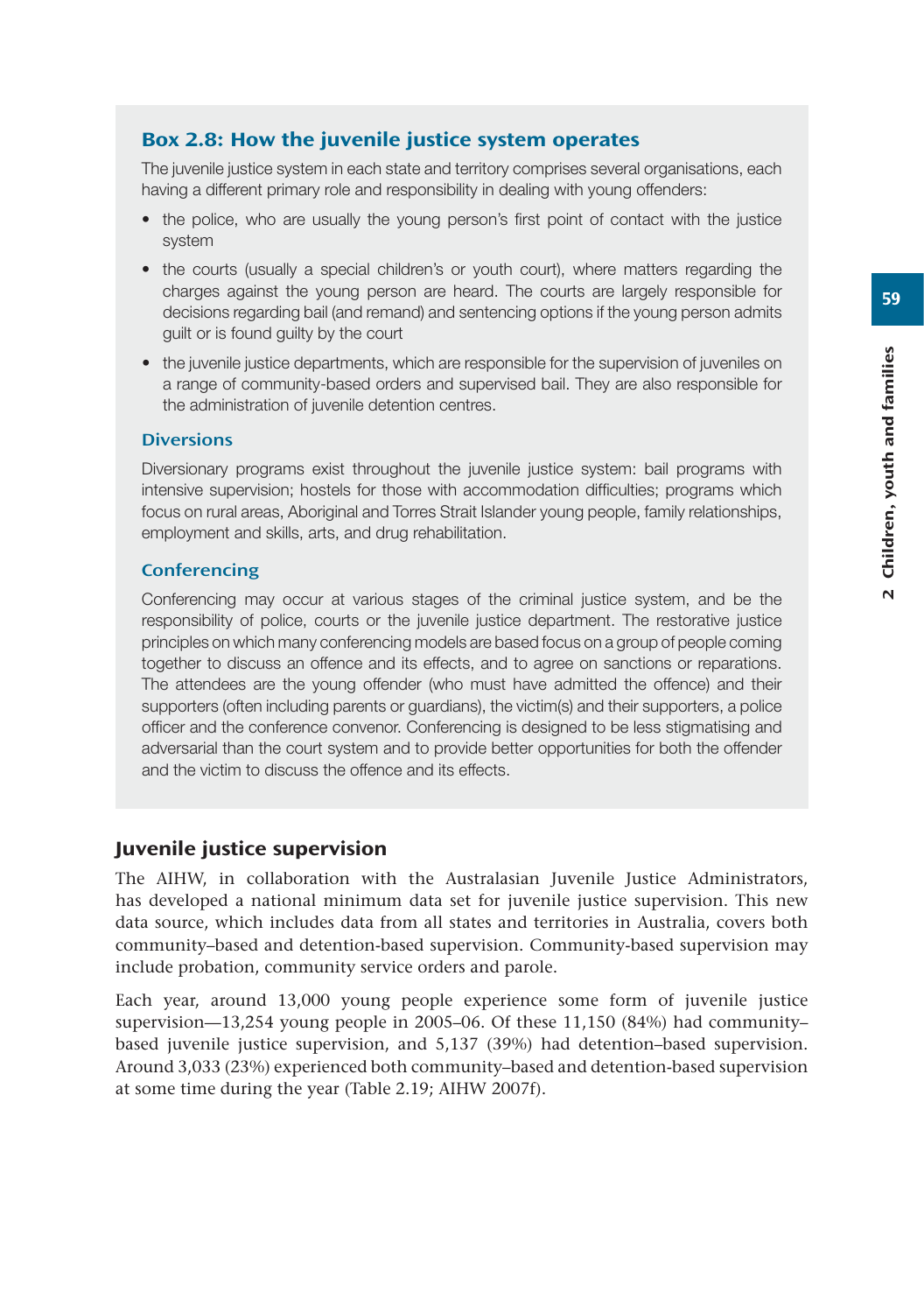### Box 2.8: How the juvenile justice system operates

The juvenile justice system in each state and territory comprises several organisations, each having a different primary role and responsibility in dealing with young offenders:

- the police, who are usually the young person's first point of contact with the justice system
- the courts (usually a special children's or youth court), where matters regarding the charges against the young person are heard. The courts are largely responsible for decisions regarding bail (and remand) and sentencing options if the young person admits guilt or is found guilty by the court
- the juvenile justice departments, which are responsible for the supervision of juveniles on a range of community-based orders and supervised bail. They are also responsible for the administration of juvenile detention centres.

#### Diversions

Diversionary programs exist throughout the juvenile justice system: bail programs with intensive supervision; hostels for those with accommodation difficulties; programs which focus on rural areas, Aboriginal and Torres Strait Islander young people, family relationships, employment and skills, arts, and drug rehabilitation.

#### Conferencing

Conferencing may occur at various stages of the criminal justice system, and be the responsibility of police, courts or the juvenile justice department. The restorative justice principles on which many conferencing models are based focus on a group of people coming together to discuss an offence and its effects, and to agree on sanctions or reparations. The attendees are the young offender (who must have admitted the offence) and their supporters (often including parents or guardians), the victim(s) and their supporters, a police officer and the conference convenor. Conferencing is designed to be less stigmatising and adversarial than the court system and to provide better opportunities for both the offender and the victim to discuss the offence and its effects.

## Juvenile justice supervision

The AIHW, in collaboration with the Australasian Juvenile Justice Administrators, has developed a national minimum data set for juvenile justice supervision. This new data source, which includes data from all states and territories in Australia, covers both community–based and detention-based supervision. Community-based supervision may include probation, community service orders and parole.

Each year, around 13,000 young people experience some form of juvenile justice supervision—13,254 young people in 2005–06. Of these 11,150 (84%) had community–based juvenile justice supervision, and 5,137 (39%) had detention–based supervision. Around 3,033 (23%) experienced both community–based and detention-based supervision at some time during the year (Table 2.19; AIHW 2007f).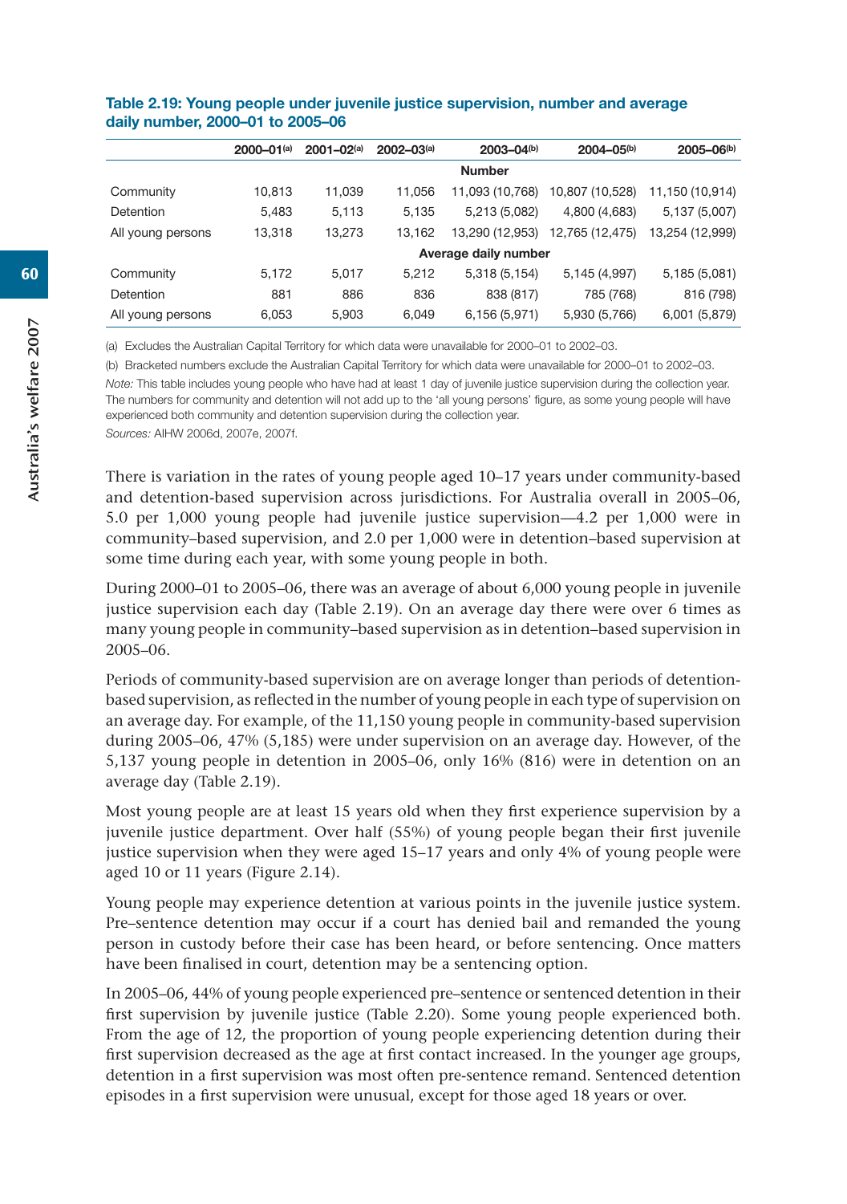**Table 2.19: Young people under juvenile justice supervision, number and average daily number, 2000–01 to 2005–06**

| | 2000–01[(a)] | 2001–02[(a)] | 2002–03[(a)] | 2003–04[(b)] | 2004–05[(b)] | 2005–06[(b)] |
|---|---|---|---|---|---|---|
| | | | | **Number** | | |
| Community | 10,813 | 11,039 | 11,056 | 11,093 (10,768) | 10,807 (10,528) | 11,150 (10,914) |
| Detention | 5,483 | 5,113 | 5,135 | 5,213 (5,082) | 4,800 (4,683) | 5,137 (5,007) |
| All young persons | 13,318 | 13,273 | 13,162 | 13,290 (12,953) | 12,765 (12,475) | 13,254 (12,999) |
| | | | | **Average daily number** | | |
| Community | 5,172 | 5,017 | 5,212 | 5,318 (5,154) | 5,145 (4,997) | 5,185 (5,081) |
| Detention | 881 | 886 | 836 | 838 (817) | 785 (768) | 816 (798) |
| All young persons | 6,053 | 5,903 | 6,049 | 6,156 (5,971) | 5,930 (5,766) | 6,001 (5,879) |

(a) Excludes the Australian Capital Territory for which data were unavailable for 2000–01 to 2002–03.

(b) Bracketed numbers exclude the Australian Capital Territory for which data were unavailable for 2000–01 to 2002–03.

*Note:* This table includes young people who have had at least 1 day of juvenile justice supervision during the collection year. The numbers for community and detention will not add up to the 'all young persons' figure, as some young people will have experienced both community and detention supervision during the collection year.

*Sources:* AIHW 2006d, 2007e, 2007f.

There is variation in the rates of young people aged 10–17 years under community-based and detention-based supervision across jurisdictions. For Australia overall in 2005–06, 5.0 per 1,000 young people had juvenile justice supervision—4.2 per 1,000 were in community–based supervision, and 2.0 per 1,000 were in detention–based supervision at some time during each year, with some young people in both.

During 2000–01 to 2005–06, there was an average of about 6,000 young people in juvenile justice supervision each day (Table 2.19). On an average day there were over 6 times as many young people in community–based supervision as in detention–based supervision in 2005–06.

Periods of community-based supervision are on average longer than periods of detention-based supervision, as reflected in the number of young people in each type of supervision on an average day. For example, of the 11,150 young people in community-based supervision during 2005–06, 47% (5,185) were under supervision on an average day. However, of the 5,137 young people in detention in 2005–06, only 16% (816) were in detention on an average day (Table 2.19).

Most young people are at least 15 years old when they first experience supervision by a juvenile justice department. Over half (55%) of young people began their first juvenile justice supervision when they were aged 15–17 years and only 4% of young people were aged 10 or 11 years (Figure 2.14).

Young people may experience detention at various points in the juvenile justice system. Pre–sentence detention may occur if a court has denied bail and remanded the young person in custody before their case has been heard, or before sentencing. Once matters have been finalised in court, detention may be a sentencing option.

In 2005–06, 44% of young people experienced pre–sentence or sentenced detention in their first supervision by juvenile justice (Table 2.20). Some young people experienced both. From the age of 12, the proportion of young people experiencing detention during their first supervision decreased as the age at first contact increased. In the younger age groups, detention in a first supervision was most often pre-sentence remand. Sentenced detention episodes in a first supervision were unusual, except for those aged 18 years or over.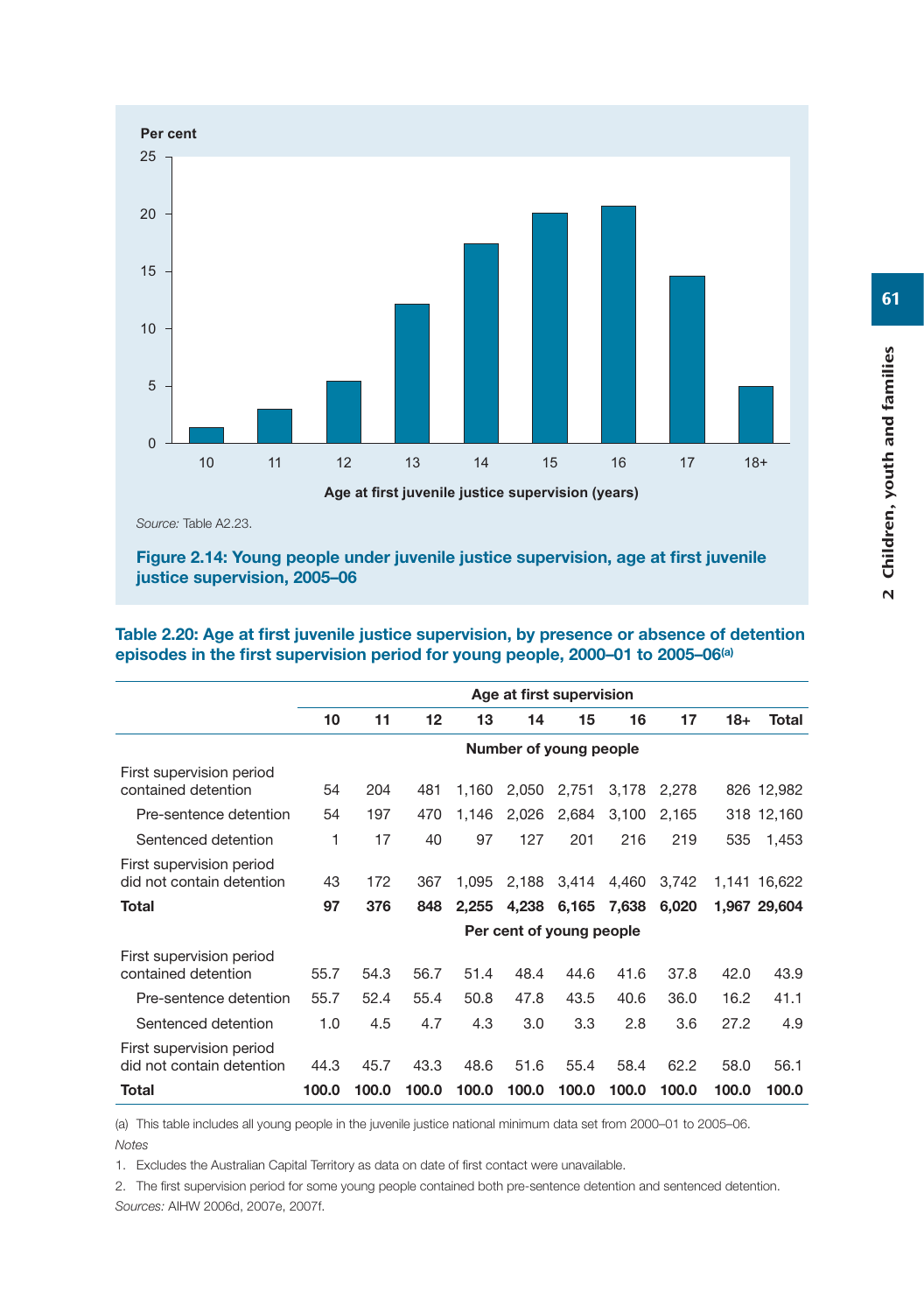Per cent

25

20

15

10

5

0

10 11 12 13 14 15 16 17 18+

Age at first juvenile justice supervision (years)

*Source:* Table A2.23.

**Figure 2.14: Young people under juvenile justice supervision, age at first juvenile justice supervision, 2005–06**

**Table 2.20: Age at first juvenile justice supervision, by presence or absence of detention episodes in the first supervision period for young people, 2000–01 to 2005–06[(a)]**

| | Age at first supervision | | | | | | | | | |
|---|---|---|---|---|---|---|---|---|---|---|
| | **10** | **11** | **12** | **13** | **14** | **15** | **16** | **17** | **18+** | **Total** |
| | **Number of young people** | | | | | | | | | |
| First supervision period contained detention | 54 | 204 | 481 | 1,160 | 2,050 | 2,751 | 3,178 | 2,278 | 826 | 12,982 |
| Pre-sentence detention | 54 | 197 | 470 | 1,146 | 2,026 | 2,684 | 3,100 | 2,165 | 318 | 12,160 |
| Sentenced detention | 1 | 17 | 40 | 97 | 127 | 201 | 216 | 219 | 535 | 1,453 |
| First supervision period did not contain detention | 43 | 172 | 367 | 1,095 | 2,188 | 3,414 | 4,460 | 3,742 | 1,141 | 16,622 |
| **Total** | **97** | **376** | **848** | **2,255** | **4,238** | **6,165** | **7,638** | **6,020** | **1,967** | **29,604** |
| | **Per cent of young people** | | | | | | | | | |
| First supervision period contained detention | 55.7 | 54.3 | 56.7 | 51.4 | 48.4 | 44.6 | 41.6 | 37.8 | 42.0 | 43.9 |
| Pre-sentence detention | 55.7 | 52.4 | 55.4 | 50.8 | 47.8 | 43.5 | 40.6 | 36.0 | 16.2 | 41.1 |
| Sentenced detention | 1.0 | 4.5 | 4.7 | 4.3 | 3.0 | 3.3 | 2.8 | 3.6 | 27.2 | 4.9 |
| First supervision period did not contain detention | 44.3 | 45.7 | 43.3 | 48.6 | 51.6 | 55.4 | 58.4 | 62.2 | 58.0 | 56.1 |
| **Total** | **100.0** | **100.0** | **100.0** | **100.0** | **100.0** | **100.0** | **100.0** | **100.0** | **100.0** | **100.0** |

(a) This table includes all young people in the juvenile justice national minimum data set from 2000–01 to 2005–06.

*Notes*

1. Excludes the Australian Capital Territory as data on date of first contact were unavailable.
2. The first supervision period for some young people contained both pre-sentence detention and sentenced detention.

*Sources:* AIHW 2006d, 2007e, 2007f.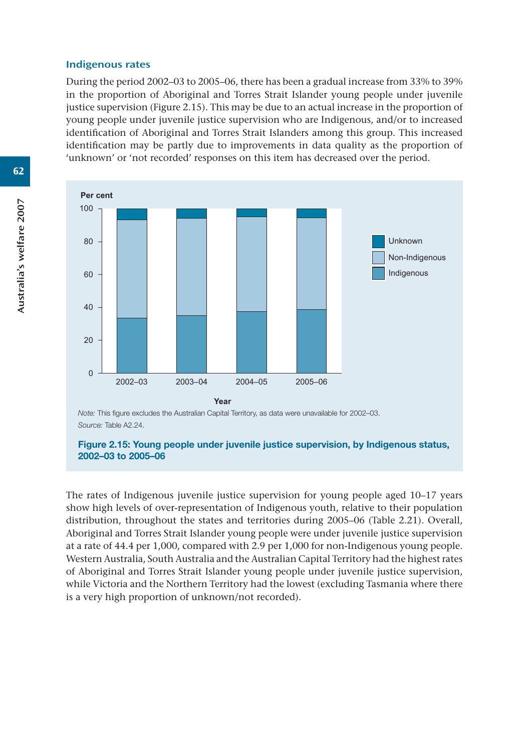### Indigenous rates

During the period 2002–03 to 2005–06, there has been a gradual increase from 33% to 39% in the proportion of Aboriginal and Torres Strait Islander young people under juvenile justice supervision (Figure 2.15). This may be due to an actual increase in the proportion of young people under juvenile justice supervision who are Indigenous, and/or to increased identification of Aboriginal and Torres Strait Islanders among this group. This increased identification may be partly due to improvements in data quality as the proportion of 'unknown' or 'not recorded' responses on this item has decreased over the period.

Per cent

100
80
60
40
20
0

2002–03
2003–04
2004–05
2005–06

Year

Unknown
Non-Indigenous
Indigenous

*Note:* This figure excludes the Australian Capital Territory, as data were unavailable for 2002–03.

*Source:* Table A2.24.

**Figure 2.15: Young people under juvenile justice supervision, by Indigenous status, 2002–03 to 2005–06**

The rates of Indigenous juvenile justice supervision for young people aged 10–17 years show high levels of over-representation of Indigenous youth, relative to their population distribution, throughout the states and territories during 2005–06 (Table 2.21). Overall, Aboriginal and Torres Strait Islander young people were under juvenile justice supervision at a rate of 44.4 per 1,000, compared with 2.9 per 1,000 for non-Indigenous young people. Western Australia, South Australia and the Australian Capital Territory had the highest rates of Aboriginal and Torres Strait Islander young people under juvenile justice supervision, while Victoria and the Northern Territory had the lowest (excluding Tasmania where there is a very high proportion of unknown/not recorded).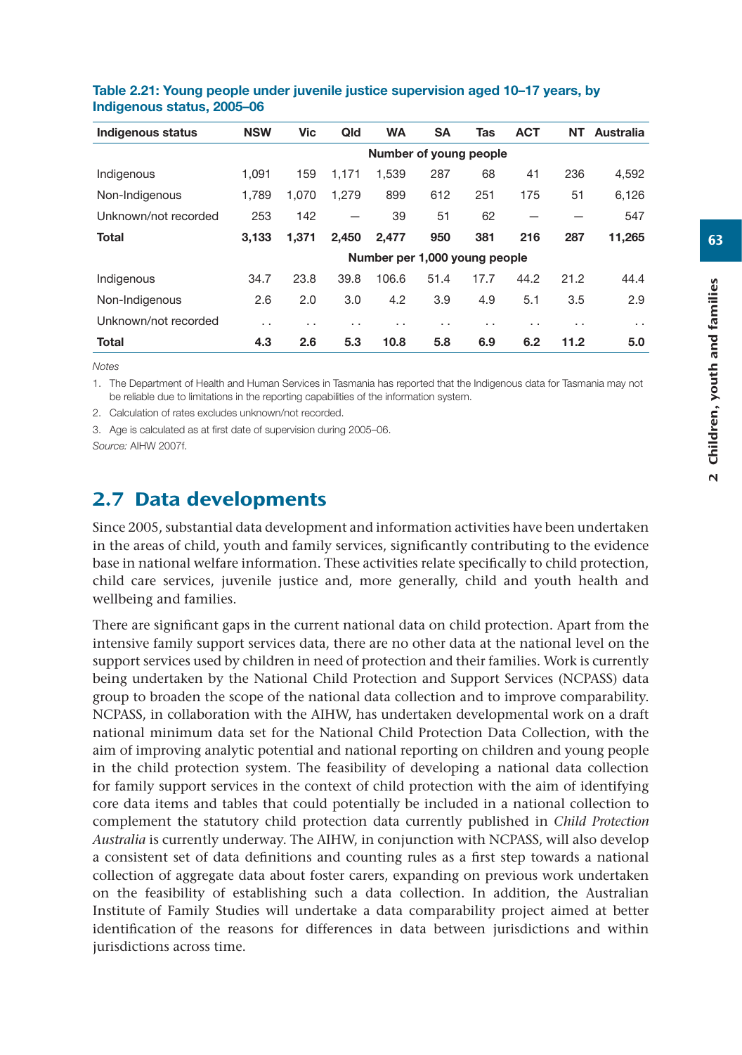**Table 2.21: Young people under juvenile justice supervision aged 10–17 years, by Indigenous status, 2005–06**

| Indigenous status | NSW | Vic | Qld | WA | SA | Tas | ACT | NT | Australia |
|---|---|---|---|---|---|---|---|---|---|
| | | | | Number of young people | | | | | |
| Indigenous | 1,091 | 159 | 1,171 | 1,539 | 287 | 68 | 41 | 236 | 4,592 |
| Non-Indigenous | 1,789 | 1,070 | 1,279 | 899 | 612 | 251 | 175 | 51 | 6,126 |
| Unknown/not recorded | 253 | 142 | — | 39 | 51 | 62 | — | — | 547 |
| **Total** | **3,133** | **1,371** | **2,450** | **2,477** | **950** | **381** | **216** | **287** | **11,265** |
| | | | | Number per 1,000 young people | | | | | |
| Indigenous | 34.7 | 23.8 | 39.8 | 106.6 | 51.4 | 17.7 | 44.2 | 21.2 | 44.4 |
| Non-Indigenous | 2.6 | 2.0 | 3.0 | 4.2 | 3.9 | 4.9 | 5.1 | 3.5 | 2.9 |
| Unknown/not recorded | . . | . . | . . | . . | . . | . . | . . | . . | . . |
| **Total** | **4.3** | **2.6** | **5.3** | **10.8** | **5.8** | **6.9** | **6.2** | **11.2** | **5.0** |

*Notes*

1. The Department of Health and Human Services in Tasmania has reported that the Indigenous data for Tasmania may not be reliable due to limitations in the reporting capabilities of the information system.
2. Calculation of rates excludes unknown/not recorded.
3. Age is calculated as at first date of supervision during 2005–06.

*Source:* AIHW 2007f.

## 2.7 Data developments

Since 2005, substantial data development and information activities have been undertaken in the areas of child, youth and family services, significantly contributing to the evidence base in national welfare information. These activities relate specifically to child protection, child care services, juvenile justice and, more generally, child and youth health and wellbeing and families.

There are significant gaps in the current national data on child protection. Apart from the intensive family support services data, there are no other data at the national level on the support services used by children in need of protection and their families. Work is currently being undertaken by the National Child Protection and Support Services (NCPASS) data group to broaden the scope of the national data collection and to improve comparability. NCPASS, in collaboration with the AIHW, has undertaken developmental work on a draft national minimum data set for the National Child Protection Data Collection, with the aim of improving analytic potential and national reporting on children and young people in the child protection system. The feasibility of developing a national data collection for family support services in the context of child protection with the aim of identifying core data items and tables that could potentially be included in a national collection to complement the statutory child protection data currently published in *Child Protection Australia* is currently underway. The AIHW, in conjunction with NCPASS, will also develop a consistent set of data definitions and counting rules as a first step towards a national collection of aggregate data about foster carers, expanding on previous work undertaken on the feasibility of establishing such a data collection. In addition, the Australian Institute of Family Studies will undertake a data comparability project aimed at better identification of the reasons for differences in data between jurisdictions and within jurisdictions across time.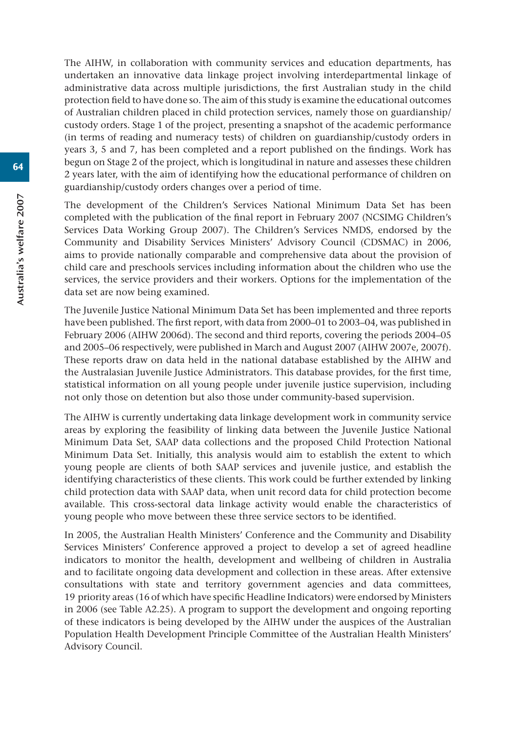The AIHW, in collaboration with community services and education departments, has undertaken an innovative data linkage project involving interdepartmental linkage of administrative data across multiple jurisdictions, the first Australian study in the child protection field to have done so. The aim of this study is examine the educational outcomes of Australian children placed in child protection services, namely those on guardianship/custody orders. Stage 1 of the project, presenting a snapshot of the academic performance (in terms of reading and numeracy tests) of children on guardianship/custody orders in years 3, 5 and 7, has been completed and a report published on the findings. Work has begun on Stage 2 of the project, which is longitudinal in nature and assesses these children 2 years later, with the aim of identifying how the educational performance of children on guardianship/custody orders changes over a period of time.

The development of the Children's Services National Minimum Data Set has been completed with the publication of the final report in February 2007 (NCSIMG Children's Services Data Working Group 2007). The Children's Services NMDS, endorsed by the Community and Disability Services Ministers' Advisory Council (CDSMAC) in 2006, aims to provide nationally comparable and comprehensive data about the provision of child care and preschools services including information about the children who use the services, the service providers and their workers. Options for the implementation of the data set are now being examined.

The Juvenile Justice National Minimum Data Set has been implemented and three reports have been published. The first report, with data from 2000–01 to 2003–04, was published in February 2006 (AIHW 2006d). The second and third reports, covering the periods 2004–05 and 2005–06 respectively, were published in March and August 2007 (AIHW 2007e, 2007f). These reports draw on data held in the national database established by the AIHW and the Australasian Juvenile Justice Administrators. This database provides, for the first time, statistical information on all young people under juvenile justice supervision, including not only those on detention but also those under community-based supervision.

The AIHW is currently undertaking data linkage development work in community service areas by exploring the feasibility of linking data between the Juvenile Justice National Minimum Data Set, SAAP data collections and the proposed Child Protection National Minimum Data Set. Initially, this analysis would aim to establish the extent to which young people are clients of both SAAP services and juvenile justice, and establish the identifying characteristics of these clients. This work could be further extended by linking child protection data with SAAP data, when unit record data for child protection become available. This cross-sectoral data linkage activity would enable the characteristics of young people who move between these three service sectors to be identified.

In 2005, the Australian Health Ministers' Conference and the Community and Disability Services Ministers' Conference approved a project to develop a set of agreed headline indicators to monitor the health, development and wellbeing of children in Australia and to facilitate ongoing data development and collection in these areas. After extensive consultations with state and territory government agencies and data committees, 19 priority areas (16 of which have specific Headline Indicators) were endorsed by Ministers in 2006 (see Table A2.25). A program to support the development and ongoing reporting of these indicators is being developed by the AIHW under the auspices of the Australian Population Health Development Principle Committee of the Australian Health Ministers' Advisory Council.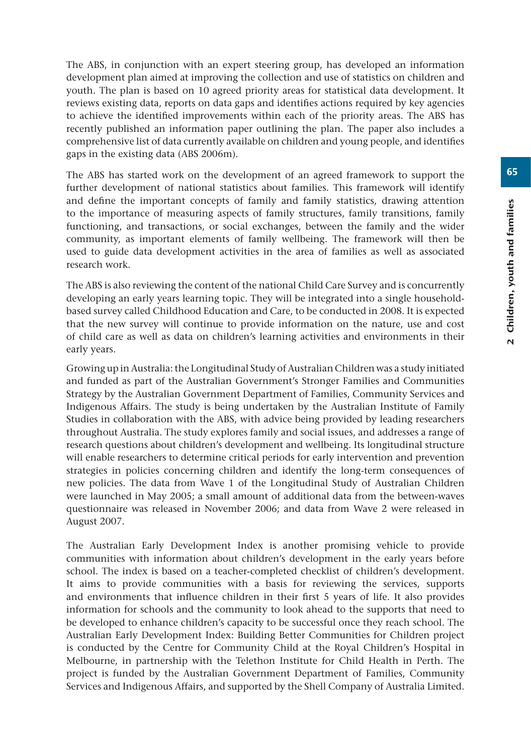The ABS, in conjunction with an expert steering group, has developed an information development plan aimed at improving the collection and use of statistics on children and youth. The plan is based on 10 agreed priority areas for statistical data development. It reviews existing data, reports on data gaps and identifies actions required by key agencies to achieve the identified improvements within each of the priority areas. The ABS has recently published an information paper outlining the plan. The paper also includes a comprehensive list of data currently available on children and young people, and identifies gaps in the existing data (ABS 2006m).

The ABS has started work on the development of an agreed framework to support the further development of national statistics about families. This framework will identify and define the important concepts of family and family statistics, drawing attention to the importance of measuring aspects of family structures, family transitions, family functioning, and transactions, or social exchanges, between the family and the wider community, as important elements of family wellbeing. The framework will then be used to guide data development activities in the area of families as well as associated research work.

The ABS is also reviewing the content of the national Child Care Survey and is concurrently developing an early years learning topic. They will be integrated into a single household-based survey called Childhood Education and Care, to be conducted in 2008. It is expected that the new survey will continue to provide information on the nature, use and cost of child care as well as data on children's learning activities and environments in their early years.

Growing up in Australia: the Longitudinal Study of Australian Children was a study initiated and funded as part of the Australian Government's Stronger Families and Communities Strategy by the Australian Government Department of Families, Community Services and Indigenous Affairs. The study is being undertaken by the Australian Institute of Family Studies in collaboration with the ABS, with advice being provided by leading researchers throughout Australia. The study explores family and social issues, and addresses a range of research questions about children's development and wellbeing. Its longitudinal structure will enable researchers to determine critical periods for early intervention and prevention strategies in policies concerning children and identify the long-term consequences of new policies. The data from Wave 1 of the Longitudinal Study of Australian Children were launched in May 2005; a small amount of additional data from the between-waves questionnaire was released in November 2006; and data from Wave 2 were released in August 2007.

The Australian Early Development Index is another promising vehicle to provide communities with information about children's development in the early years before school. The index is based on a teacher-completed checklist of children's development. It aims to provide communities with a basis for reviewing the services, supports and environments that influence children in their first 5 years of life. It also provides information for schools and the community to look ahead to the supports that need to be developed to enhance children's capacity to be successful once they reach school. The Australian Early Development Index: Building Better Communities for Children project is conducted by the Centre for Community Child at the Royal Children's Hospital in Melbourne, in partnership with the Telethon Institute for Child Health in Perth. The project is funded by the Australian Government Department of Families, Community Services and Indigenous Affairs, and supported by the Shell Company of Australia Limited.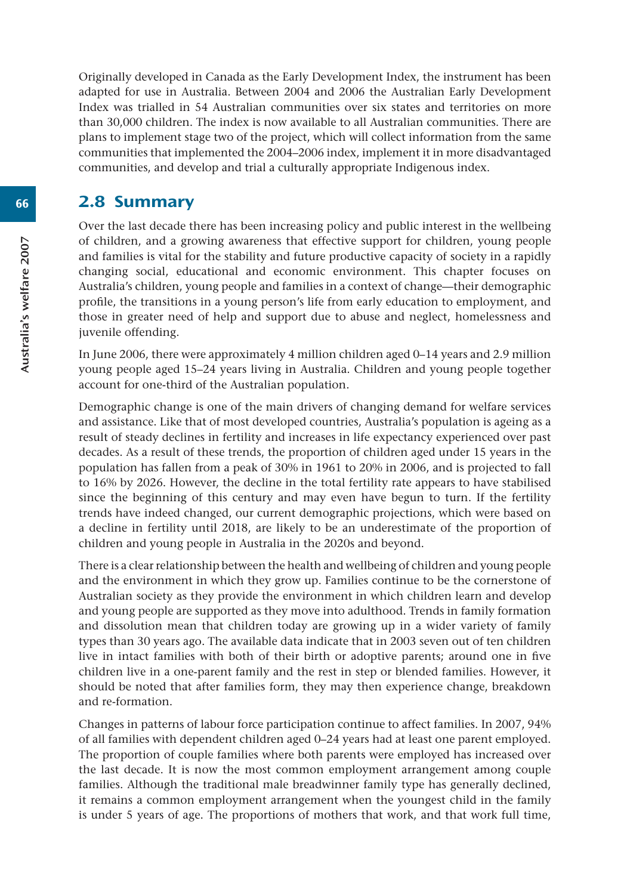Originally developed in Canada as the Early Development Index, the instrument has been adapted for use in Australia. Between 2004 and 2006 the Australian Early Development Index was trialled in 54 Australian communities over six states and territories on more than 30,000 children. The index is now available to all Australian communities. There are plans to implement stage two of the project, which will collect information from the same communities that implemented the 2004–2006 index, implement it in more disadvantaged communities, and develop and trial a culturally appropriate Indigenous index.

## 2.8 Summary

Over the last decade there has been increasing policy and public interest in the wellbeing of children, and a growing awareness that effective support for children, young people and families is vital for the stability and future productive capacity of society in a rapidly changing social, educational and economic environment. This chapter focuses on Australia's children, young people and families in a context of change—their demographic profile, the transitions in a young person's life from early education to employment, and those in greater need of help and support due to abuse and neglect, homelessness and juvenile offending.

In June 2006, there were approximately 4 million children aged 0–14 years and 2.9 million young people aged 15–24 years living in Australia. Children and young people together account for one-third of the Australian population.

Demographic change is one of the main drivers of changing demand for welfare services and assistance. Like that of most developed countries, Australia's population is ageing as a result of steady declines in fertility and increases in life expectancy experienced over past decades. As a result of these trends, the proportion of children aged under 15 years in the population has fallen from a peak of 30% in 1961 to 20% in 2006, and is projected to fall to 16% by 2026. However, the decline in the total fertility rate appears to have stabilised since the beginning of this century and may even have begun to turn. If the fertility trends have indeed changed, our current demographic projections, which were based on a decline in fertility until 2018, are likely to be an underestimate of the proportion of children and young people in Australia in the 2020s and beyond.

There is a clear relationship between the health and wellbeing of children and young people and the environment in which they grow up. Families continue to be the cornerstone of Australian society as they provide the environment in which children learn and develop and young people are supported as they move into adulthood. Trends in family formation and dissolution mean that children today are growing up in a wider variety of family types than 30 years ago. The available data indicate that in 2003 seven out of ten children live in intact families with both of their birth or adoptive parents; around one in five children live in a one-parent family and the rest in step or blended families. However, it should be noted that after families form, they may then experience change, breakdown and re-formation.

Changes in patterns of labour force participation continue to affect families. In 2007, 94% of all families with dependent children aged 0–24 years had at least one parent employed. The proportion of couple families where both parents were employed has increased over the last decade. It is now the most common employment arrangement among couple families. Although the traditional male breadwinner family type has generally declined, it remains a common employment arrangement when the youngest child in the family is under 5 years of age. The proportions of mothers that work, and that work full time,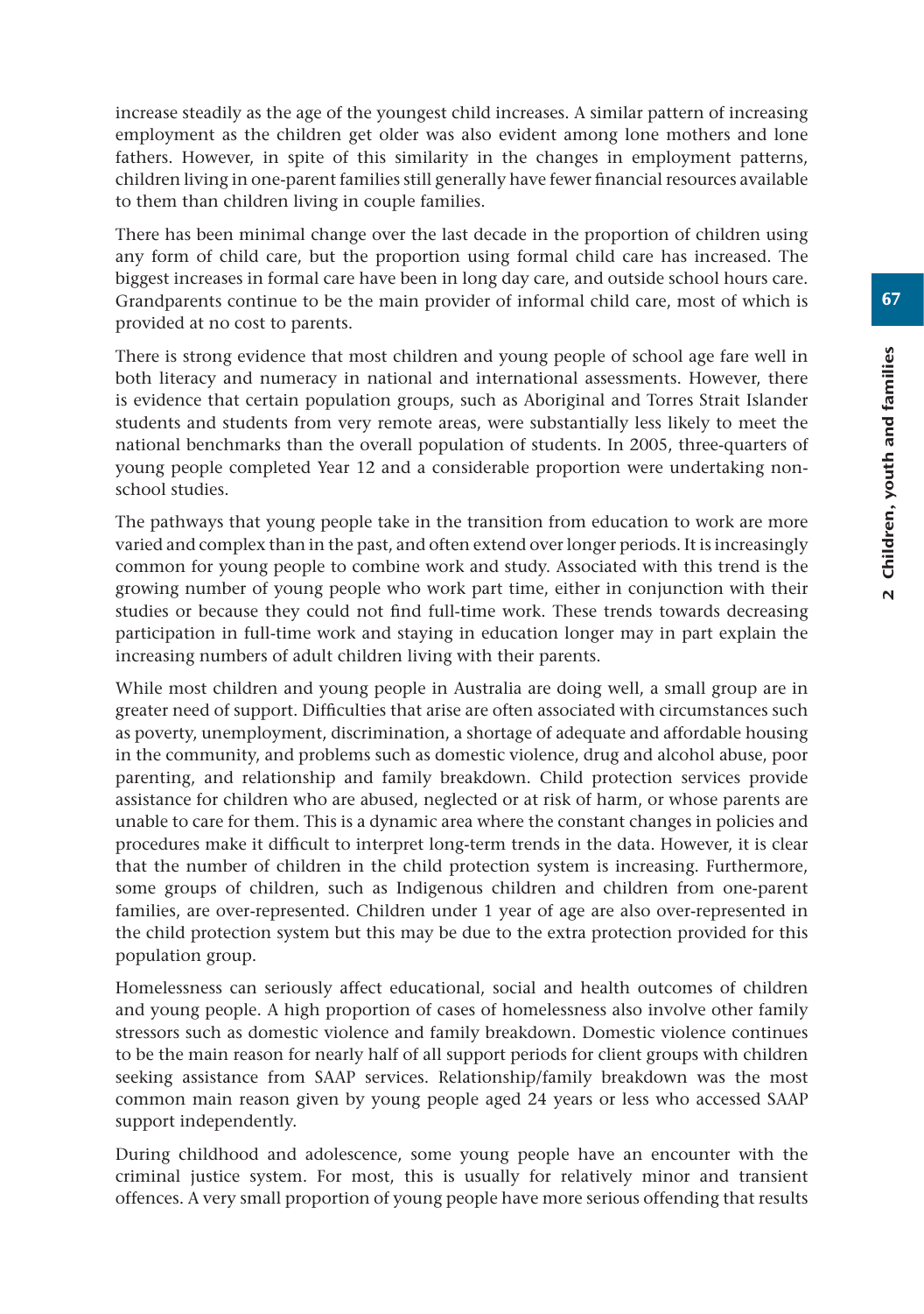increase steadily as the age of the youngest child increases. A similar pattern of increasing employment as the children get older was also evident among lone mothers and lone fathers. However, in spite of this similarity in the changes in employment patterns, children living in one-parent families still generally have fewer financial resources available to them than children living in couple families.

There has been minimal change over the last decade in the proportion of children using any form of child care, but the proportion using formal child care has increased. The biggest increases in formal care have been in long day care, and outside school hours care. Grandparents continue to be the main provider of informal child care, most of which is provided at no cost to parents.

There is strong evidence that most children and young people of school age fare well in both literacy and numeracy in national and international assessments. However, there is evidence that certain population groups, such as Aboriginal and Torres Strait Islander students and students from very remote areas, were substantially less likely to meet the national benchmarks than the overall population of students. In 2005, three-quarters of young people completed Year 12 and a considerable proportion were undertaking non-school studies.

The pathways that young people take in the transition from education to work are more varied and complex than in the past, and often extend over longer periods. It is increasingly common for young people to combine work and study. Associated with this trend is the growing number of young people who work part time, either in conjunction with their studies or because they could not find full-time work. These trends towards decreasing participation in full-time work and staying in education longer may in part explain the increasing numbers of adult children living with their parents.

While most children and young people in Australia are doing well, a small group are in greater need of support. Difficulties that arise are often associated with circumstances such as poverty, unemployment, discrimination, a shortage of adequate and affordable housing in the community, and problems such as domestic violence, drug and alcohol abuse, poor parenting, and relationship and family breakdown. Child protection services provide assistance for children who are abused, neglected or at risk of harm, or whose parents are unable to care for them. This is a dynamic area where the constant changes in policies and procedures make it difficult to interpret long-term trends in the data. However, it is clear that the number of children in the child protection system is increasing. Furthermore, some groups of children, such as Indigenous children and children from one-parent families, are over-represented. Children under 1 year of age are also over-represented in the child protection system but this may be due to the extra protection provided for this population group.

Homelessness can seriously affect educational, social and health outcomes of children and young people. A high proportion of cases of homelessness also involve other family stressors such as domestic violence and family breakdown. Domestic violence continues to be the main reason for nearly half of all support periods for client groups with children seeking assistance from SAAP services. Relationship/family breakdown was the most common main reason given by young people aged 24 years or less who accessed SAAP support independently.

During childhood and adolescence, some young people have an encounter with the criminal justice system. For most, this is usually for relatively minor and transient offences. A very small proportion of young people have more serious offending that results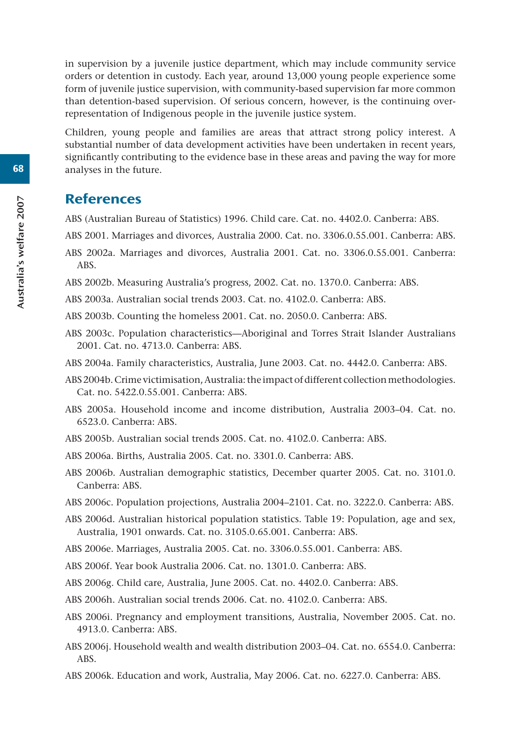in supervision by a juvenile justice department, which may include community service orders or detention in custody. Each year, around 13,000 young people experience some form of juvenile justice supervision, with community-based supervision far more common than detention-based supervision. Of serious concern, however, is the continuing over-representation of Indigenous people in the juvenile justice system.

Children, young people and families are areas that attract strong policy interest. A substantial number of data development activities have been undertaken in recent years, significantly contributing to the evidence base in these areas and paving the way for more analyses in the future.

## References

ABS (Australian Bureau of Statistics) 1996. Child care. Cat. no. 4402.0. Canberra: ABS.

ABS 2001. Marriages and divorces, Australia 2000. Cat. no. 3306.0.55.001. Canberra: ABS.

ABS 2002a. Marriages and divorces, Australia 2001. Cat. no. 3306.0.55.001. Canberra: ABS.

ABS 2002b. Measuring Australia's progress, 2002. Cat. no. 1370.0. Canberra: ABS.

ABS 2003a. Australian social trends 2003. Cat. no. 4102.0. Canberra: ABS.

ABS 2003b. Counting the homeless 2001. Cat. no. 2050.0. Canberra: ABS.

ABS 2003c. Population characteristics—Aboriginal and Torres Strait Islander Australians 2001. Cat. no. 4713.0. Canberra: ABS.

ABS 2004a. Family characteristics, Australia, June 2003. Cat. no. 4442.0. Canberra: ABS.

ABS 2004b. Crime victimisation, Australia: the impact of different collection methodologies. Cat. no. 5422.0.55.001. Canberra: ABS.

ABS 2005a. Household income and income distribution, Australia 2003–04. Cat. no. 6523.0. Canberra: ABS.

ABS 2005b. Australian social trends 2005. Cat. no. 4102.0. Canberra: ABS.

ABS 2006a. Births, Australia 2005. Cat. no. 3301.0. Canberra: ABS.

ABS 2006b. Australian demographic statistics, December quarter 2005. Cat. no. 3101.0. Canberra: ABS.

ABS 2006c. Population projections, Australia 2004–2101. Cat. no. 3222.0. Canberra: ABS.

ABS 2006d. Australian historical population statistics. Table 19: Population, age and sex, Australia, 1901 onwards. Cat. no. 3105.0.65.001. Canberra: ABS.

ABS 2006e. Marriages, Australia 2005. Cat. no. 3306.0.55.001. Canberra: ABS.

ABS 2006f. Year book Australia 2006. Cat. no. 1301.0. Canberra: ABS.

ABS 2006g. Child care, Australia, June 2005. Cat. no. 4402.0. Canberra: ABS.

ABS 2006h. Australian social trends 2006. Cat. no. 4102.0. Canberra: ABS.

ABS 2006i. Pregnancy and employment transitions, Australia, November 2005. Cat. no. 4913.0. Canberra: ABS.

ABS 2006j. Household wealth and wealth distribution 2003–04. Cat. no. 6554.0. Canberra: ABS.

ABS 2006k. Education and work, Australia, May 2006. Cat. no. 6227.0. Canberra: ABS.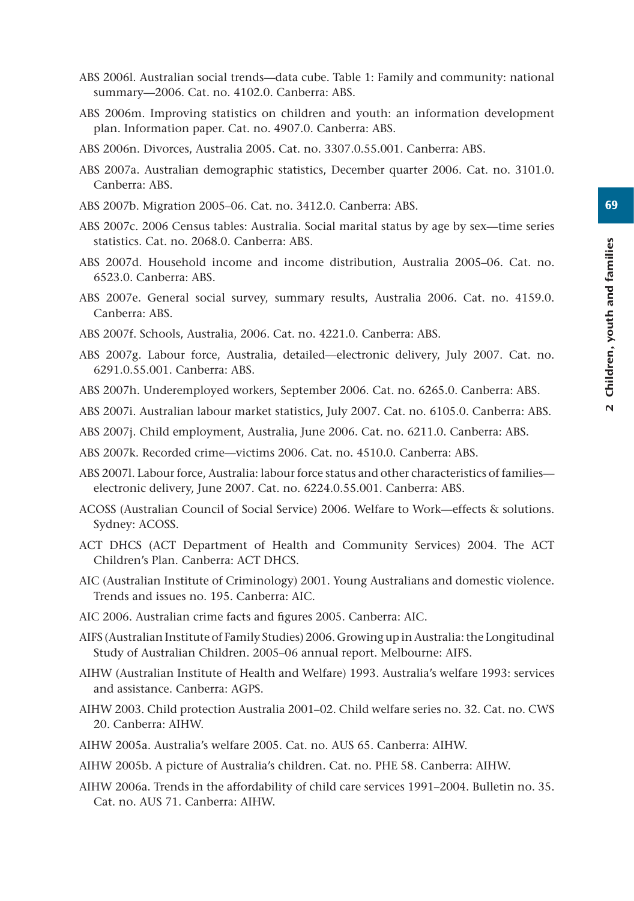ABS 2006l. Australian social trends—data cube. Table 1: Family and community: national summary—2006. Cat. no. 4102.0. Canberra: ABS.

ABS 2006m. Improving statistics on children and youth: an information development plan. Information paper. Cat. no. 4907.0. Canberra: ABS.

ABS 2006n. Divorces, Australia 2005. Cat. no. 3307.0.55.001. Canberra: ABS.

ABS 2007a. Australian demographic statistics, December quarter 2006. Cat. no. 3101.0. Canberra: ABS.

ABS 2007b. Migration 2005–06. Cat. no. 3412.0. Canberra: ABS.

ABS 2007c. 2006 Census tables: Australia. Social marital status by age by sex—time series statistics. Cat. no. 2068.0. Canberra: ABS.

ABS 2007d. Household income and income distribution, Australia 2005–06. Cat. no. 6523.0. Canberra: ABS.

ABS 2007e. General social survey, summary results, Australia 2006. Cat. no. 4159.0. Canberra: ABS.

ABS 2007f. Schools, Australia, 2006. Cat. no. 4221.0. Canberra: ABS.

ABS 2007g. Labour force, Australia, detailed—electronic delivery, July 2007. Cat. no. 6291.0.55.001. Canberra: ABS.

ABS 2007h. Underemployed workers, September 2006. Cat. no. 6265.0. Canberra: ABS.

ABS 2007i. Australian labour market statistics, July 2007. Cat. no. 6105.0. Canberra: ABS.

ABS 2007j. Child employment, Australia, June 2006. Cat. no. 6211.0. Canberra: ABS.

ABS 2007k. Recorded crime—victims 2006. Cat. no. 4510.0. Canberra: ABS.

ABS 2007l. Labour force, Australia: labour force status and other characteristics of families—electronic delivery, June 2007. Cat. no. 6224.0.55.001. Canberra: ABS.

ACOSS (Australian Council of Social Service) 2006. Welfare to Work—effects & solutions. Sydney: ACOSS.

ACT DHCS (ACT Department of Health and Community Services) 2004. The ACT Children's Plan. Canberra: ACT DHCS.

AIC (Australian Institute of Criminology) 2001. Young Australians and domestic violence. Trends and issues no. 195. Canberra: AIC.

AIC 2006. Australian crime facts and figures 2005. Canberra: AIC.

AIFS (Australian Institute of Family Studies) 2006. Growing up in Australia: the Longitudinal Study of Australian Children. 2005–06 annual report. Melbourne: AIFS.

AIHW (Australian Institute of Health and Welfare) 1993. Australia's welfare 1993: services and assistance. Canberra: AGPS.

AIHW 2003. Child protection Australia 2001–02. Child welfare series no. 32. Cat. no. CWS 20. Canberra: AIHW.

AIHW 2005a. Australia's welfare 2005. Cat. no. AUS 65. Canberra: AIHW.

AIHW 2005b. A picture of Australia's children. Cat. no. PHE 58. Canberra: AIHW.

AIHW 2006a. Trends in the affordability of child care services 1991–2004. Bulletin no. 35. Cat. no. AUS 71. Canberra: AIHW.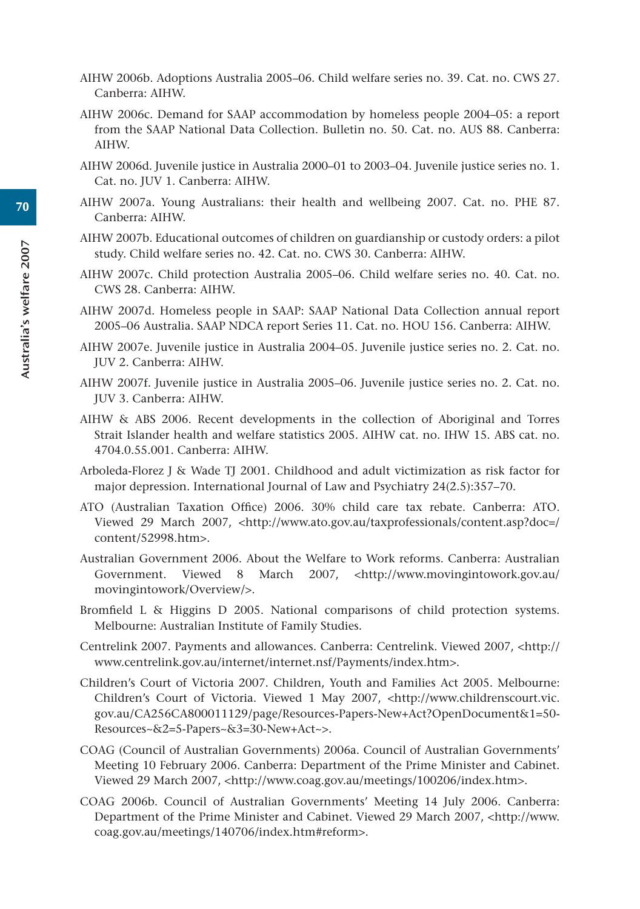AIHW 2006b. Adoptions Australia 2005–06. Child welfare series no. 39. Cat. no. CWS 27. Canberra: AIHW.

AIHW 2006c. Demand for SAAP accommodation by homeless people 2004–05: a report from the SAAP National Data Collection. Bulletin no. 50. Cat. no. AUS 88. Canberra: AIHW.

AIHW 2006d. Juvenile justice in Australia 2000–01 to 2003–04. Juvenile justice series no. 1. Cat. no. JUV 1. Canberra: AIHW.

AIHW 2007a. Young Australians: their health and wellbeing 2007. Cat. no. PHE 87. Canberra: AIHW.

AIHW 2007b. Educational outcomes of children on guardianship or custody orders: a pilot study. Child welfare series no. 42. Cat. no. CWS 30. Canberra: AIHW.

AIHW 2007c. Child protection Australia 2005–06. Child welfare series no. 40. Cat. no. CWS 28. Canberra: AIHW.

AIHW 2007d. Homeless people in SAAP: SAAP National Data Collection annual report 2005–06 Australia. SAAP NDCA report Series 11. Cat. no. HOU 156. Canberra: AIHW.

AIHW 2007e. Juvenile justice in Australia 2004–05. Juvenile justice series no. 2. Cat. no. JUV 2. Canberra: AIHW.

AIHW 2007f. Juvenile justice in Australia 2005–06. Juvenile justice series no. 2. Cat. no. JUV 3. Canberra: AIHW.

AIHW & ABS 2006. Recent developments in the collection of Aboriginal and Torres Strait Islander health and welfare statistics 2005. AIHW cat. no. IHW 15. ABS cat. no. 4704.0.55.001. Canberra: AIHW.

Arboleda-Florez J & Wade TJ 2001. Childhood and adult victimization as risk factor for major depression. International Journal of Law and Psychiatry 24(2.5):357–70.

ATO (Australian Taxation Office) 2006. 30% child care tax rebate. Canberra: ATO. Viewed 29 March 2007, <http://www.ato.gov.au/taxprofessionals/content.asp?doc=/content/52998.htm>.

Australian Government 2006. About the Welfare to Work reforms. Canberra: Australian Government. Viewed 8 March 2007, <http://www.movingintowork.gov.au/movingintowork/Overview/>.

Bromfield L & Higgins D 2005. National comparisons of child protection systems. Melbourne: Australian Institute of Family Studies.

Centrelink 2007. Payments and allowances. Canberra: Centrelink. Viewed 2007, <http://www.centrelink.gov.au/internet/internet.nsf/Payments/index.htm>.

Children's Court of Victoria 2007. Children, Youth and Families Act 2005. Melbourne: Children's Court of Victoria. Viewed 1 May 2007, <http://www.childrenscourt.vic.gov.au/CA256CA800011129/page/Resources-Papers-New+Act?OpenDocument&1=50-Resources~&2=5-Papers~&3=30-New+Act~>.

COAG (Council of Australian Governments) 2006a. Council of Australian Governments' Meeting 10 February 2006. Canberra: Department of the Prime Minister and Cabinet. Viewed 29 March 2007, <http://www.coag.gov.au/meetings/100206/index.htm>.

COAG 2006b. Council of Australian Governments' Meeting 14 July 2006. Canberra: Department of the Prime Minister and Cabinet. Viewed 29 March 2007, <http://www.coag.gov.au/meetings/140706/index.htm#reform>.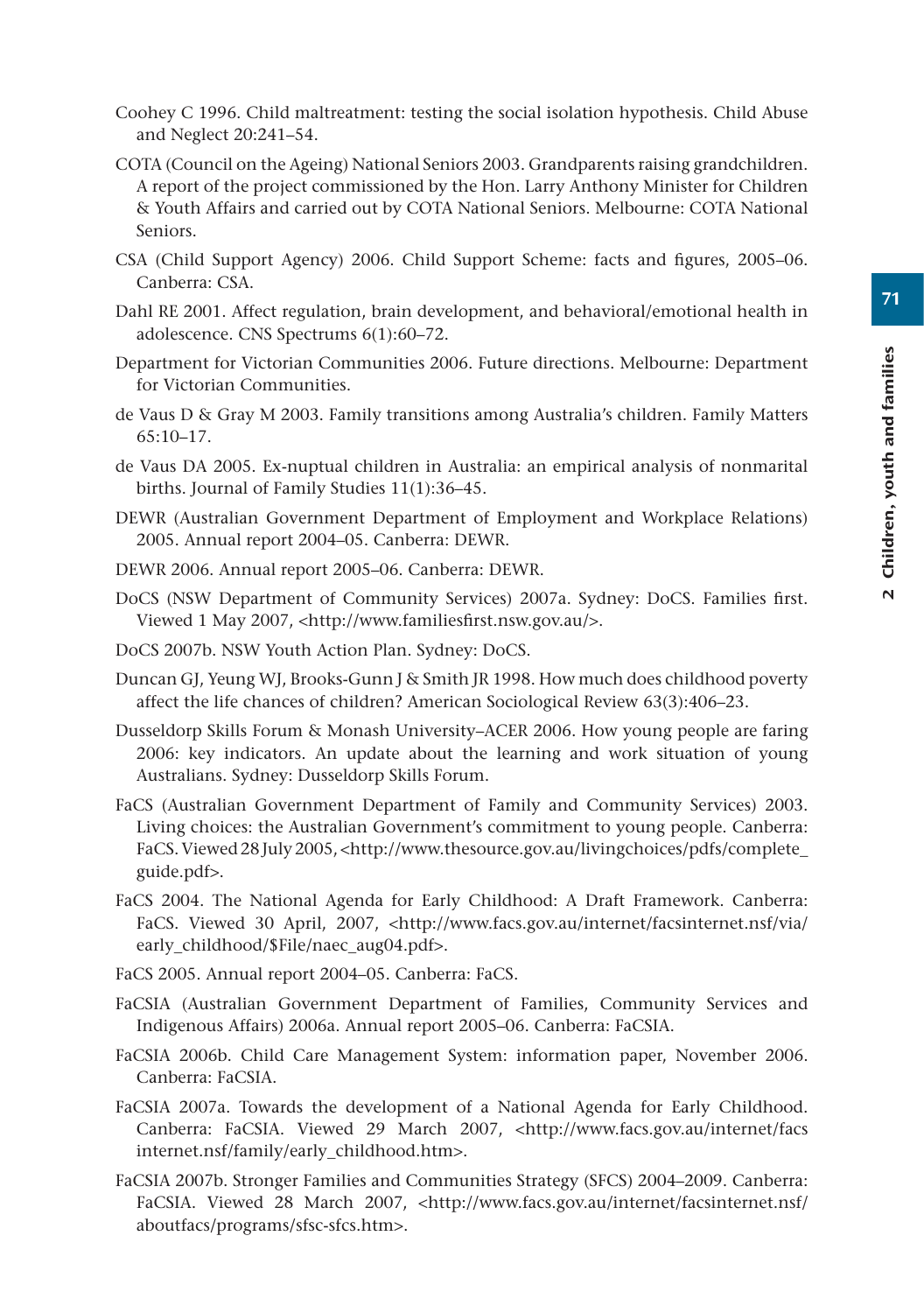Coohey C 1996. Child maltreatment: testing the social isolation hypothesis. Child Abuse and Neglect 20:241–54.

COTA (Council on the Ageing) National Seniors 2003. Grandparents raising grandchildren. A report of the project commissioned by the Hon. Larry Anthony Minister for Children & Youth Affairs and carried out by COTA National Seniors. Melbourne: COTA National Seniors.

CSA (Child Support Agency) 2006. Child Support Scheme: facts and figures, 2005–06. Canberra: CSA.

Dahl RE 2001. Affect regulation, brain development, and behavioral/emotional health in adolescence. CNS Spectrums 6(1):60–72.

Department for Victorian Communities 2006. Future directions. Melbourne: Department for Victorian Communities.

de Vaus D & Gray M 2003. Family transitions among Australia's children. Family Matters 65:10–17.

de Vaus DA 2005. Ex-nuptual children in Australia: an empirical analysis of nonmarital births. Journal of Family Studies 11(1):36–45.

DEWR (Australian Government Department of Employment and Workplace Relations) 2005. Annual report 2004–05. Canberra: DEWR.

DEWR 2006. Annual report 2005–06. Canberra: DEWR.

DoCS (NSW Department of Community Services) 2007a. Sydney: DoCS. Families first. Viewed 1 May 2007, <http://www.familiesfirst.nsw.gov.au/>.

DoCS 2007b. NSW Youth Action Plan. Sydney: DoCS.

Duncan GJ, Yeung WJ, Brooks-Gunn J & Smith JR 1998. How much does childhood poverty affect the life chances of children? American Sociological Review 63(3):406–23.

Dusseldorp Skills Forum & Monash University–ACER 2006. How young people are faring 2006: key indicators. An update about the learning and work situation of young Australians. Sydney: Dusseldorp Skills Forum.

FaCS (Australian Government Department of Family and Community Services) 2003. Living choices: the Australian Government's commitment to young people. Canberra: FaCS. Viewed 28 July 2005, <http://www.thesource.gov.au/livingchoices/pdfs/complete_guide.pdf>.

FaCS 2004. The National Agenda for Early Childhood: A Draft Framework. Canberra: FaCS. Viewed 30 April, 2007, <http://www.facs.gov.au/internet/facsinternet.nsf/via/early_childhood/$File/naec_aug04.pdf>.

FaCS 2005. Annual report 2004–05. Canberra: FaCS.

FaCSIA (Australian Government Department of Families, Community Services and Indigenous Affairs) 2006a. Annual report 2005–06. Canberra: FaCSIA.

FaCSIA 2006b. Child Care Management System: information paper, November 2006. Canberra: FaCSIA.

FaCSIA 2007a. Towards the development of a National Agenda for Early Childhood. Canberra: FaCSIA. Viewed 29 March 2007, <http://www.facs.gov.au/internet/facsinternet.nsf/family/early_childhood.htm>.

FaCSIA 2007b. Stronger Families and Communities Strategy (SFCS) 2004–2009. Canberra: FaCSIA. Viewed 28 March 2007, <http://www.facs.gov.au/internet/facsinternet.nsf/aboutfacs/programs/sfsc-sfcs.htm>.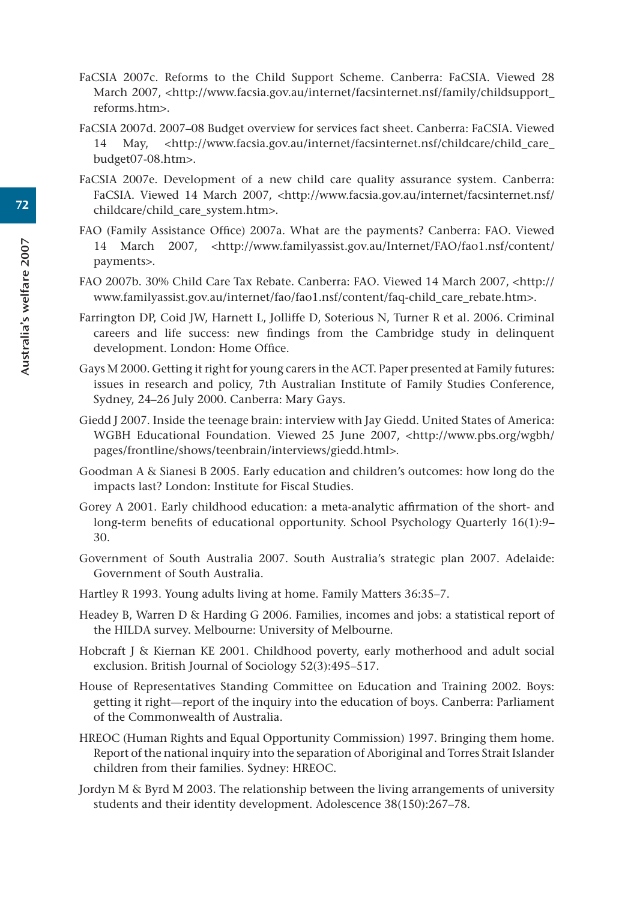FaCSIA 2007c. Reforms to the Child Support Scheme. Canberra: FaCSIA. Viewed 28 March 2007, <http://www.facsia.gov.au/internet/facsinternet.nsf/family/childsupport_reforms.htm>.

FaCSIA 2007d. 2007–08 Budget overview for services fact sheet. Canberra: FaCSIA. Viewed 14 May, <http://www.facsia.gov.au/internet/facsinternet.nsf/childcare/child_care_budget07-08.htm>.

FaCSIA 2007e. Development of a new child care quality assurance system. Canberra: FaCSIA. Viewed 14 March 2007, <http://www.facsia.gov.au/internet/facsinternet.nsf/childcare/child_care_system.htm>.

FAO (Family Assistance Office) 2007a. What are the payments? Canberra: FAO. Viewed 14 March 2007, <http://www.familyassist.gov.au/Internet/FAO/fao1.nsf/content/payments>.

FAO 2007b. 30% Child Care Tax Rebate. Canberra: FAO. Viewed 14 March 2007, <http://www.familyassist.gov.au/internet/fao/fao1.nsf/content/faq-child_care_rebate.htm>.

Farrington DP, Coid JW, Harnett L, Jolliffe D, Soterious N, Turner R et al. 2006. Criminal careers and life success: new findings from the Cambridge study in delinquent development. London: Home Office.

Gays M 2000. Getting it right for young carers in the ACT. Paper presented at Family futures: issues in research and policy, 7th Australian Institute of Family Studies Conference, Sydney, 24–26 July 2000. Canberra: Mary Gays.

Giedd J 2007. Inside the teenage brain: interview with Jay Giedd. United States of America: WGBH Educational Foundation. Viewed 25 June 2007, <http://www.pbs.org/wgbh/pages/frontline/shows/teenbrain/interviews/giedd.html>.

Goodman A & Sianesi B 2005. Early education and children's outcomes: how long do the impacts last? London: Institute for Fiscal Studies.

Gorey A 2001. Early childhood education: a meta-analytic affirmation of the short- and long-term benefits of educational opportunity. School Psychology Quarterly 16(1):9–30.

Government of South Australia 2007. South Australia's strategic plan 2007. Adelaide: Government of South Australia.

Hartley R 1993. Young adults living at home. Family Matters 36:35–7.

Headey B, Warren D & Harding G 2006. Families, incomes and jobs: a statistical report of the HILDA survey. Melbourne: University of Melbourne.

Hobcraft J & Kiernan KE 2001. Childhood poverty, early motherhood and adult social exclusion. British Journal of Sociology 52(3):495–517.

House of Representatives Standing Committee on Education and Training 2002. Boys: getting it right—report of the inquiry into the education of boys. Canberra: Parliament of the Commonwealth of Australia.

HREOC (Human Rights and Equal Opportunity Commission) 1997. Bringing them home. Report of the national inquiry into the separation of Aboriginal and Torres Strait Islander children from their families. Sydney: HREOC.

Jordyn M & Byrd M 2003. The relationship between the living arrangements of university students and their identity development. Adolescence 38(150):267–78.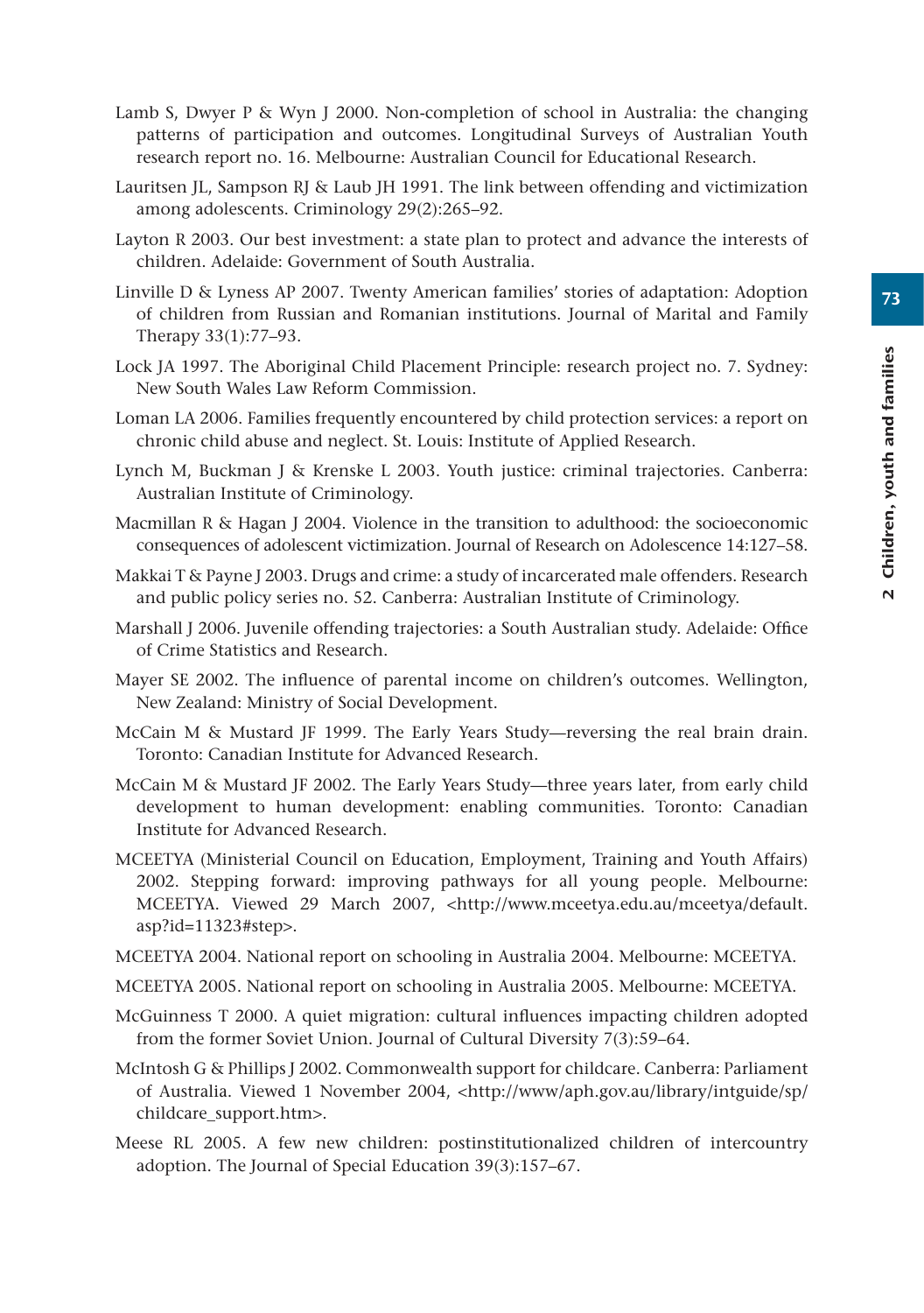Lamb S, Dwyer P & Wyn J 2000. Non-completion of school in Australia: the changing patterns of participation and outcomes. Longitudinal Surveys of Australian Youth research report no. 16. Melbourne: Australian Council for Educational Research.

Lauritsen JL, Sampson RJ & Laub JH 1991. The link between offending and victimization among adolescents. Criminology 29(2):265–92.

Layton R 2003. Our best investment: a state plan to protect and advance the interests of children. Adelaide: Government of South Australia.

Linville D & Lyness AP 2007. Twenty American families' stories of adaptation: Adoption of children from Russian and Romanian institutions. Journal of Marital and Family Therapy 33(1):77–93.

Lock JA 1997. The Aboriginal Child Placement Principle: research project no. 7. Sydney: New South Wales Law Reform Commission.

Loman LA 2006. Families frequently encountered by child protection services: a report on chronic child abuse and neglect. St. Louis: Institute of Applied Research.

Lynch M, Buckman J & Krenske L 2003. Youth justice: criminal trajectories. Canberra: Australian Institute of Criminology.

Macmillan R & Hagan J 2004. Violence in the transition to adulthood: the socioeconomic consequences of adolescent victimization. Journal of Research on Adolescence 14:127–58.

Makkai T & Payne J 2003. Drugs and crime: a study of incarcerated male offenders. Research and public policy series no. 52. Canberra: Australian Institute of Criminology.

Marshall J 2006. Juvenile offending trajectories: a South Australian study. Adelaide: Office of Crime Statistics and Research.

Mayer SE 2002. The influence of parental income on children's outcomes. Wellington, New Zealand: Ministry of Social Development.

McCain M & Mustard JF 1999. The Early Years Study—reversing the real brain drain. Toronto: Canadian Institute for Advanced Research.

McCain M & Mustard JF 2002. The Early Years Study—three years later, from early child development to human development: enabling communities. Toronto: Canadian Institute for Advanced Research.

MCEETYA (Ministerial Council on Education, Employment, Training and Youth Affairs) 2002. Stepping forward: improving pathways for all young people. Melbourne: MCEETYA. Viewed 29 March 2007, <http://www.mceetya.edu.au/mceetya/default.asp?id=11323#step>.

MCEETYA 2004. National report on schooling in Australia 2004. Melbourne: MCEETYA.

MCEETYA 2005. National report on schooling in Australia 2005. Melbourne: MCEETYA.

McGuinness T 2000. A quiet migration: cultural influences impacting children adopted from the former Soviet Union. Journal of Cultural Diversity 7(3):59–64.

McIntosh G & Phillips J 2002. Commonwealth support for childcare. Canberra: Parliament of Australia. Viewed 1 November 2004, <http://www/aph.gov.au/library/intguide/sp/childcare_support.htm>.

Meese RL 2005. A few new children: postinstitutionalized children of intercountry adoption. The Journal of Special Education 39(3):157–67.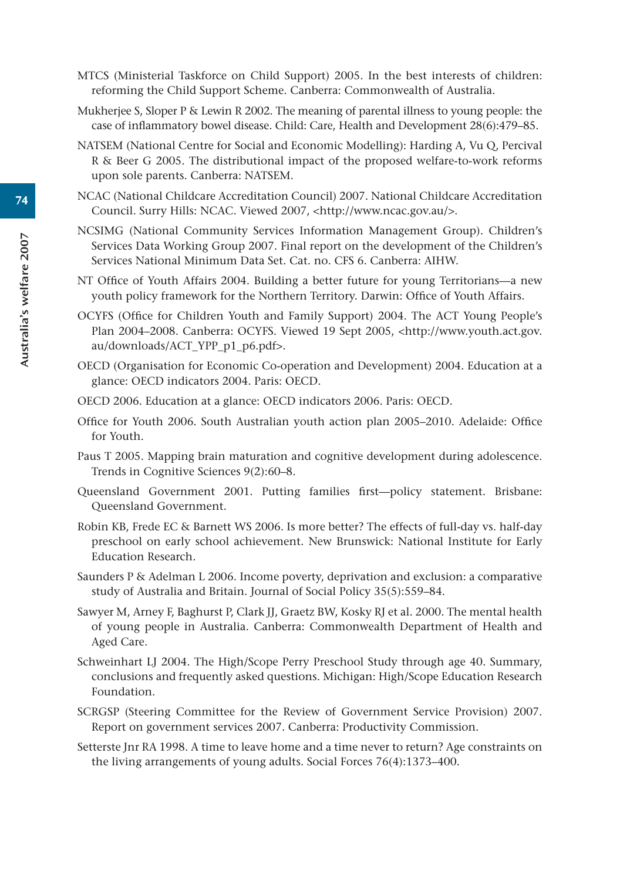MTCS (Ministerial Taskforce on Child Support) 2005. In the best interests of children: reforming the Child Support Scheme. Canberra: Commonwealth of Australia.

Mukherjee S, Sloper P & Lewin R 2002. The meaning of parental illness to young people: the case of inflammatory bowel disease. Child: Care, Health and Development 28(6):479–85.

NATSEM (National Centre for Social and Economic Modelling): Harding A, Vu Q, Percival R & Beer G 2005. The distributional impact of the proposed welfare-to-work reforms upon sole parents. Canberra: NATSEM.

NCAC (National Childcare Accreditation Council) 2007. National Childcare Accreditation Council. Surry Hills: NCAC. Viewed 2007, <http://www.ncac.gov.au/>.

NCSIMG (National Community Services Information Management Group). Children's Services Data Working Group 2007. Final report on the development of the Children's Services National Minimum Data Set. Cat. no. CFS 6. Canberra: AIHW.

NT Office of Youth Affairs 2004. Building a better future for young Territorians—a new youth policy framework for the Northern Territory. Darwin: Office of Youth Affairs.

OCYFS (Office for Children Youth and Family Support) 2004. The ACT Young People's Plan 2004–2008. Canberra: OCYFS. Viewed 19 Sept 2005, <http://www.youth.act.gov.au/downloads/ACT_YPP_p1_p6.pdf>.

OECD (Organisation for Economic Co-operation and Development) 2004. Education at a glance: OECD indicators 2004. Paris: OECD.

OECD 2006. Education at a glance: OECD indicators 2006. Paris: OECD.

Office for Youth 2006. South Australian youth action plan 2005–2010. Adelaide: Office for Youth.

Paus T 2005. Mapping brain maturation and cognitive development during adolescence. Trends in Cognitive Sciences 9(2):60–8.

Queensland Government 2001. Putting families first—policy statement. Brisbane: Queensland Government.

Robin KB, Frede EC & Barnett WS 2006. Is more better? The effects of full-day vs. half-day preschool on early school achievement. New Brunswick: National Institute for Early Education Research.

Saunders P & Adelman L 2006. Income poverty, deprivation and exclusion: a comparative study of Australia and Britain. Journal of Social Policy 35(5):559–84.

Sawyer M, Arney F, Baghurst P, Clark JJ, Graetz BW, Kosky RJ et al. 2000. The mental health of young people in Australia. Canberra: Commonwealth Department of Health and Aged Care.

Schweinhart LJ 2004. The High/Scope Perry Preschool Study through age 40. Summary, conclusions and frequently asked questions. Michigan: High/Scope Education Research Foundation.

SCRGSP (Steering Committee for the Review of Government Service Provision) 2007. Report on government services 2007. Canberra: Productivity Commission.

Setterste Jnr RA 1998. A time to leave home and a time never to return? Age constraints on the living arrangements of young adults. Social Forces 76(4):1373–400.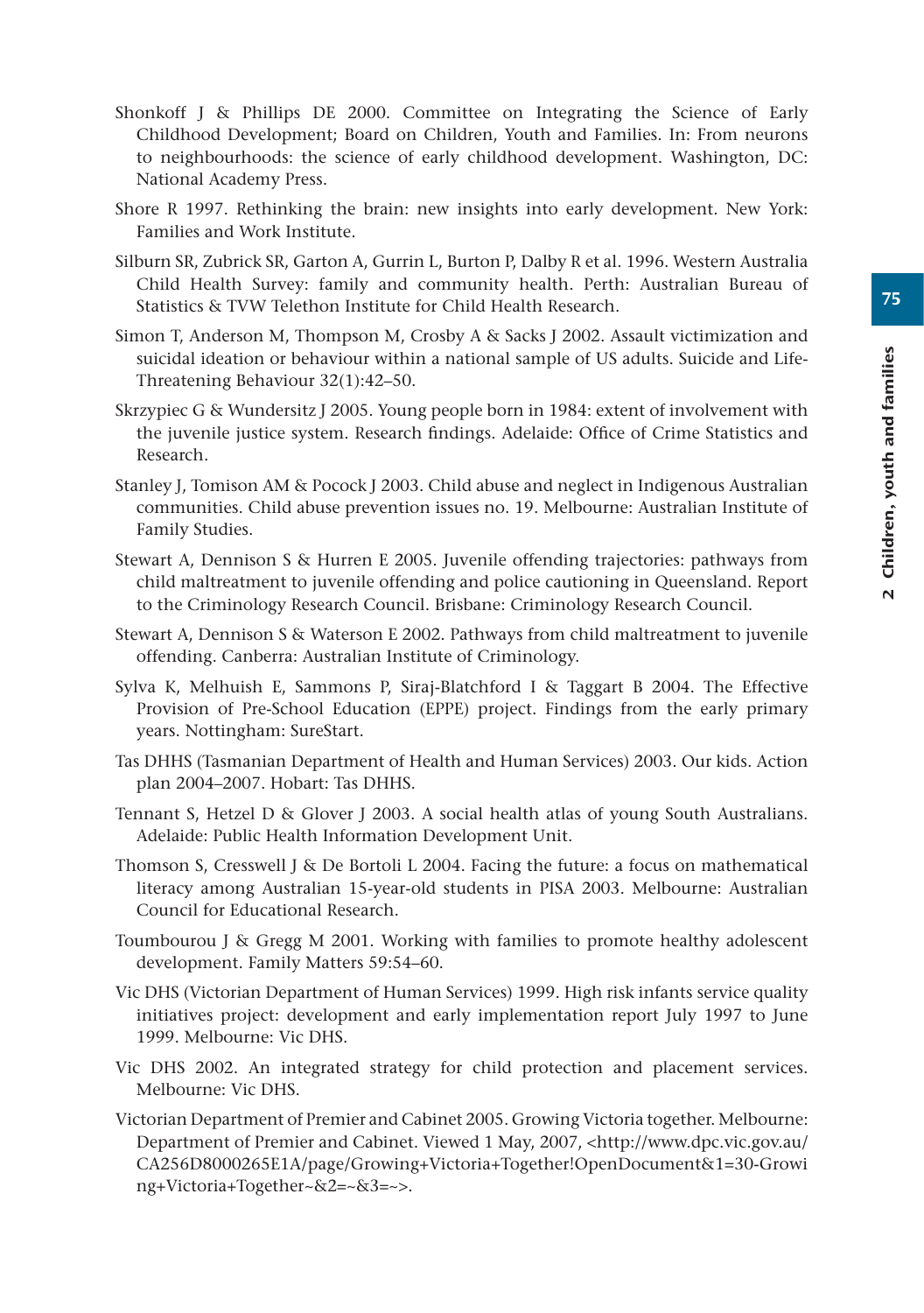Shonkoff J & Phillips DE 2000. Committee on Integrating the Science of Early Childhood Development; Board on Children, Youth and Families. In: From neurons to neighbourhoods: the science of early childhood development. Washington, DC: National Academy Press.

Shore R 1997. Rethinking the brain: new insights into early development. New York: Families and Work Institute.

Silburn SR, Zubrick SR, Garton A, Gurrin L, Burton P, Dalby R et al. 1996. Western Australia Child Health Survey: family and community health. Perth: Australian Bureau of Statistics & TVW Telethon Institute for Child Health Research.

Simon T, Anderson M, Thompson M, Crosby A & Sacks J 2002. Assault victimization and suicidal ideation or behaviour within a national sample of US adults. Suicide and Life-Threatening Behaviour 32(1):42–50.

Skrzypiec G & Wundersitz J 2005. Young people born in 1984: extent of involvement with the juvenile justice system. Research findings. Adelaide: Office of Crime Statistics and Research.

Stanley J, Tomison AM & Pocock J 2003. Child abuse and neglect in Indigenous Australian communities. Child abuse prevention issues no. 19. Melbourne: Australian Institute of Family Studies.

Stewart A, Dennison S & Hurren E 2005. Juvenile offending trajectories: pathways from child maltreatment to juvenile offending and police cautioning in Queensland. Report to the Criminology Research Council. Brisbane: Criminology Research Council.

Stewart A, Dennison S & Waterson E 2002. Pathways from child maltreatment to juvenile offending. Canberra: Australian Institute of Criminology.

Sylva K, Melhuish E, Sammons P, Siraj-Blatchford I & Taggart B 2004. The Effective Provision of Pre-School Education (EPPE) project. Findings from the early primary years. Nottingham: SureStart.

Tas DHHS (Tasmanian Department of Health and Human Services) 2003. Our kids. Action plan 2004–2007. Hobart: Tas DHHS.

Tennant S, Hetzel D & Glover J 2003. A social health atlas of young South Australians. Adelaide: Public Health Information Development Unit.

Thomson S, Cresswell J & De Bortoli L 2004. Facing the future: a focus on mathematical literacy among Australian 15-year-old students in PISA 2003. Melbourne: Australian Council for Educational Research.

Toumbourou J & Gregg M 2001. Working with families to promote healthy adolescent development. Family Matters 59:54–60.

Vic DHS (Victorian Department of Human Services) 1999. High risk infants service quality initiatives project: development and early implementation report July 1997 to June 1999. Melbourne: Vic DHS.

Vic DHS 2002. An integrated strategy for child protection and placement services. Melbourne: Vic DHS.

Victorian Department of Premier and Cabinet 2005. Growing Victoria together. Melbourne: Department of Premier and Cabinet. Viewed 1 May, 2007, <http://www.dpc.vic.gov.au/CA256D8000265E1A/page/Growing+Victoria+Together!OpenDocument&1=30-Growing+Victoria+Together~&2=~&3=~>.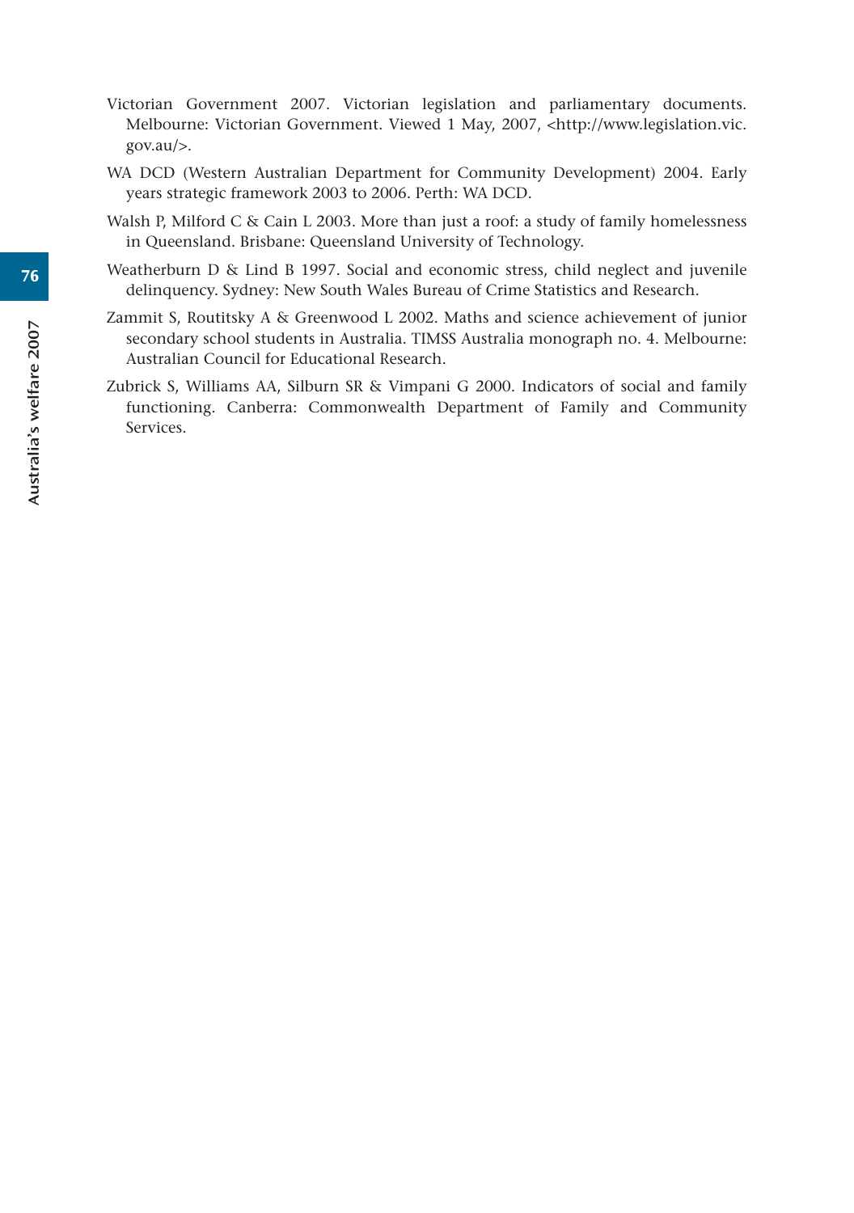Victorian Government 2007. Victorian legislation and parliamentary documents. Melbourne: Victorian Government. Viewed 1 May, 2007, <http://www.legislation.vic.gov.au/>.

WA DCD (Western Australian Department for Community Development) 2004. Early years strategic framework 2003 to 2006. Perth: WA DCD.

Walsh P, Milford C & Cain L 2003. More than just a roof: a study of family homelessness in Queensland. Brisbane: Queensland University of Technology.

Weatherburn D & Lind B 1997. Social and economic stress, child neglect and juvenile delinquency. Sydney: New South Wales Bureau of Crime Statistics and Research.

Zammit S, Routitsky A & Greenwood L 2002. Maths and science achievement of junior secondary school students in Australia. TIMSS Australia monograph no. 4. Melbourne: Australian Council for Educational Research.

Zubrick S, Williams AA, Silburn SR & Vimpani G 2000. Indicators of social and family functioning. Canberra: Commonwealth Department of Family and Community Services.